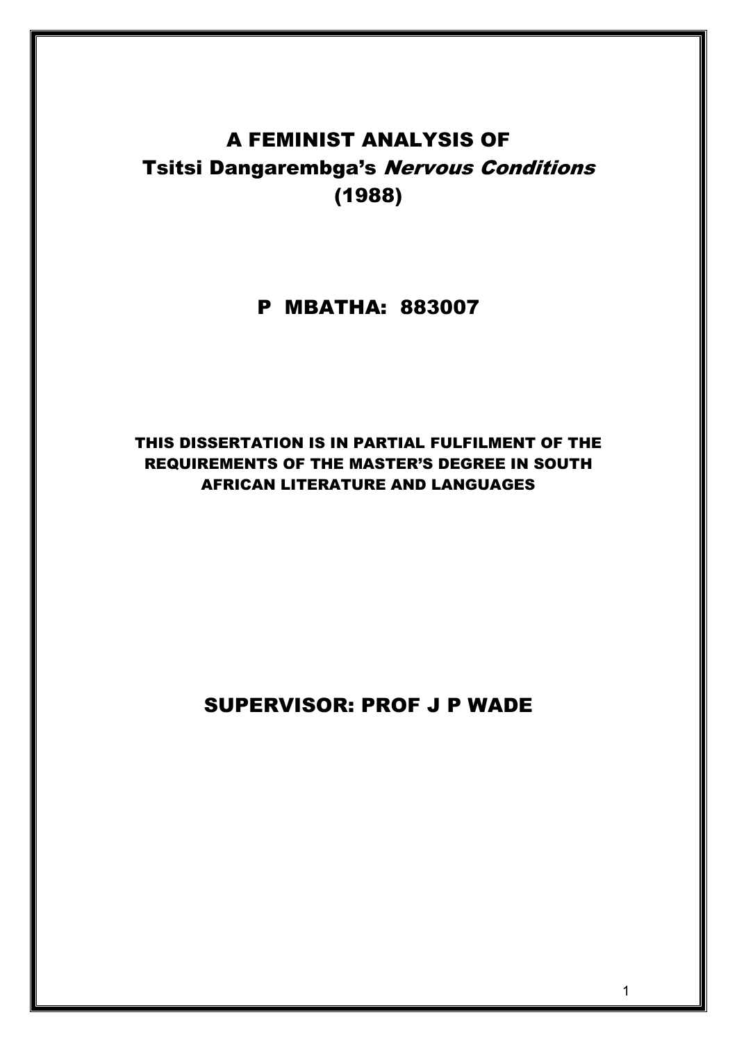# A FEMINIST ANALYSIS OF Tsitsi Dangarembga's *Nervous Conditions* (1988)

## P MBATHA: 883007

**THIS DISSERTATION IS IN PARTIAL FULFILMENT OF THE REQUIREMENTS OF THE MASTER'S DEGREE IN SOUTH AFRICAN LITERATURE AND LANGUAGES**

## SUPERVISOR: PROF J P WADE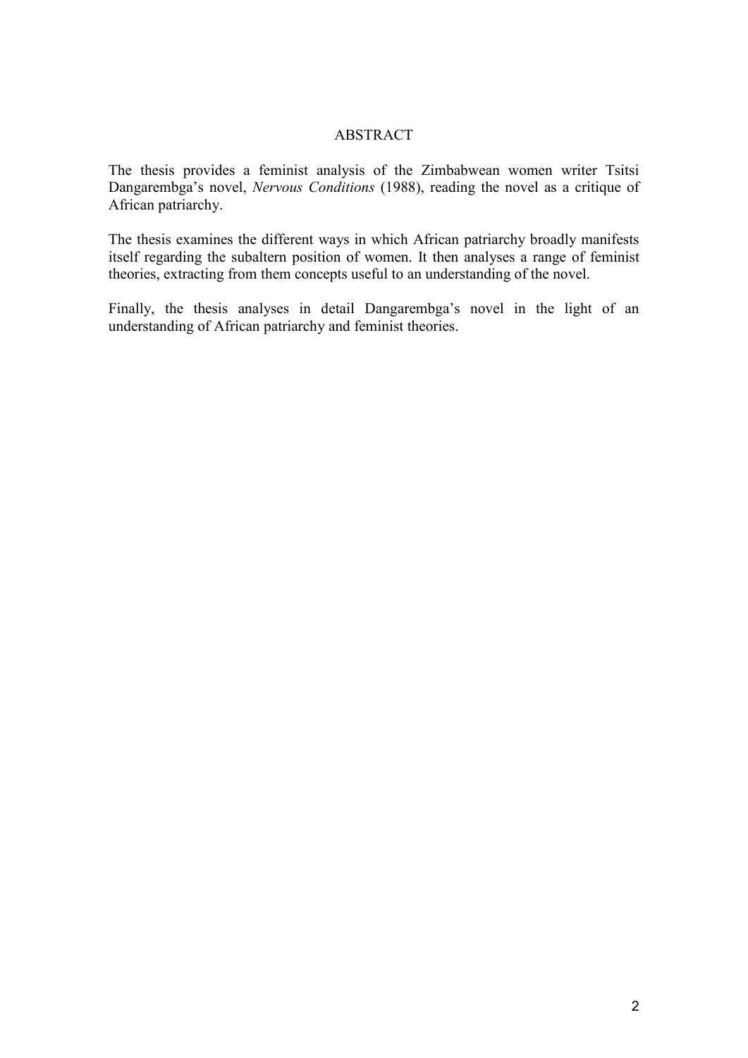## ABSTRACT

The thesis provides a feminist analysis of the Zimbabwean women writer Tsitsi Dangarembga's novel, *Nervous Conditions* (1988), reading the novel as a critique of African patriarchy.

The thesis examines the different ways in which African patriarchy broadly manifests itself regarding the subaltern position of women. It then analyses a range of feminist theories, extracting from them concepts useful to an understanding of the novel.

Finally, the thesis analyses in detail Dangarembga's novel in the light of an understanding of African patriarchy and feminist theories.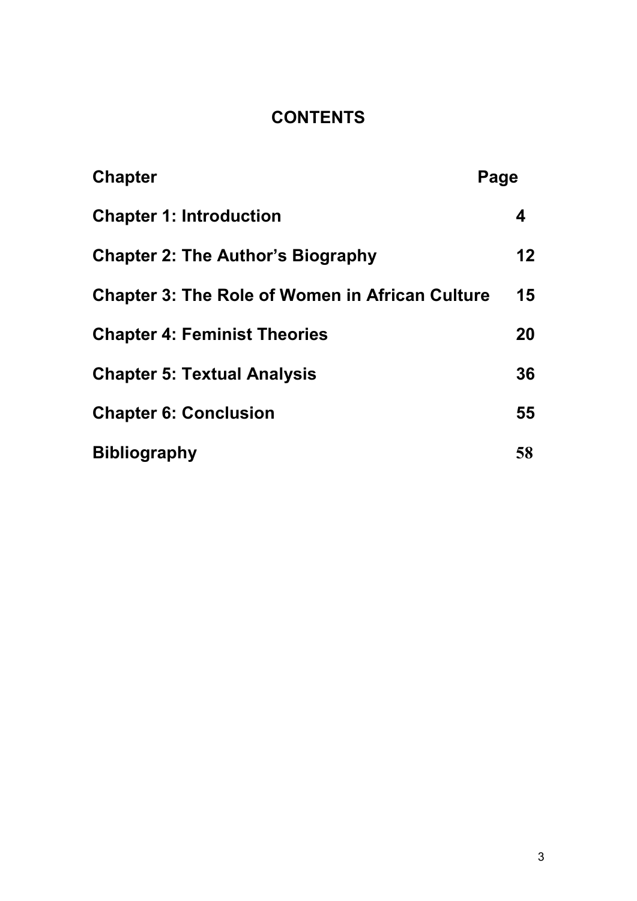# CONTENTS

| Chapter | Page |
|---|---|
| **Chapter 1: Introduction** | **4** |
| **Chapter 2: The Author's Biography** | **12** |
| **Chapter 3: The Role of Women in African Culture** | **15** |
| **Chapter 4: Feminist Theories** | **20** |
| **Chapter 5: Textual Analysis** | **36** |
| **Chapter 6: Conclusion** | **55** |
| **Bibliography** | **58** |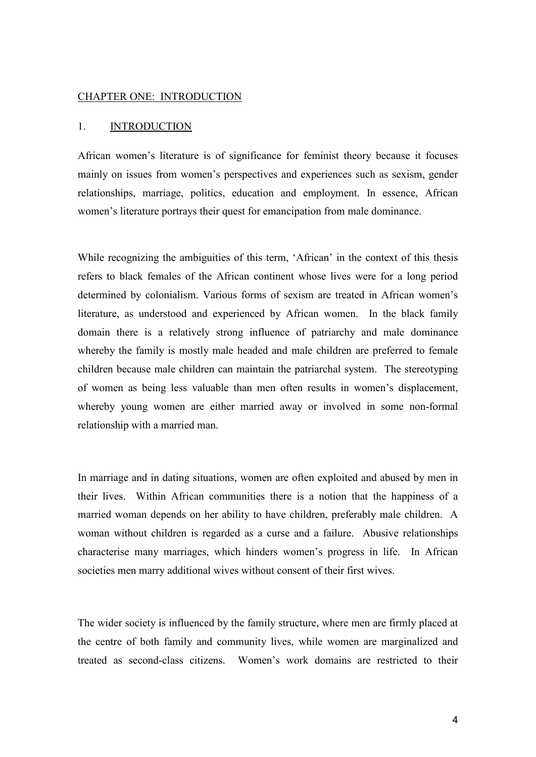# CHAPTER ONE: INTRODUCTION

## 1. INTRODUCTION

African women's literature is of significance for feminist theory because it focuses mainly on issues from women's perspectives and experiences such as sexism, gender relationships, marriage, politics, education and employment. In essence, African women's literature portrays their quest for emancipation from male dominance.

While recognizing the ambiguities of this term, 'African' in the context of this thesis refers to black females of the African continent whose lives were for a long period determined by colonialism. Various forms of sexism are treated in African women's literature, as understood and experienced by African women. In the black family domain there is a relatively strong influence of patriarchy and male dominance whereby the family is mostly male headed and male children are preferred to female children because male children can maintain the patriarchal system. The stereotyping of women as being less valuable than men often results in women's displacement, whereby young women are either married away or involved in some non-formal relationship with a married man.

In marriage and in dating situations, women are often exploited and abused by men in their lives. Within African communities there is a notion that the happiness of a married woman depends on her ability to have children, preferably male children. A woman without children is regarded as a curse and a failure. Abusive relationships characterise many marriages, which hinders women's progress in life. In African societies men marry additional wives without consent of their first wives.

The wider society is influenced by the family structure, where men are firmly placed at the centre of both family and community lives, while women are marginalized and treated as second-class citizens. Women's work domains are restricted to their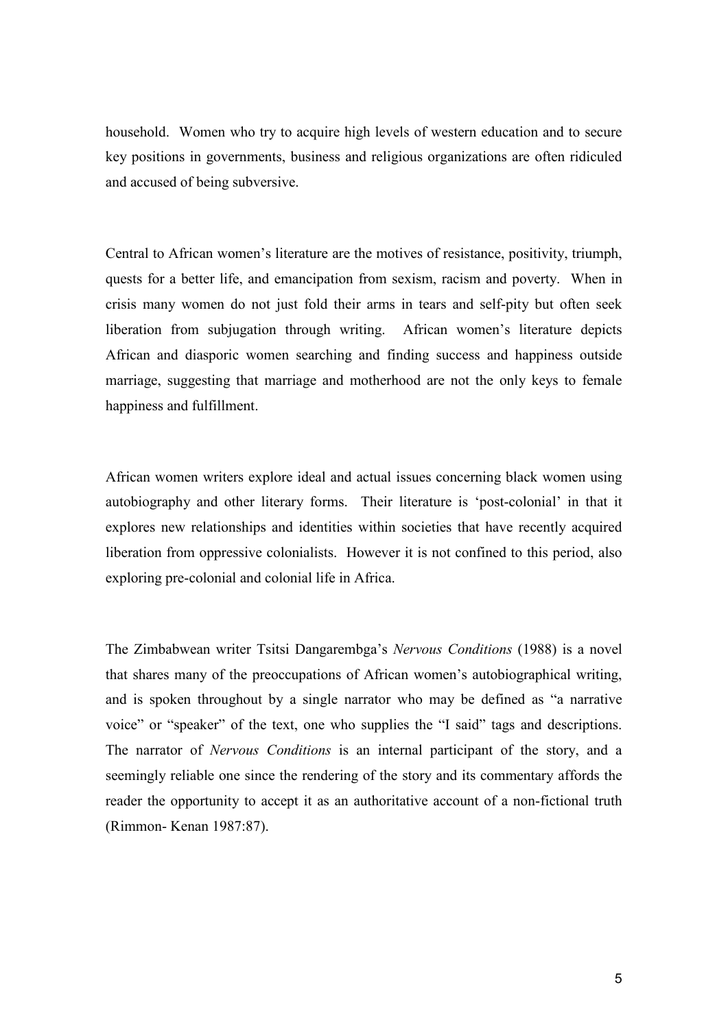household. Women who try to acquire high levels of western education and to secure key positions in governments, business and religious organizations are often ridiculed and accused of being subversive.

Central to African women's literature are the motives of resistance, positivity, triumph, quests for a better life, and emancipation from sexism, racism and poverty. When in crisis many women do not just fold their arms in tears and self-pity but often seek liberation from subjugation through writing. African women's literature depicts African and diasporic women searching and finding success and happiness outside marriage, suggesting that marriage and motherhood are not the only keys to female happiness and fulfillment.

African women writers explore ideal and actual issues concerning black women using autobiography and other literary forms. Their literature is 'post-colonial' in that it explores new relationships and identities within societies that have recently acquired liberation from oppressive colonialists. However it is not confined to this period, also exploring pre-colonial and colonial life in Africa.

The Zimbabwean writer Tsitsi Dangarembga's *Nervous Conditions* (1988) is a novel that shares many of the preoccupations of African women's autobiographical writing, and is spoken throughout by a single narrator who may be defined as "a narrative voice" or "speaker" of the text, one who supplies the "I said" tags and descriptions. The narrator of *Nervous Conditions* is an internal participant of the story, and a seemingly reliable one since the rendering of the story and its commentary affords the reader the opportunity to accept it as an authoritative account of a non-fictional truth (Rimmon- Kenan 1987:87).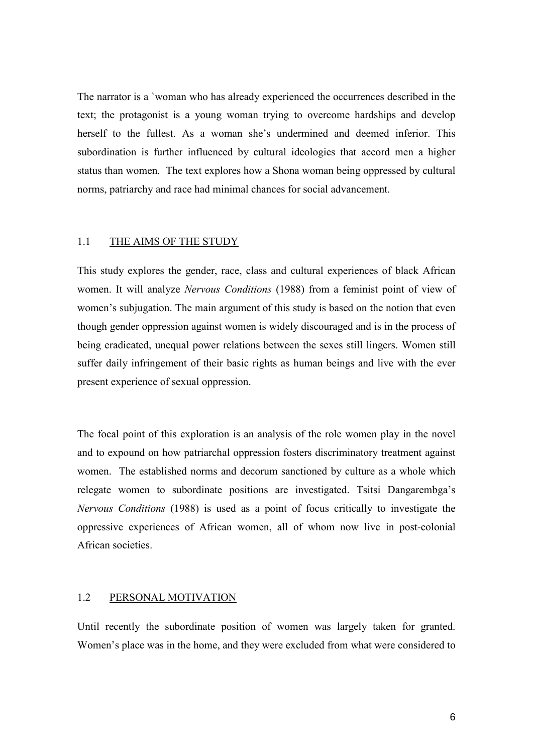The narrator is a `woman who has already experienced the occurrences described in the text; the protagonist is a young woman trying to overcome hardships and develop herself to the fullest. As a woman she's undermined and deemed inferior. This subordination is further influenced by cultural ideologies that accord men a higher status than women. The text explores how a Shona woman being oppressed by cultural norms, patriarchy and race had minimal chances for social advancement.

## 1.1 THE AIMS OF THE STUDY

This study explores the gender, race, class and cultural experiences of black African women. It will analyze *Nervous Conditions* (1988) from a feminist point of view of women's subjugation. The main argument of this study is based on the notion that even though gender oppression against women is widely discouraged and is in the process of being eradicated, unequal power relations between the sexes still lingers. Women still suffer daily infringement of their basic rights as human beings and live with the ever present experience of sexual oppression.

The focal point of this exploration is an analysis of the role women play in the novel and to expound on how patriarchal oppression fosters discriminatory treatment against women. The established norms and decorum sanctioned by culture as a whole which relegate women to subordinate positions are investigated. Tsitsi Dangarembga's *Nervous Conditions* (1988) is used as a point of focus critically to investigate the oppressive experiences of African women, all of whom now live in post-colonial African societies.

## 1.2 PERSONAL MOTIVATION

Until recently the subordinate position of women was largely taken for granted. Women's place was in the home, and they were excluded from what were considered to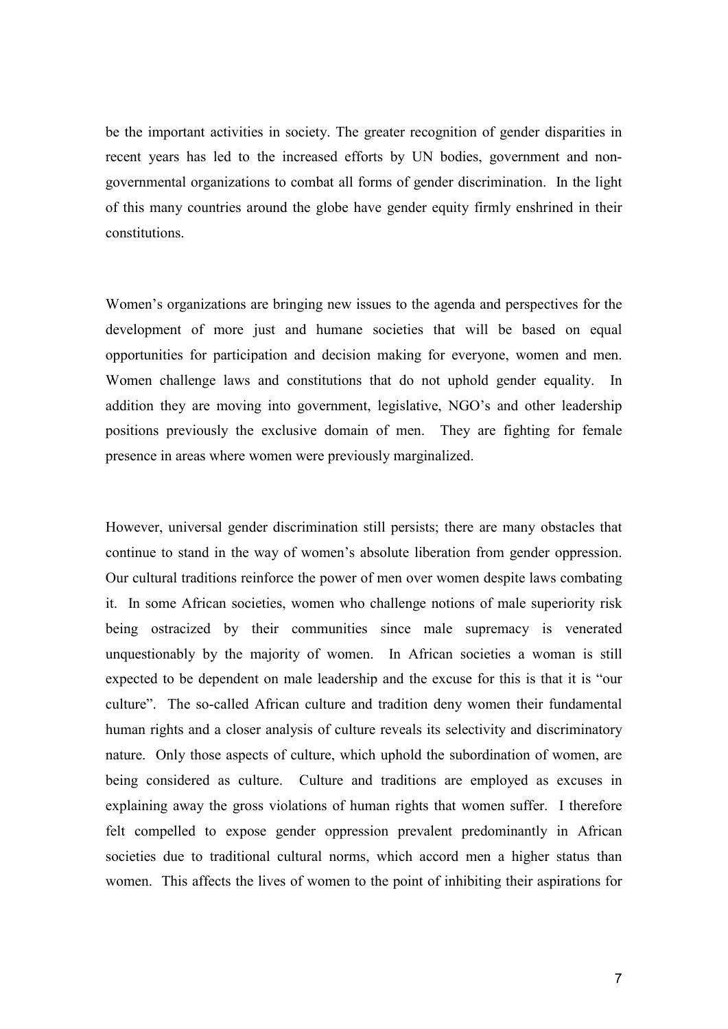be the important activities in society. The greater recognition of gender disparities in recent years has led to the increased efforts by UN bodies, government and non-governmental organizations to combat all forms of gender discrimination. In the light of this many countries around the globe have gender equity firmly enshrined in their constitutions.

Women's organizations are bringing new issues to the agenda and perspectives for the development of more just and humane societies that will be based on equal opportunities for participation and decision making for everyone, women and men. Women challenge laws and constitutions that do not uphold gender equality. In addition they are moving into government, legislative, NGO's and other leadership positions previously the exclusive domain of men. They are fighting for female presence in areas where women were previously marginalized.

However, universal gender discrimination still persists; there are many obstacles that continue to stand in the way of women's absolute liberation from gender oppression. Our cultural traditions reinforce the power of men over women despite laws combating it. In some African societies, women who challenge notions of male superiority risk being ostracized by their communities since male supremacy is venerated unquestionably by the majority of women. In African societies a woman is still expected to be dependent on male leadership and the excuse for this is that it is "our culture". The so-called African culture and tradition deny women their fundamental human rights and a closer analysis of culture reveals its selectivity and discriminatory nature. Only those aspects of culture, which uphold the subordination of women, are being considered as culture. Culture and traditions are employed as excuses in explaining away the gross violations of human rights that women suffer. I therefore felt compelled to expose gender oppression prevalent predominantly in African societies due to traditional cultural norms, which accord men a higher status than women. This affects the lives of women to the point of inhibiting their aspirations for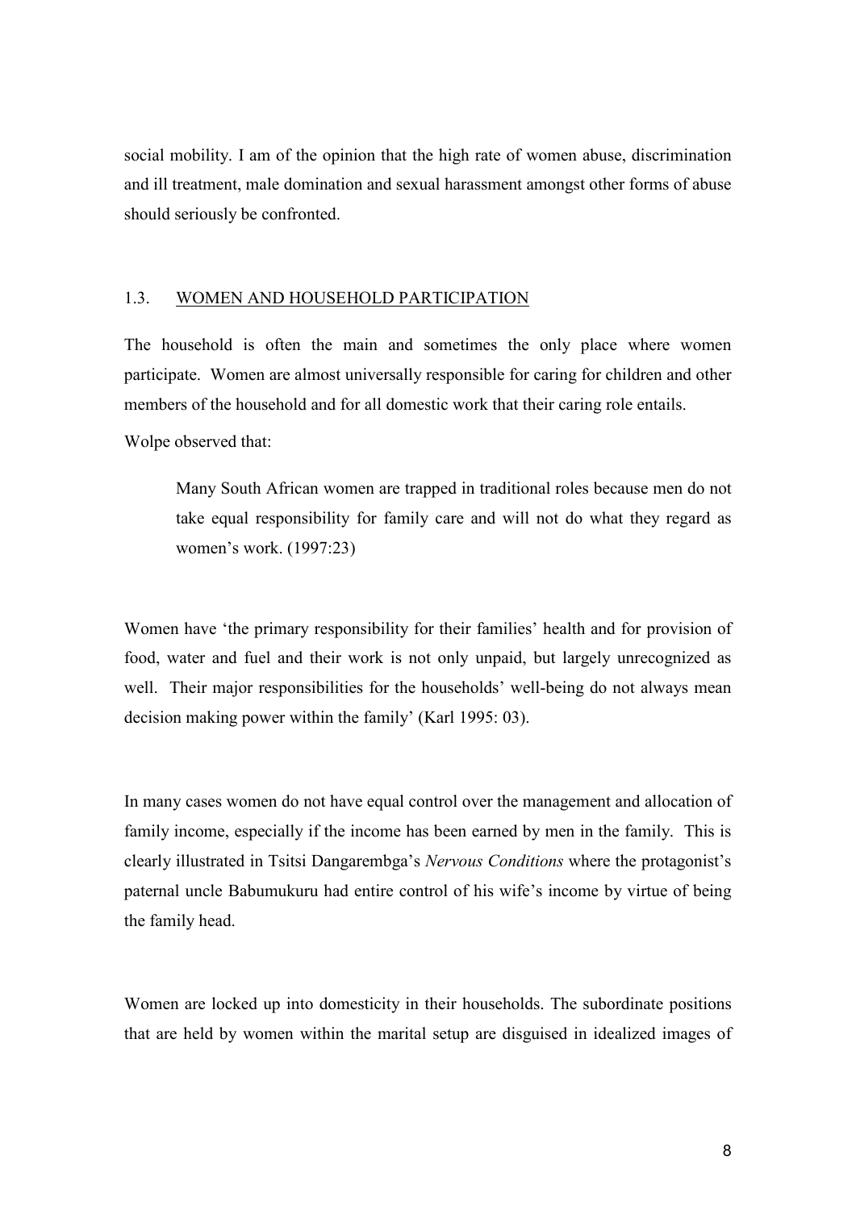social mobility. I am of the opinion that the high rate of women abuse, discrimination and ill treatment, male domination and sexual harassment amongst other forms of abuse should seriously be confronted.

## 1.3. WOMEN AND HOUSEHOLD PARTICIPATION

The household is often the main and sometimes the only place where women participate. Women are almost universally responsible for caring for children and other members of the household and for all domestic work that their caring role entails.

Wolpe observed that:

> Many South African women are trapped in traditional roles because men do not take equal responsibility for family care and will not do what they regard as women's work. (1997:23)

Women have 'the primary responsibility for their families' health and for provision of food, water and fuel and their work is not only unpaid, but largely unrecognized as well. Their major responsibilities for the households' well-being do not always mean decision making power within the family' (Karl 1995: 03).

In many cases women do not have equal control over the management and allocation of family income, especially if the income has been earned by men in the family. This is clearly illustrated in Tsitsi Dangarembga's *Nervous Conditions* where the protagonist's paternal uncle Babumukuru had entire control of his wife's income by virtue of being the family head.

Women are locked up into domesticity in their households. The subordinate positions that are held by women within the marital setup are disguised in idealized images of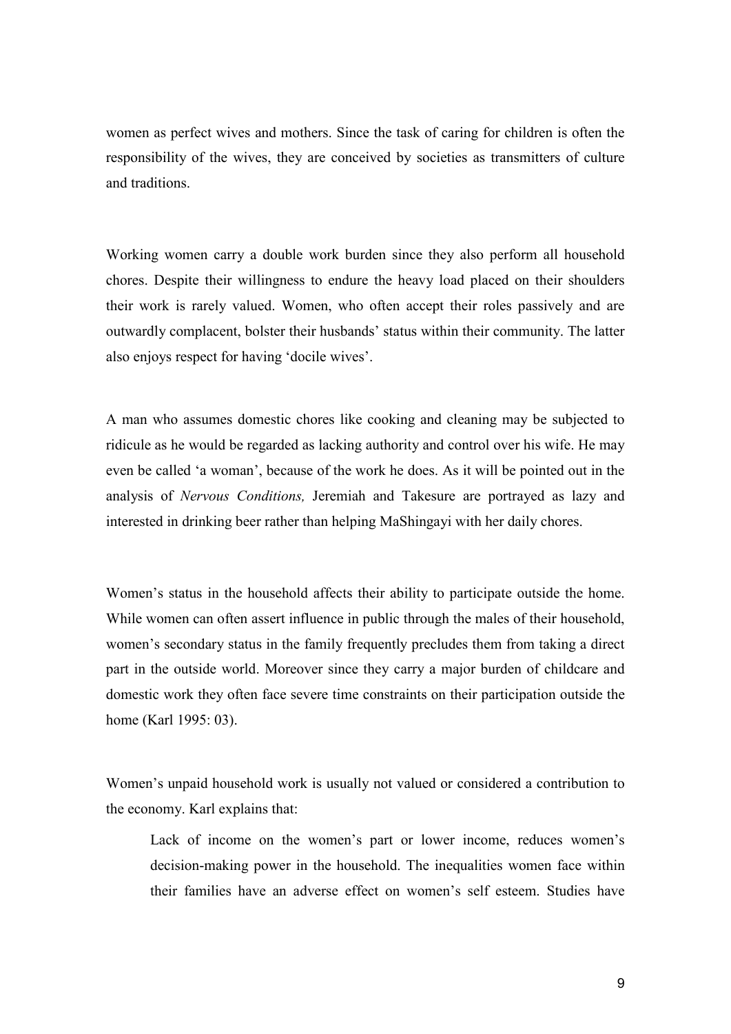women as perfect wives and mothers. Since the task of caring for children is often the responsibility of the wives, they are conceived by societies as transmitters of culture and traditions.

Working women carry a double work burden since they also perform all household chores. Despite their willingness to endure the heavy load placed on their shoulders their work is rarely valued. Women, who often accept their roles passively and are outwardly complacent, bolster their husbands' status within their community. The latter also enjoys respect for having 'docile wives'.

A man who assumes domestic chores like cooking and cleaning may be subjected to ridicule as he would be regarded as lacking authority and control over his wife. He may even be called 'a woman', because of the work he does. As it will be pointed out in the analysis of *Nervous Conditions,* Jeremiah and Takesure are portrayed as lazy and interested in drinking beer rather than helping MaShingayi with her daily chores.

Women's status in the household affects their ability to participate outside the home. While women can often assert influence in public through the males of their household, women's secondary status in the family frequently precludes them from taking a direct part in the outside world. Moreover since they carry a major burden of childcare and domestic work they often face severe time constraints on their participation outside the home (Karl 1995: 03).

Women's unpaid household work is usually not valued or considered a contribution to the economy. Karl explains that:

> Lack of income on the women's part or lower income, reduces women's decision-making power in the household. The inequalities women face within their families have an adverse effect on women's self esteem. Studies have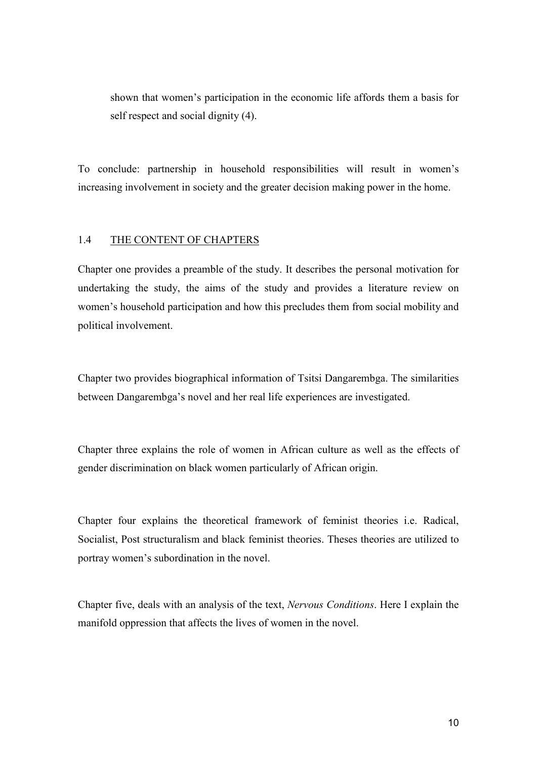shown that women's participation in the economic life affords them a basis for self respect and social dignity (4).

To conclude: partnership in household responsibilities will result in women's increasing involvement in society and the greater decision making power in the home.

## 1.4 THE CONTENT OF CHAPTERS

Chapter one provides a preamble of the study. It describes the personal motivation for undertaking the study, the aims of the study and provides a literature review on women's household participation and how this precludes them from social mobility and political involvement.

Chapter two provides biographical information of Tsitsi Dangarembga. The similarities between Dangarembga's novel and her real life experiences are investigated.

Chapter three explains the role of women in African culture as well as the effects of gender discrimination on black women particularly of African origin.

Chapter four explains the theoretical framework of feminist theories i.e. Radical, Socialist, Post structuralism and black feminist theories. Theses theories are utilized to portray women's subordination in the novel.

Chapter five, deals with an analysis of the text, *Nervous Conditions*. Here I explain the manifold oppression that affects the lives of women in the novel.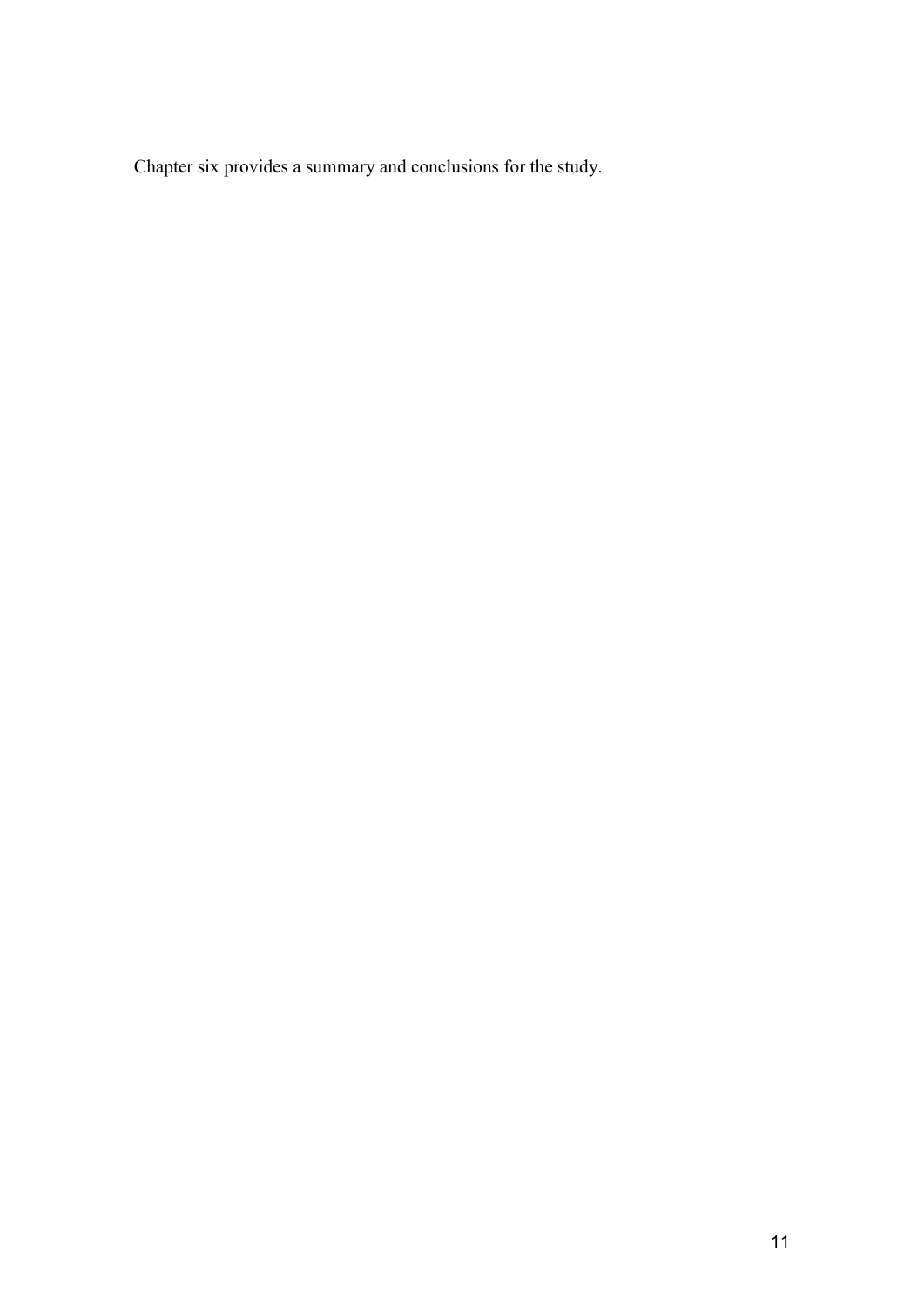Chapter six provides a summary and conclusions for the study.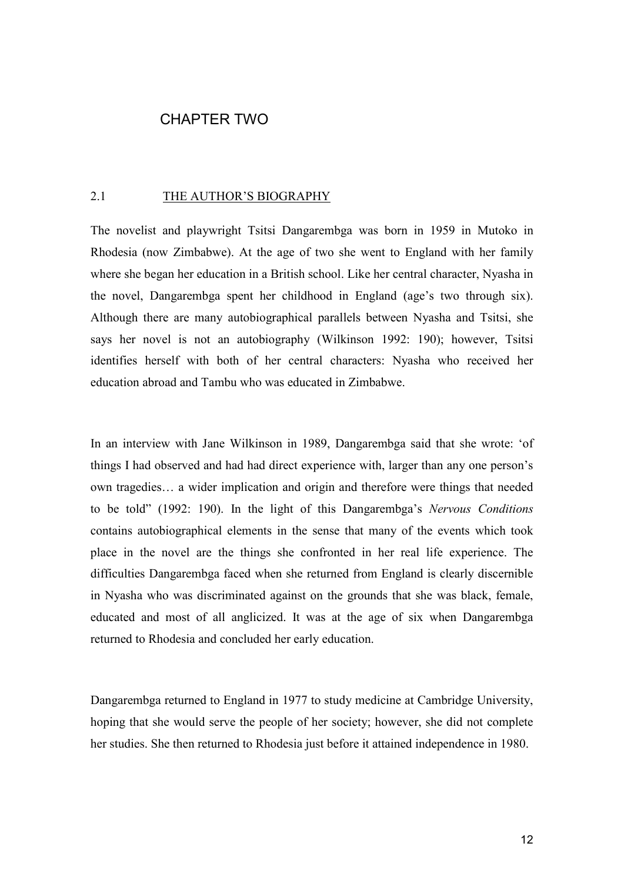# CHAPTER TWO

## 2.1 THE AUTHOR'S BIOGRAPHY

The novelist and playwright Tsitsi Dangarembga was born in 1959 in Mutoko in Rhodesia (now Zimbabwe). At the age of two she went to England with her family where she began her education in a British school. Like her central character, Nyasha in the novel, Dangarembga spent her childhood in England (age's two through six). Although there are many autobiographical parallels between Nyasha and Tsitsi, she says her novel is not an autobiography (Wilkinson 1992: 190); however, Tsitsi identifies herself with both of her central characters: Nyasha who received her education abroad and Tambu who was educated in Zimbabwe.

In an interview with Jane Wilkinson in 1989, Dangarembga said that she wrote: 'of things I had observed and had had direct experience with, larger than any one person's own tragedies… a wider implication and origin and therefore were things that needed to be told" (1992: 190). In the light of this Dangarembga's *Nervous Conditions* contains autobiographical elements in the sense that many of the events which took place in the novel are the things she confronted in her real life experience. The difficulties Dangarembga faced when she returned from England is clearly discernible in Nyasha who was discriminated against on the grounds that she was black, female, educated and most of all anglicized. It was at the age of six when Dangarembga returned to Rhodesia and concluded her early education.

Dangarembga returned to England in 1977 to study medicine at Cambridge University, hoping that she would serve the people of her society; however, she did not complete her studies. She then returned to Rhodesia just before it attained independence in 1980.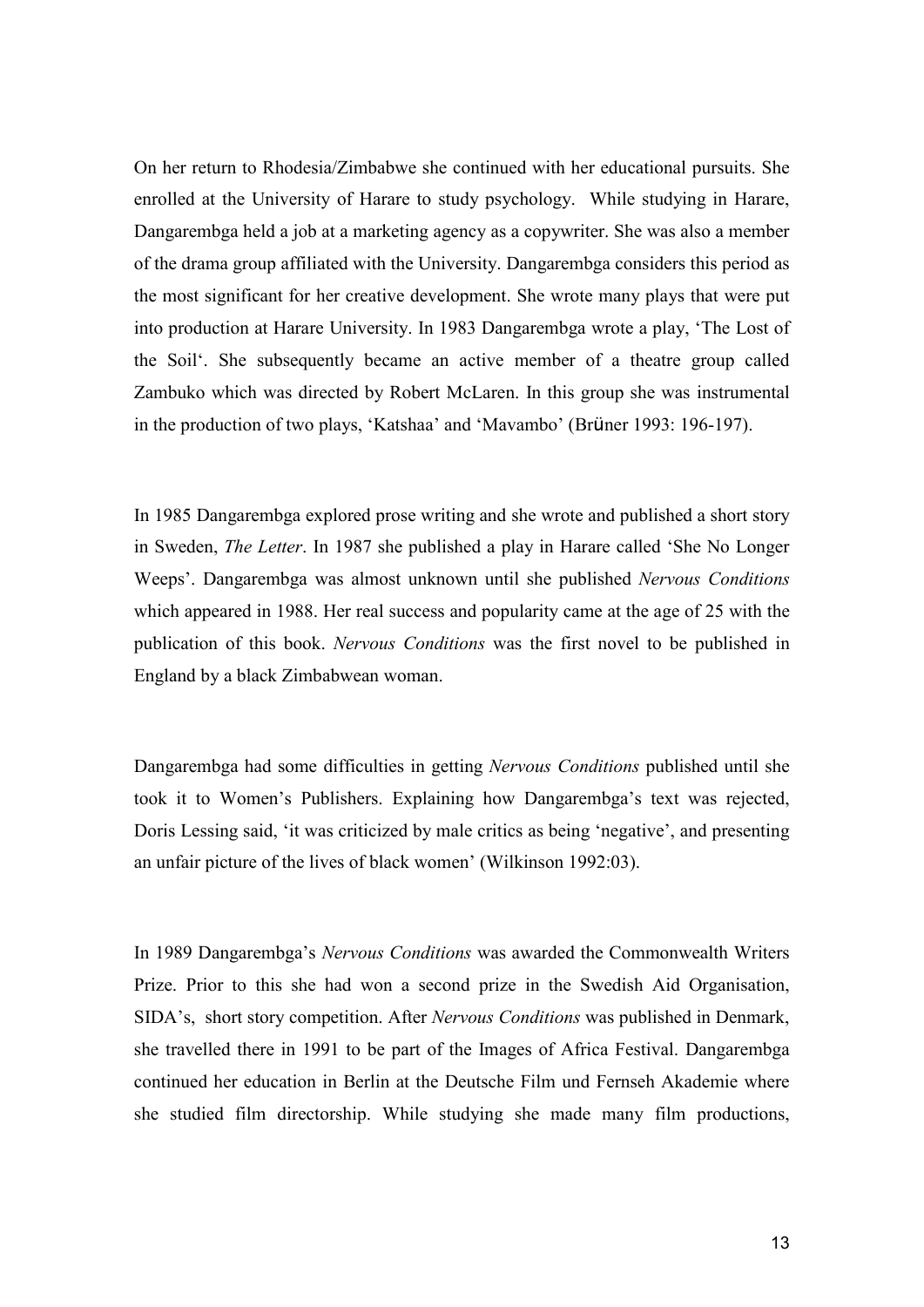On her return to Rhodesia/Zimbabwe she continued with her educational pursuits. She enrolled at the University of Harare to study psychology. While studying in Harare, Dangarembga held a job at a marketing agency as a copywriter. She was also a member of the drama group affiliated with the University. Dangarembga considers this period as the most significant for her creative development. She wrote many plays that were put into production at Harare University. In 1983 Dangarembga wrote a play, 'The Lost of the Soil'. She subsequently became an active member of a theatre group called Zambuko which was directed by Robert McLaren. In this group she was instrumental in the production of two plays, 'Katshaa' and 'Mavambo' (Brüner 1993: 196-197).

In 1985 Dangarembga explored prose writing and she wrote and published a short story in Sweden, *The Letter*. In 1987 she published a play in Harare called 'She No Longer Weeps'. Dangarembga was almost unknown until she published *Nervous Conditions* which appeared in 1988. Her real success and popularity came at the age of 25 with the publication of this book. *Nervous Conditions* was the first novel to be published in England by a black Zimbabwean woman.

Dangarembga had some difficulties in getting *Nervous Conditions* published until she took it to Women's Publishers. Explaining how Dangarembga's text was rejected, Doris Lessing said, 'it was criticized by male critics as being 'negative', and presenting an unfair picture of the lives of black women' (Wilkinson 1992:03).

In 1989 Dangarembga's *Nervous Conditions* was awarded the Commonwealth Writers Prize. Prior to this she had won a second prize in the Swedish Aid Organisation, SIDA's, short story competition. After *Nervous Conditions* was published in Denmark, she travelled there in 1991 to be part of the Images of Africa Festival. Dangarembga continued her education in Berlin at the Deutsche Film und Fernseh Akademie where she studied film directorship. While studying she made many film productions,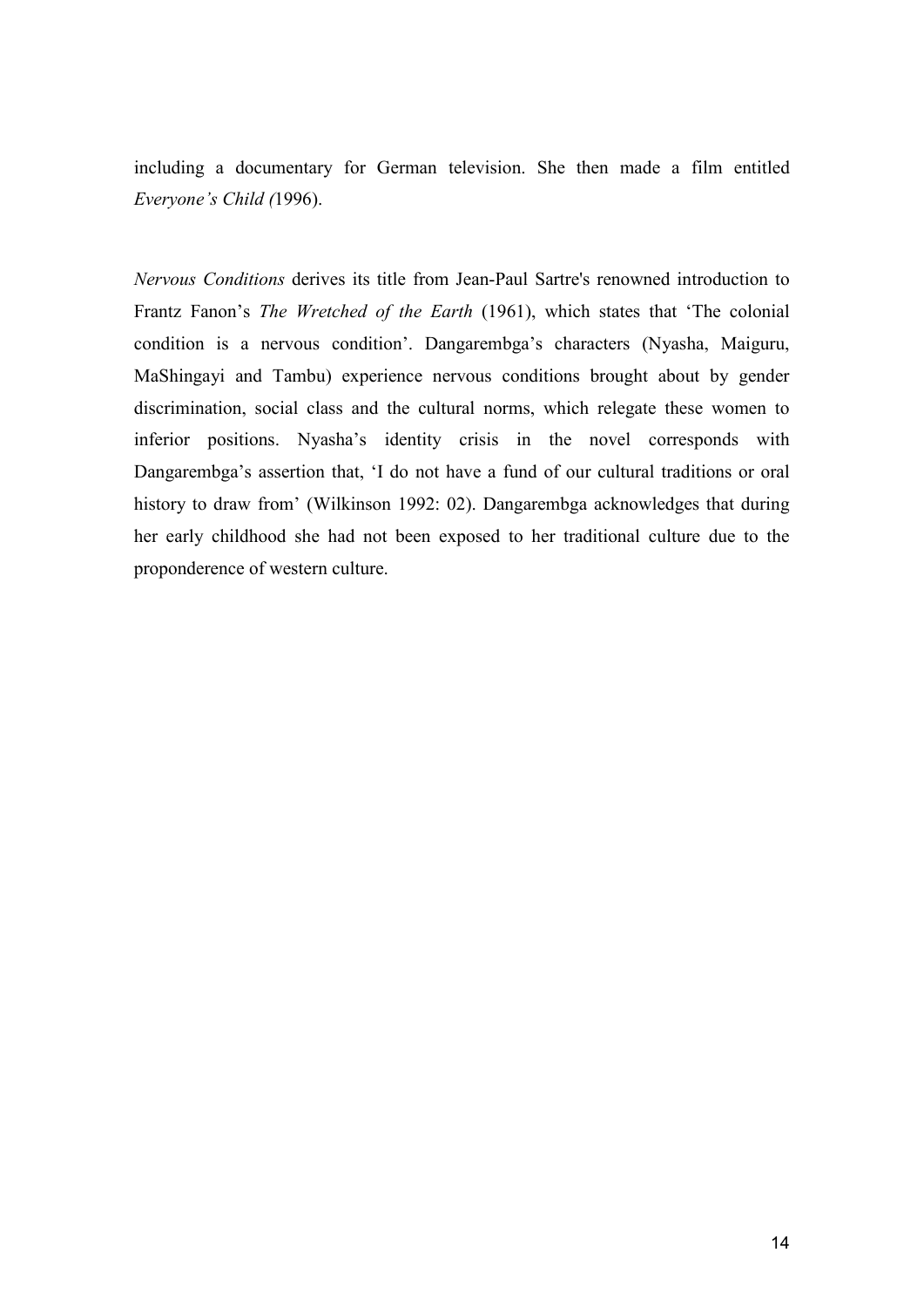including a documentary for German television. She then made a film entitled *Everyone's Child (*1996).

*Nervous Conditions* derives its title from Jean-Paul Sartre's renowned introduction to Frantz Fanon's *The Wretched of the Earth* (1961), which states that 'The colonial condition is a nervous condition'. Dangarembga's characters (Nyasha, Maiguru, MaShingayi and Tambu) experience nervous conditions brought about by gender discrimination, social class and the cultural norms, which relegate these women to inferior positions. Nyasha's identity crisis in the novel corresponds with Dangarembga's assertion that, 'I do not have a fund of our cultural traditions or oral history to draw from' (Wilkinson 1992: 02). Dangarembga acknowledges that during her early childhood she had not been exposed to her traditional culture due to the proponderence of western culture.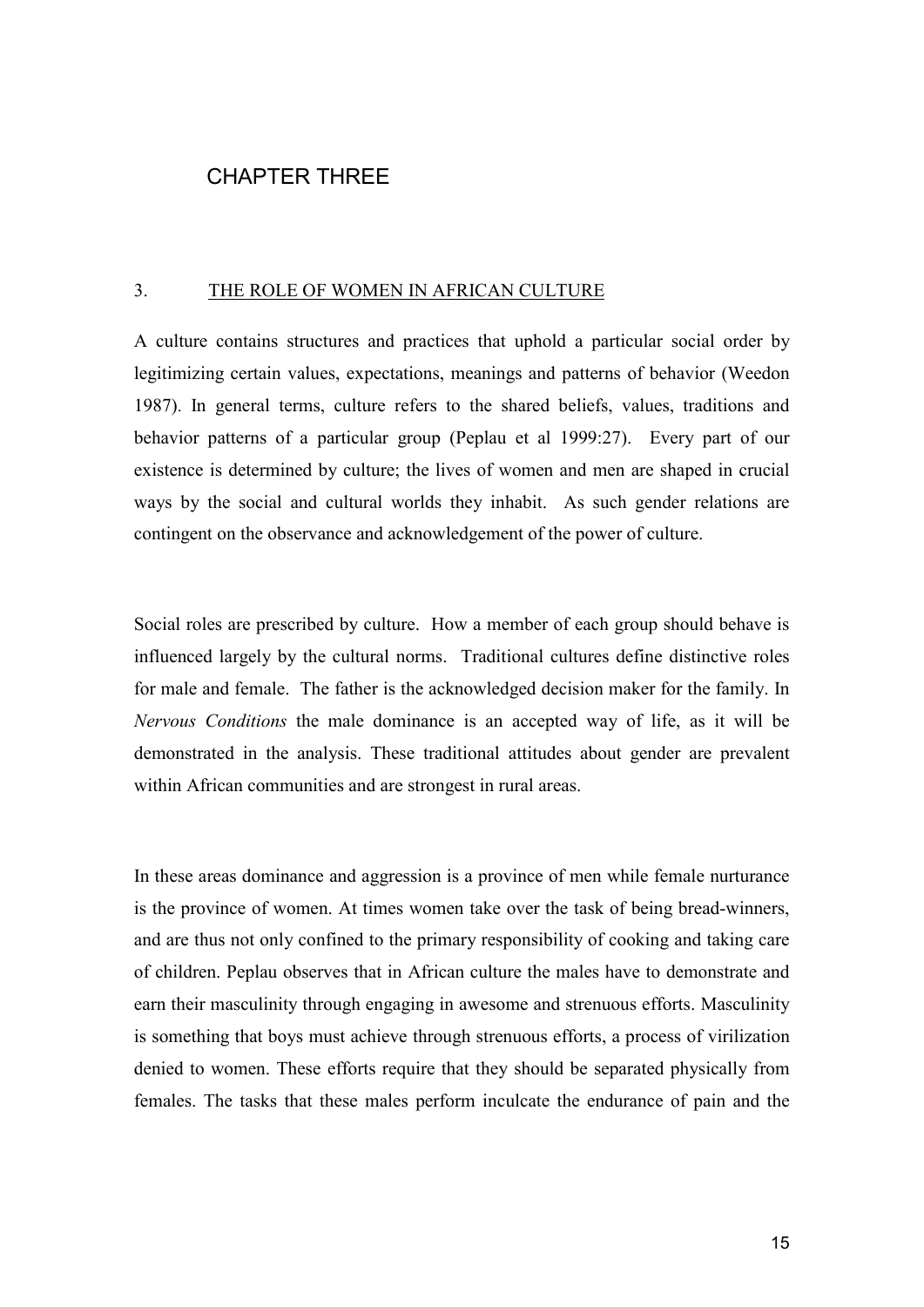# CHAPTER THREE

## 3. THE ROLE OF WOMEN IN AFRICAN CULTURE

A culture contains structures and practices that uphold a particular social order by legitimizing certain values, expectations, meanings and patterns of behavior (Weedon 1987). In general terms, culture refers to the shared beliefs, values, traditions and behavior patterns of a particular group (Peplau et al 1999:27). Every part of our existence is determined by culture; the lives of women and men are shaped in crucial ways by the social and cultural worlds they inhabit. As such gender relations are contingent on the observance and acknowledgement of the power of culture.

Social roles are prescribed by culture. How a member of each group should behave is influenced largely by the cultural norms. Traditional cultures define distinctive roles for male and female. The father is the acknowledged decision maker for the family. In *Nervous Conditions* the male dominance is an accepted way of life, as it will be demonstrated in the analysis. These traditional attitudes about gender are prevalent within African communities and are strongest in rural areas.

In these areas dominance and aggression is a province of men while female nurturance is the province of women. At times women take over the task of being bread-winners, and are thus not only confined to the primary responsibility of cooking and taking care of children. Peplau observes that in African culture the males have to demonstrate and earn their masculinity through engaging in awesome and strenuous efforts. Masculinity is something that boys must achieve through strenuous efforts, a process of virilization denied to women. These efforts require that they should be separated physically from females. The tasks that these males perform inculcate the endurance of pain and the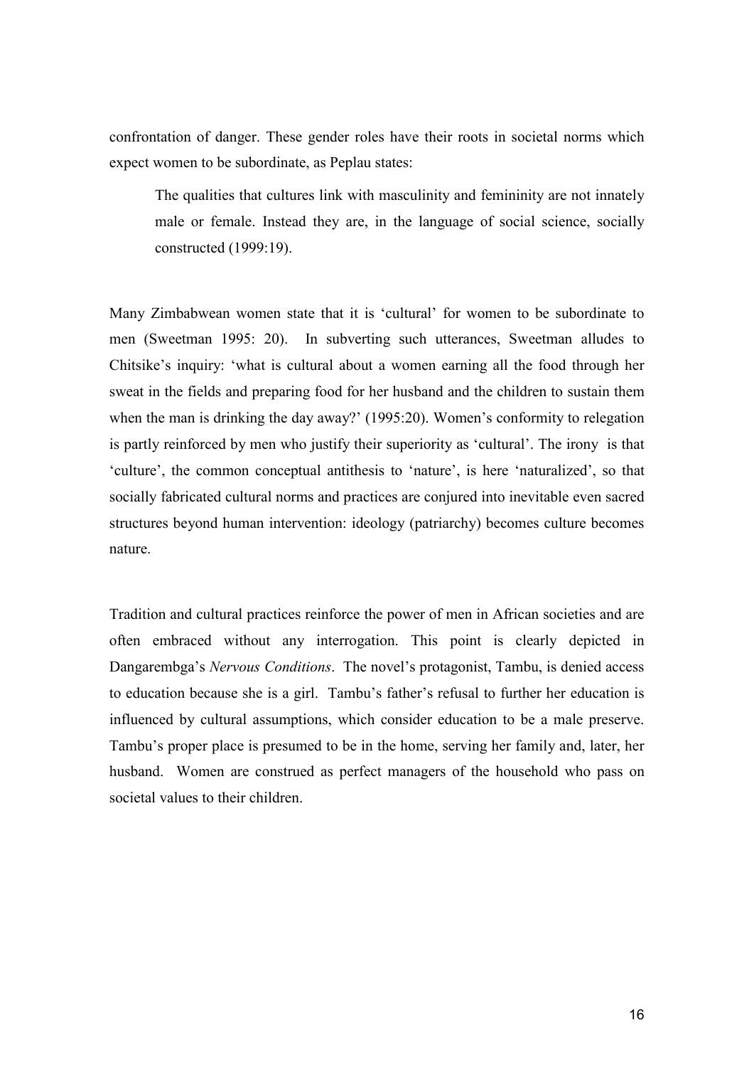confrontation of danger. These gender roles have their roots in societal norms which expect women to be subordinate, as Peplau states:

> The qualities that cultures link with masculinity and femininity are not innately male or female. Instead they are, in the language of social science, socially constructed (1999:19).

Many Zimbabwean women state that it is 'cultural' for women to be subordinate to men (Sweetman 1995: 20). In subverting such utterances, Sweetman alludes to Chitsike's inquiry: 'what is cultural about a women earning all the food through her sweat in the fields and preparing food for her husband and the children to sustain them when the man is drinking the day away?' (1995:20). Women's conformity to relegation is partly reinforced by men who justify their superiority as 'cultural'. The irony is that 'culture', the common conceptual antithesis to 'nature', is here 'naturalized', so that socially fabricated cultural norms and practices are conjured into inevitable even sacred structures beyond human intervention: ideology (patriarchy) becomes culture becomes nature.

Tradition and cultural practices reinforce the power of men in African societies and are often embraced without any interrogation. This point is clearly depicted in Dangarembga's *Nervous Conditions*. The novel's protagonist, Tambu, is denied access to education because she is a girl. Tambu's father's refusal to further her education is influenced by cultural assumptions, which consider education to be a male preserve. Tambu's proper place is presumed to be in the home, serving her family and, later, her husband. Women are construed as perfect managers of the household who pass on societal values to their children.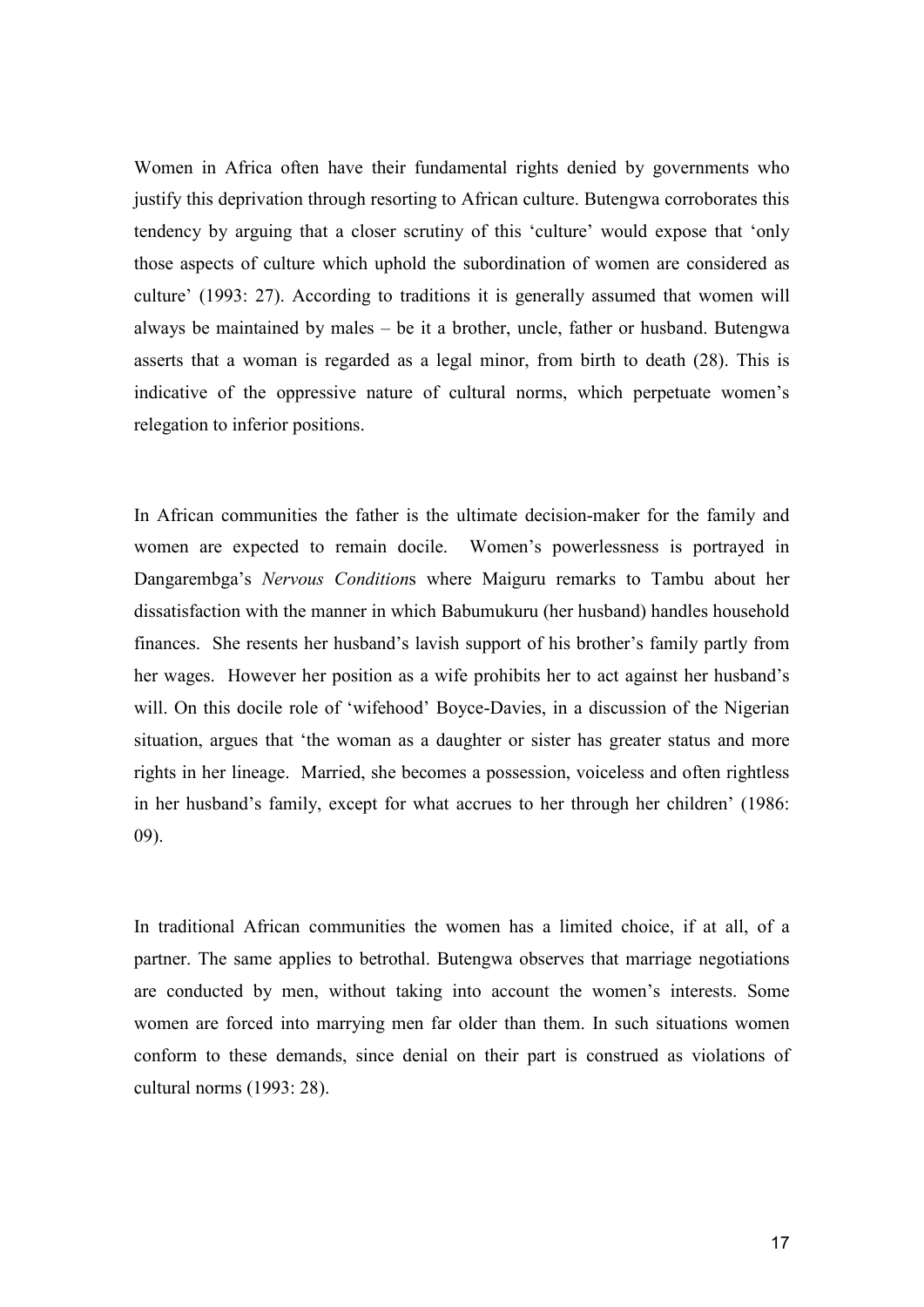Women in Africa often have their fundamental rights denied by governments who justify this deprivation through resorting to African culture. Butengwa corroborates this tendency by arguing that a closer scrutiny of this 'culture' would expose that 'only those aspects of culture which uphold the subordination of women are considered as culture' (1993: 27). According to traditions it is generally assumed that women will always be maintained by males – be it a brother, uncle, father or husband. Butengwa asserts that a woman is regarded as a legal minor, from birth to death (28). This is indicative of the oppressive nature of cultural norms, which perpetuate women's relegation to inferior positions.

In African communities the father is the ultimate decision-maker for the family and women are expected to remain docile. Women's powerlessness is portrayed in Dangarembga's *Nervous Conditions* where Maiguru remarks to Tambu about her dissatisfaction with the manner in which Babumukuru (her husband) handles household finances. She resents her husband's lavish support of his brother's family partly from her wages. However her position as a wife prohibits her to act against her husband's will. On this docile role of 'wifehood' Boyce-Davies, in a discussion of the Nigerian situation, argues that 'the woman as a daughter or sister has greater status and more rights in her lineage. Married, she becomes a possession, voiceless and often rightless in her husband's family, except for what accrues to her through her children' (1986: 09).

In traditional African communities the women has a limited choice, if at all, of a partner. The same applies to betrothal. Butengwa observes that marriage negotiations are conducted by men, without taking into account the women's interests. Some women are forced into marrying men far older than them. In such situations women conform to these demands, since denial on their part is construed as violations of cultural norms (1993: 28).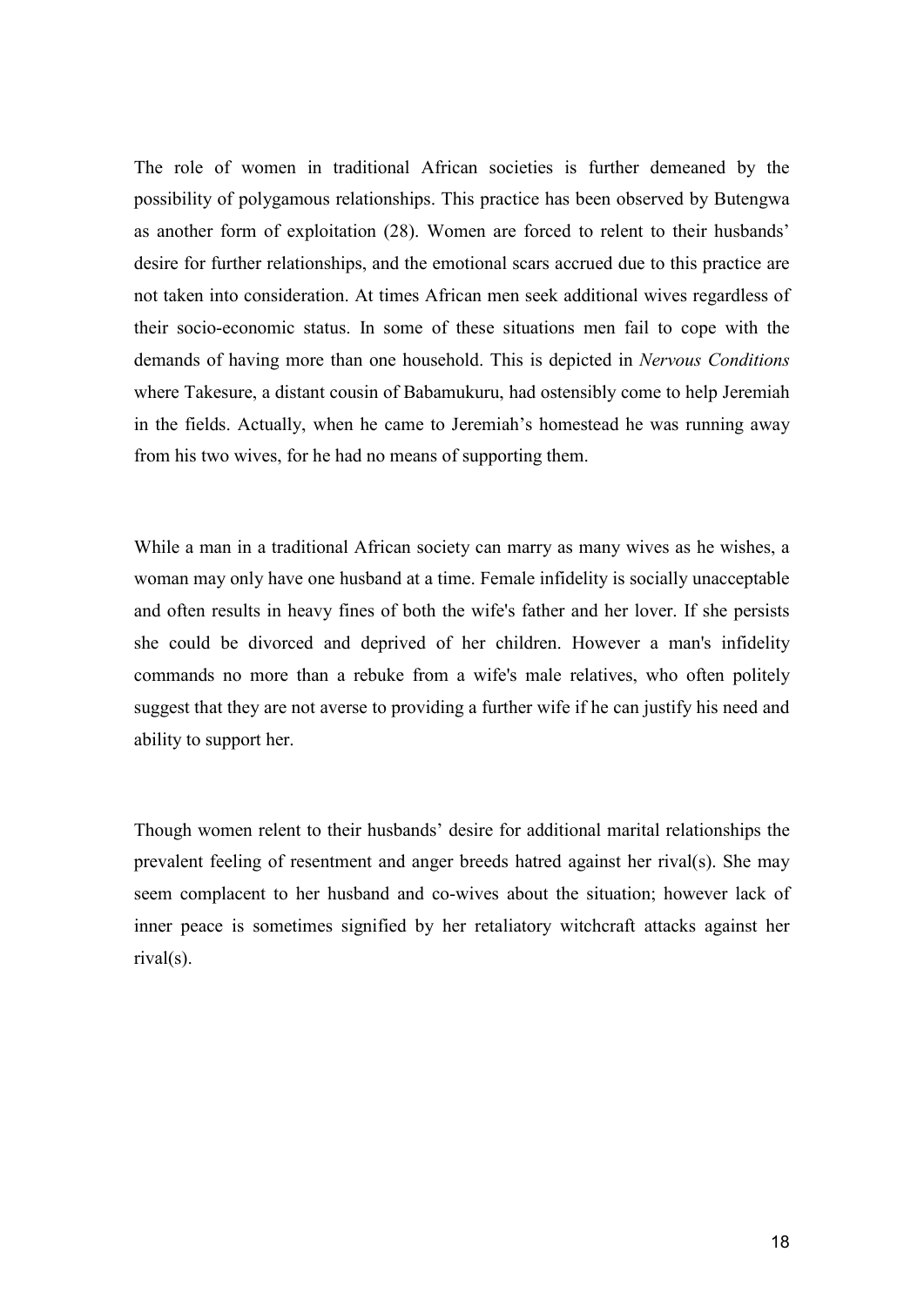The role of women in traditional African societies is further demeaned by the possibility of polygamous relationships. This practice has been observed by Butengwa as another form of exploitation (28). Women are forced to relent to their husbands' desire for further relationships, and the emotional scars accrued due to this practice are not taken into consideration. At times African men seek additional wives regardless of their socio-economic status. In some of these situations men fail to cope with the demands of having more than one household. This is depicted in *Nervous Conditions* where Takesure, a distant cousin of Babamukuru, had ostensibly come to help Jeremiah in the fields. Actually, when he came to Jeremiah's homestead he was running away from his two wives, for he had no means of supporting them.

While a man in a traditional African society can marry as many wives as he wishes, a woman may only have one husband at a time. Female infidelity is socially unacceptable and often results in heavy fines of both the wife's father and her lover. If she persists she could be divorced and deprived of her children. However a man's infidelity commands no more than a rebuke from a wife's male relatives, who often politely suggest that they are not averse to providing a further wife if he can justify his need and ability to support her.

Though women relent to their husbands' desire for additional marital relationships the prevalent feeling of resentment and anger breeds hatred against her rival(s). She may seem complacent to her husband and co-wives about the situation; however lack of inner peace is sometimes signified by her retaliatory witchcraft attacks against her rival(s).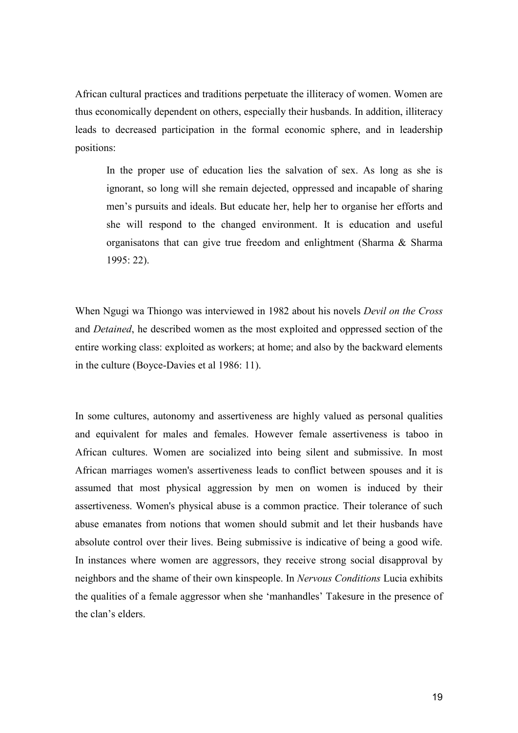African cultural practices and traditions perpetuate the illiteracy of women. Women are thus economically dependent on others, especially their husbands. In addition, illiteracy leads to decreased participation in the formal economic sphere, and in leadership positions:

> In the proper use of education lies the salvation of sex. As long as she is ignorant, so long will she remain dejected, oppressed and incapable of sharing men's pursuits and ideals. But educate her, help her to organise her efforts and she will respond to the changed environment. It is education and useful organisatons that can give true freedom and enlightment (Sharma & Sharma 1995: 22).

When Ngugi wa Thiongo was interviewed in 1982 about his novels *Devil on the Cross* and *Detained*, he described women as the most exploited and oppressed section of the entire working class: exploited as workers; at home; and also by the backward elements in the culture (Boyce-Davies et al 1986: 11).

In some cultures, autonomy and assertiveness are highly valued as personal qualities and equivalent for males and females. However female assertiveness is taboo in African cultures. Women are socialized into being silent and submissive. In most African marriages women's assertiveness leads to conflict between spouses and it is assumed that most physical aggression by men on women is induced by their assertiveness. Women's physical abuse is a common practice. Their tolerance of such abuse emanates from notions that women should submit and let their husbands have absolute control over their lives. Being submissive is indicative of being a good wife. In instances where women are aggressors, they receive strong social disapproval by neighbors and the shame of their own kinspeople. In *Nervous Conditions* Lucia exhibits the qualities of a female aggressor when she 'manhandles' Takesure in the presence of the clan's elders.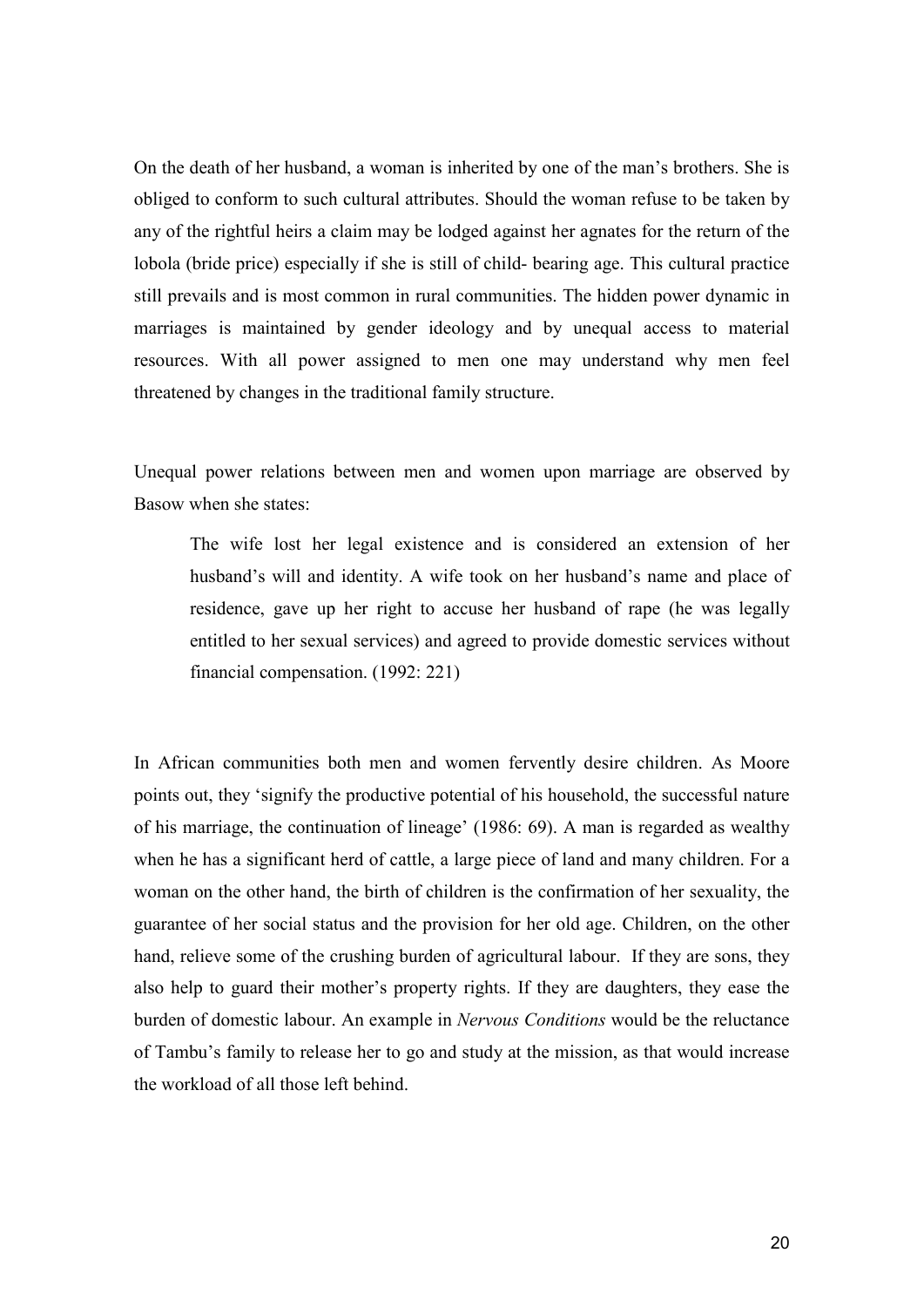On the death of her husband, a woman is inherited by one of the man's brothers. She is obliged to conform to such cultural attributes. Should the woman refuse to be taken by any of the rightful heirs a claim may be lodged against her agnates for the return of the lobola (bride price) especially if she is still of child- bearing age. This cultural practice still prevails and is most common in rural communities. The hidden power dynamic in marriages is maintained by gender ideology and by unequal access to material resources. With all power assigned to men one may understand why men feel threatened by changes in the traditional family structure.

Unequal power relations between men and women upon marriage are observed by Basow when she states:

> The wife lost her legal existence and is considered an extension of her husband's will and identity. A wife took on her husband's name and place of residence, gave up her right to accuse her husband of rape (he was legally entitled to her sexual services) and agreed to provide domestic services without financial compensation. (1992: 221)

In African communities both men and women fervently desire children. As Moore points out, they 'signify the productive potential of his household, the successful nature of his marriage, the continuation of lineage' (1986: 69). A man is regarded as wealthy when he has a significant herd of cattle, a large piece of land and many children. For a woman on the other hand, the birth of children is the confirmation of her sexuality, the guarantee of her social status and the provision for her old age. Children, on the other hand, relieve some of the crushing burden of agricultural labour. If they are sons, they also help to guard their mother's property rights. If they are daughters, they ease the burden of domestic labour. An example in *Nervous Conditions* would be the reluctance of Tambu's family to release her to go and study at the mission, as that would increase the workload of all those left behind.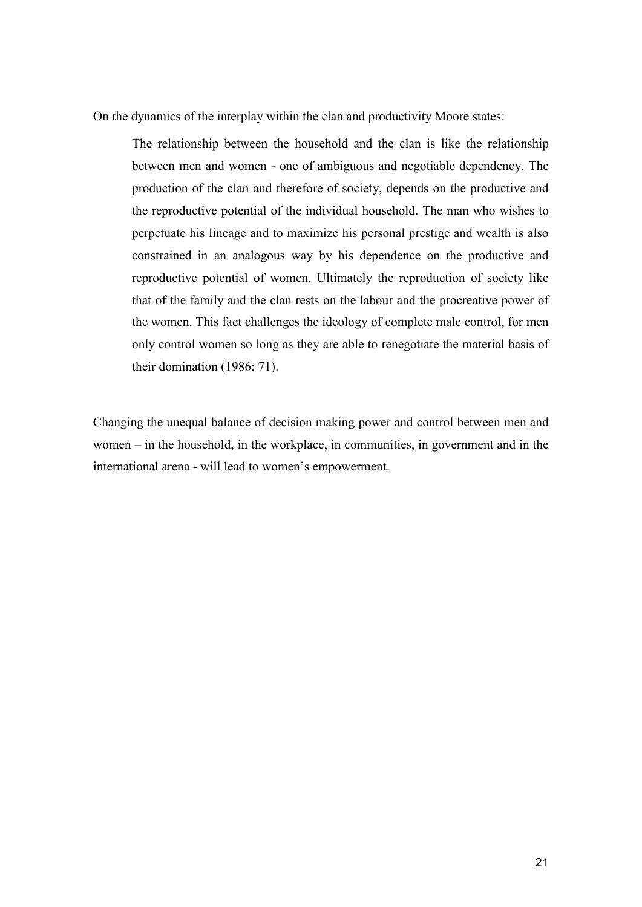On the dynamics of the interplay within the clan and productivity Moore states:

> The relationship between the household and the clan is like the relationship between men and women - one of ambiguous and negotiable dependency. The production of the clan and therefore of society, depends on the productive and the reproductive potential of the individual household. The man who wishes to perpetuate his lineage and to maximize his personal prestige and wealth is also constrained in an analogous way by his dependence on the productive and reproductive potential of women. Ultimately the reproduction of society like that of the family and the clan rests on the labour and the procreative power of the women. This fact challenges the ideology of complete male control, for men only control women so long as they are able to renegotiate the material basis of their domination (1986: 71).

Changing the unequal balance of decision making power and control between men and women – in the household, in the workplace, in communities, in government and in the international arena - will lead to women's empowerment.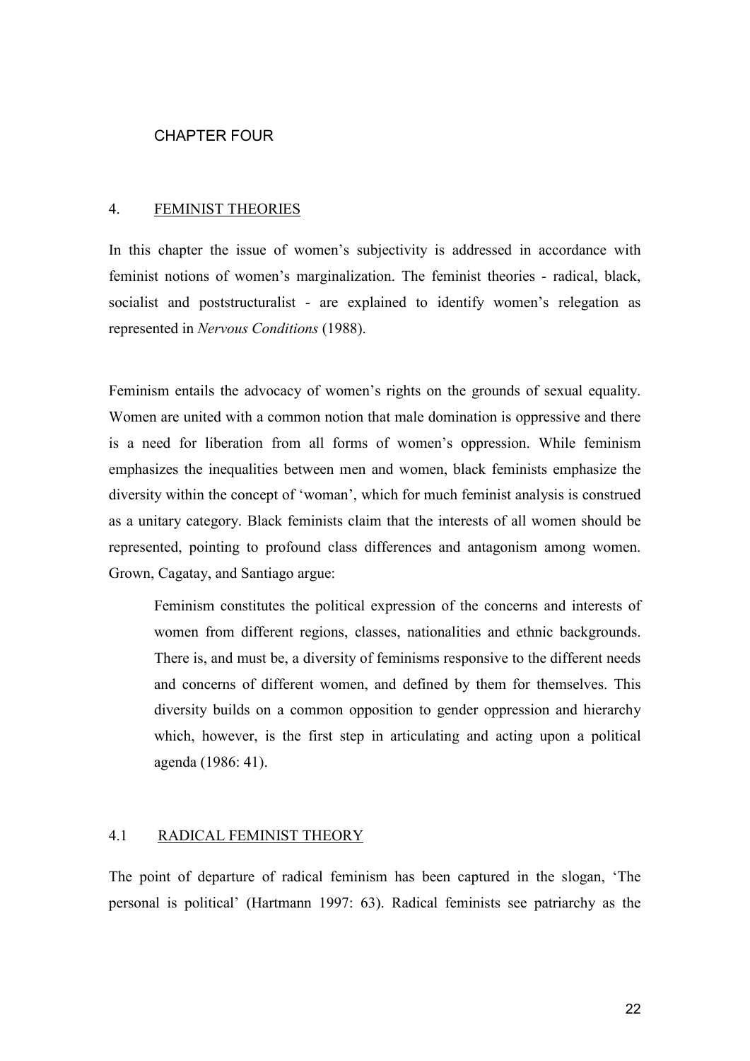CHAPTER FOUR

# 4. FEMINIST THEORIES

In this chapter the issue of women's subjectivity is addressed in accordance with feminist notions of women's marginalization. The feminist theories - radical, black, socialist and poststructuralist - are explained to identify women's relegation as represented in *Nervous Conditions* (1988).

Feminism entails the advocacy of women's rights on the grounds of sexual equality. Women are united with a common notion that male domination is oppressive and there is a need for liberation from all forms of women's oppression. While feminism emphasizes the inequalities between men and women, black feminists emphasize the diversity within the concept of 'woman', which for much feminist analysis is construed as a unitary category. Black feminists claim that the interests of all women should be represented, pointing to profound class differences and antagonism among women. Grown, Cagatay, and Santiago argue:

> Feminism constitutes the political expression of the concerns and interests of women from different regions, classes, nationalities and ethnic backgrounds. There is, and must be, a diversity of feminisms responsive to the different needs and concerns of different women, and defined by them for themselves. This diversity builds on a common opposition to gender oppression and hierarchy which, however, is the first step in articulating and acting upon a political agenda (1986: 41).

## 4.1 RADICAL FEMINIST THEORY

The point of departure of radical feminism has been captured in the slogan, 'The personal is political' (Hartmann 1997: 63). Radical feminists see patriarchy as the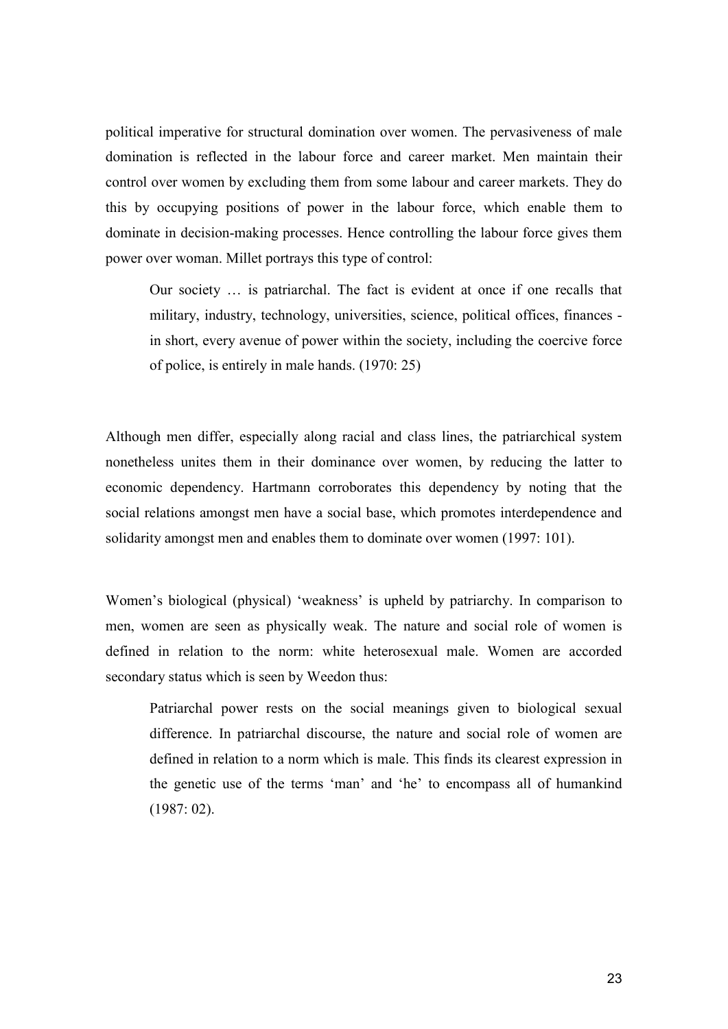political imperative for structural domination over women. The pervasiveness of male domination is reflected in the labour force and career market. Men maintain their control over women by excluding them from some labour and career markets. They do this by occupying positions of power in the labour force, which enable them to dominate in decision-making processes. Hence controlling the labour force gives them power over woman. Millet portrays this type of control:

> Our society … is patriarchal. The fact is evident at once if one recalls that military, industry, technology, universities, science, political offices, finances - in short, every avenue of power within the society, including the coercive force of police, is entirely in male hands. (1970: 25)

Although men differ, especially along racial and class lines, the patriarchical system nonetheless unites them in their dominance over women, by reducing the latter to economic dependency. Hartmann corroborates this dependency by noting that the social relations amongst men have a social base, which promotes interdependence and solidarity amongst men and enables them to dominate over women (1997: 101).

Women's biological (physical) 'weakness' is upheld by patriarchy. In comparison to men, women are seen as physically weak. The nature and social role of women is defined in relation to the norm: white heterosexual male. Women are accorded secondary status which is seen by Weedon thus:

> Patriarchal power rests on the social meanings given to biological sexual difference. In patriarchal discourse, the nature and social role of women are defined in relation to a norm which is male. This finds its clearest expression in the genetic use of the terms 'man' and 'he' to encompass all of humankind (1987: 02).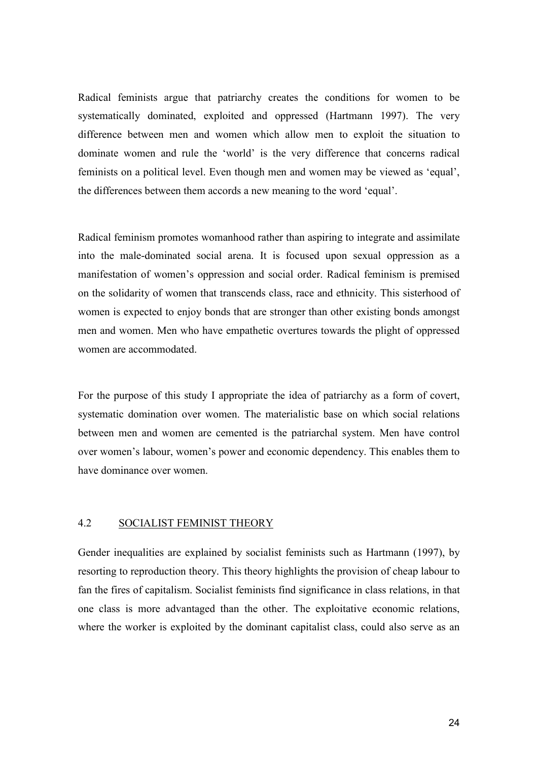Radical feminists argue that patriarchy creates the conditions for women to be systematically dominated, exploited and oppressed (Hartmann 1997). The very difference between men and women which allow men to exploit the situation to dominate women and rule the 'world' is the very difference that concerns radical feminists on a political level. Even though men and women may be viewed as 'equal', the differences between them accords a new meaning to the word 'equal'.

Radical feminism promotes womanhood rather than aspiring to integrate and assimilate into the male-dominated social arena. It is focused upon sexual oppression as a manifestation of women's oppression and social order. Radical feminism is premised on the solidarity of women that transcends class, race and ethnicity. This sisterhood of women is expected to enjoy bonds that are stronger than other existing bonds amongst men and women. Men who have empathetic overtures towards the plight of oppressed women are accommodated.

For the purpose of this study I appropriate the idea of patriarchy as a form of covert, systematic domination over women. The materialistic base on which social relations between men and women are cemented is the patriarchal system. Men have control over women's labour, women's power and economic dependency. This enables them to have dominance over women.

## 4.2 SOCIALIST FEMINIST THEORY

Gender inequalities are explained by socialist feminists such as Hartmann (1997), by resorting to reproduction theory. This theory highlights the provision of cheap labour to fan the fires of capitalism. Socialist feminists find significance in class relations, in that one class is more advantaged than the other. The exploitative economic relations, where the worker is exploited by the dominant capitalist class, could also serve as an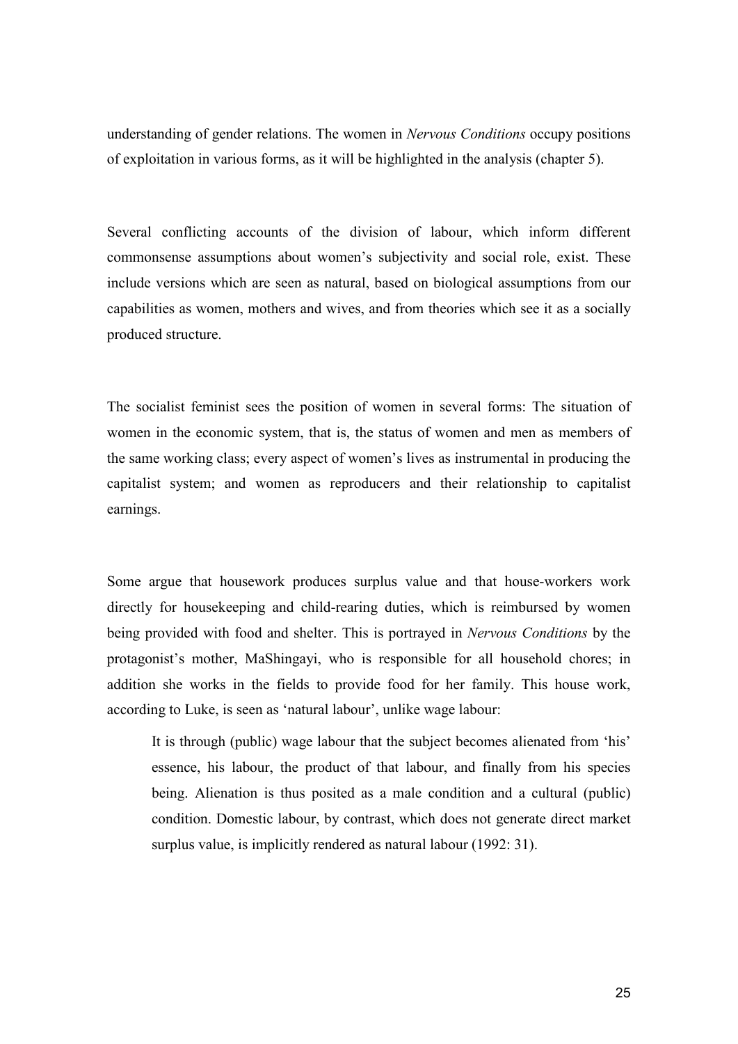understanding of gender relations. The women in *Nervous Conditions* occupy positions of exploitation in various forms, as it will be highlighted in the analysis (chapter 5).

Several conflicting accounts of the division of labour, which inform different commonsense assumptions about women's subjectivity and social role, exist. These include versions which are seen as natural, based on biological assumptions from our capabilities as women, mothers and wives, and from theories which see it as a socially produced structure.

The socialist feminist sees the position of women in several forms: The situation of women in the economic system, that is, the status of women and men as members of the same working class; every aspect of women's lives as instrumental in producing the capitalist system; and women as reproducers and their relationship to capitalist earnings.

Some argue that housework produces surplus value and that house-workers work directly for housekeeping and child-rearing duties, which is reimbursed by women being provided with food and shelter. This is portrayed in *Nervous Conditions* by the protagonist's mother, MaShingayi, who is responsible for all household chores; in addition she works in the fields to provide food for her family. This house work, according to Luke, is seen as 'natural labour', unlike wage labour:

> It is through (public) wage labour that the subject becomes alienated from 'his' essence, his labour, the product of that labour, and finally from his species being. Alienation is thus posited as a male condition and a cultural (public) condition. Domestic labour, by contrast, which does not generate direct market surplus value, is implicitly rendered as natural labour (1992: 31).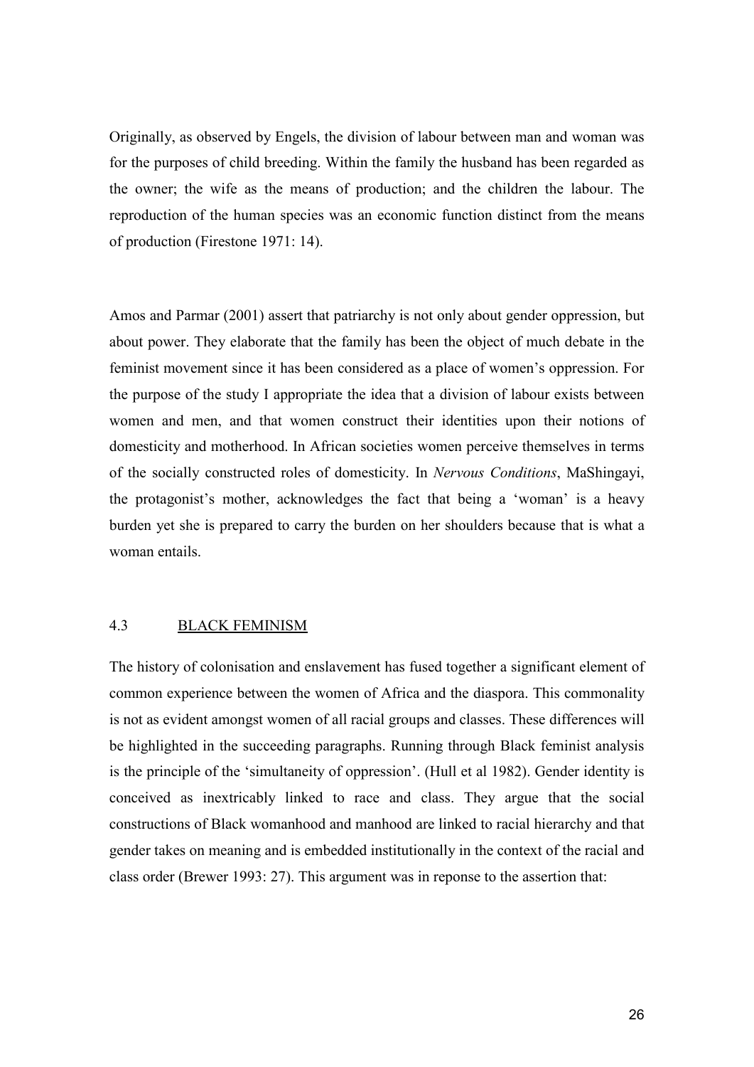Originally, as observed by Engels, the division of labour between man and woman was for the purposes of child breeding. Within the family the husband has been regarded as the owner; the wife as the means of production; and the children the labour. The reproduction of the human species was an economic function distinct from the means of production (Firestone 1971: 14).

Amos and Parmar (2001) assert that patriarchy is not only about gender oppression, but about power. They elaborate that the family has been the object of much debate in the feminist movement since it has been considered as a place of women's oppression. For the purpose of the study I appropriate the idea that a division of labour exists between women and men, and that women construct their identities upon their notions of domesticity and motherhood. In African societies women perceive themselves in terms of the socially constructed roles of domesticity. In *Nervous Conditions*, MaShingayi, the protagonist's mother, acknowledges the fact that being a 'woman' is a heavy burden yet she is prepared to carry the burden on her shoulders because that is what a woman entails.

## 4.3 BLACK FEMINISM

The history of colonisation and enslavement has fused together a significant element of common experience between the women of Africa and the diaspora. This commonality is not as evident amongst women of all racial groups and classes. These differences will be highlighted in the succeeding paragraphs. Running through Black feminist analysis is the principle of the 'simultaneity of oppression'. (Hull et al 1982). Gender identity is conceived as inextricably linked to race and class. They argue that the social constructions of Black womanhood and manhood are linked to racial hierarchy and that gender takes on meaning and is embedded institutionally in the context of the racial and class order (Brewer 1993: 27). This argument was in reponse to the assertion that: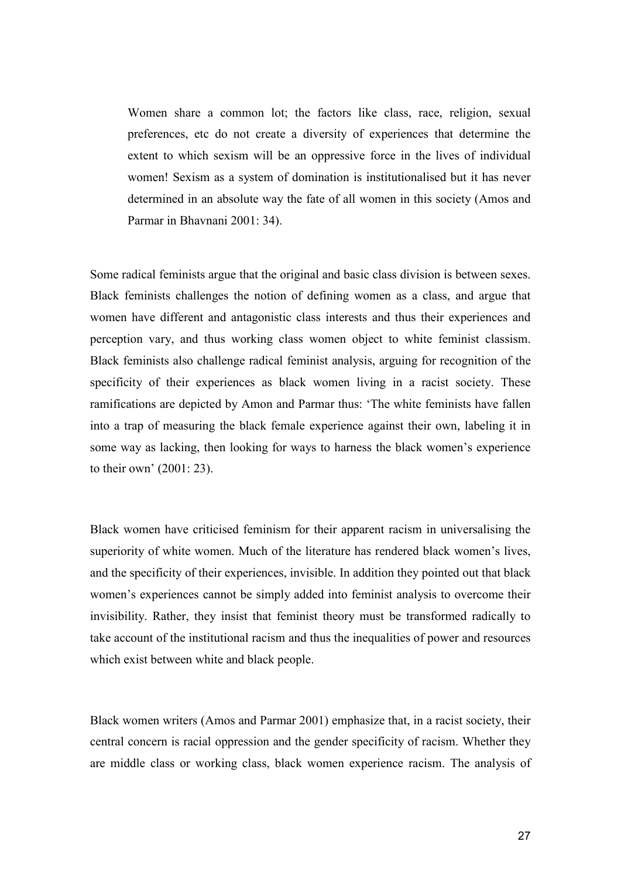> Women share a common lot; the factors like class, race, religion, sexual preferences, etc do not create a diversity of experiences that determine the extent to which sexism will be an oppressive force in the lives of individual women! Sexism as a system of domination is institutionalised but it has never determined in an absolute way the fate of all women in this society (Amos and Parmar in Bhavnani 2001: 34).

Some radical feminists argue that the original and basic class division is between sexes. Black feminists challenges the notion of defining women as a class, and argue that women have different and antagonistic class interests and thus their experiences and perception vary, and thus working class women object to white feminist classism. Black feminists also challenge radical feminist analysis, arguing for recognition of the specificity of their experiences as black women living in a racist society. These ramifications are depicted by Amon and Parmar thus: 'The white feminists have fallen into a trap of measuring the black female experience against their own, labeling it in some way as lacking, then looking for ways to harness the black women's experience to their own' (2001: 23).

Black women have criticised feminism for their apparent racism in universalising the superiority of white women. Much of the literature has rendered black women's lives, and the specificity of their experiences, invisible. In addition they pointed out that black women's experiences cannot be simply added into feminist analysis to overcome their invisibility. Rather, they insist that feminist theory must be transformed radically to take account of the institutional racism and thus the inequalities of power and resources which exist between white and black people.

Black women writers (Amos and Parmar 2001) emphasize that, in a racist society, their central concern is racial oppression and the gender specificity of racism. Whether they are middle class or working class, black women experience racism. The analysis of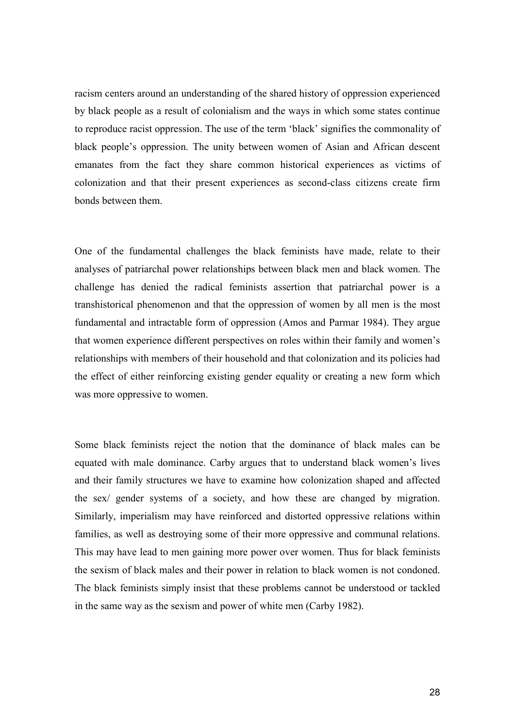racism centers around an understanding of the shared history of oppression experienced by black people as a result of colonialism and the ways in which some states continue to reproduce racist oppression. The use of the term 'black' signifies the commonality of black people's oppression. The unity between women of Asian and African descent emanates from the fact they share common historical experiences as victims of colonization and that their present experiences as second-class citizens create firm bonds between them.

One of the fundamental challenges the black feminists have made, relate to their analyses of patriarchal power relationships between black men and black women. The challenge has denied the radical feminists assertion that patriarchal power is a transhistorical phenomenon and that the oppression of women by all men is the most fundamental and intractable form of oppression (Amos and Parmar 1984). They argue that women experience different perspectives on roles within their family and women's relationships with members of their household and that colonization and its policies had the effect of either reinforcing existing gender equality or creating a new form which was more oppressive to women.

Some black feminists reject the notion that the dominance of black males can be equated with male dominance. Carby argues that to understand black women's lives and their family structures we have to examine how colonization shaped and affected the sex/ gender systems of a society, and how these are changed by migration. Similarly, imperialism may have reinforced and distorted oppressive relations within families, as well as destroying some of their more oppressive and communal relations. This may have lead to men gaining more power over women. Thus for black feminists the sexism of black males and their power in relation to black women is not condoned. The black feminists simply insist that these problems cannot be understood or tackled in the same way as the sexism and power of white men (Carby 1982).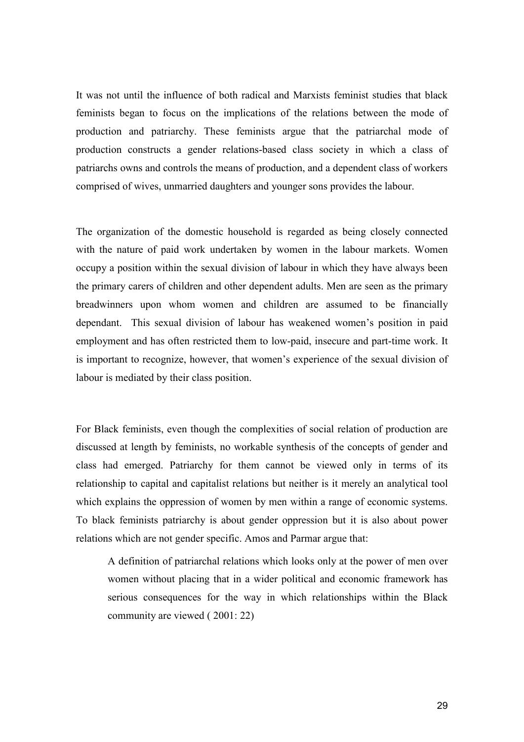It was not until the influence of both radical and Marxists feminist studies that black feminists began to focus on the implications of the relations between the mode of production and patriarchy. These feminists argue that the patriarchal mode of production constructs a gender relations-based class society in which a class of patriarchs owns and controls the means of production, and a dependent class of workers comprised of wives, unmarried daughters and younger sons provides the labour.

The organization of the domestic household is regarded as being closely connected with the nature of paid work undertaken by women in the labour markets. Women occupy a position within the sexual division of labour in which they have always been the primary carers of children and other dependent adults. Men are seen as the primary breadwinners upon whom women and children are assumed to be financially dependant. This sexual division of labour has weakened women's position in paid employment and has often restricted them to low-paid, insecure and part-time work. It is important to recognize, however, that women's experience of the sexual division of labour is mediated by their class position.

For Black feminists, even though the complexities of social relation of production are discussed at length by feminists, no workable synthesis of the concepts of gender and class had emerged. Patriarchy for them cannot be viewed only in terms of its relationship to capital and capitalist relations but neither is it merely an analytical tool which explains the oppression of women by men within a range of economic systems. To black feminists patriarchy is about gender oppression but it is also about power relations which are not gender specific. Amos and Parmar argue that:

> A definition of patriarchal relations which looks only at the power of men over women without placing that in a wider political and economic framework has serious consequences for the way in which relationships within the Black community are viewed ( 2001: 22)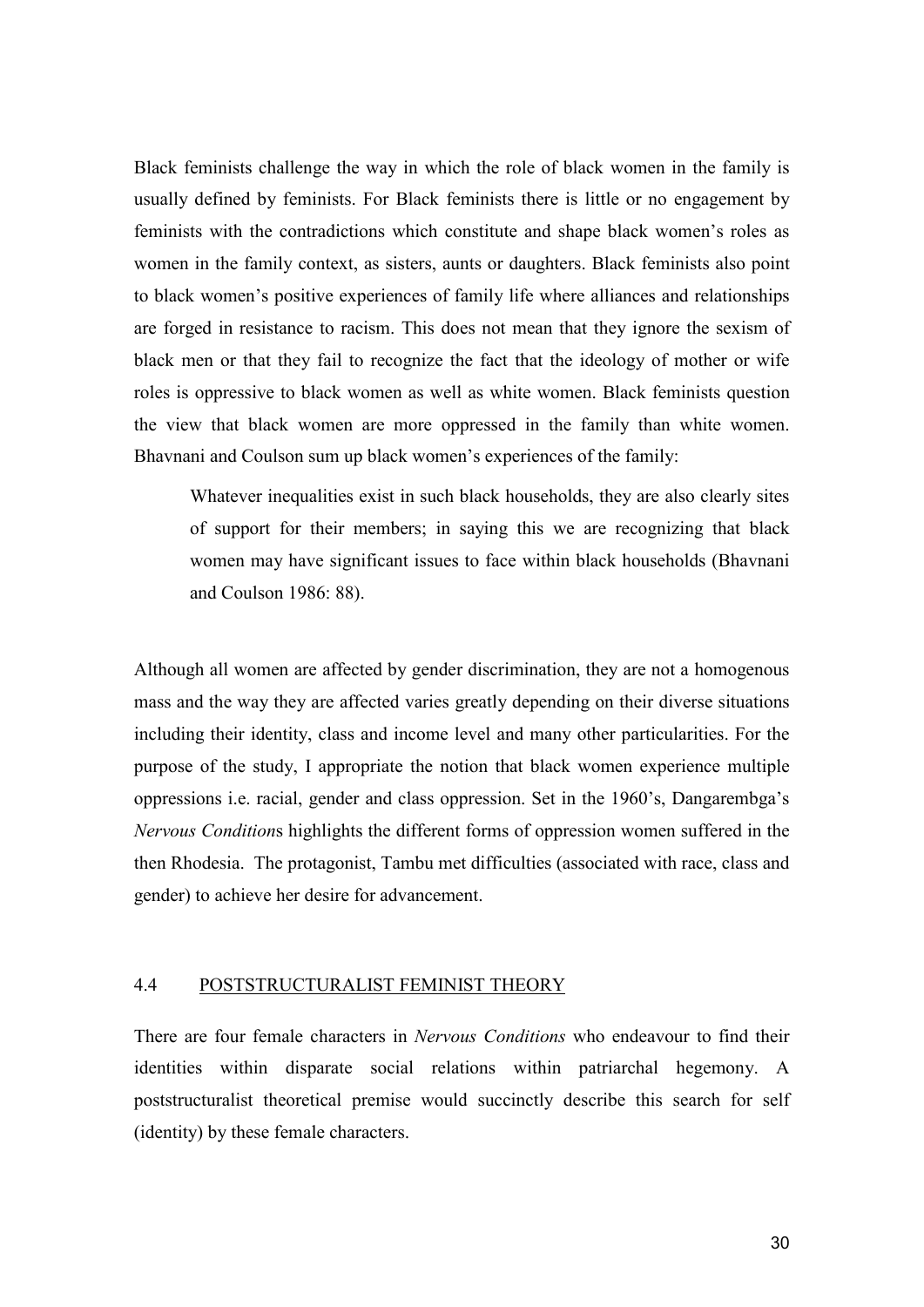Black feminists challenge the way in which the role of black women in the family is usually defined by feminists. For Black feminists there is little or no engagement by feminists with the contradictions which constitute and shape black women's roles as women in the family context, as sisters, aunts or daughters. Black feminists also point to black women's positive experiences of family life where alliances and relationships are forged in resistance to racism. This does not mean that they ignore the sexism of black men or that they fail to recognize the fact that the ideology of mother or wife roles is oppressive to black women as well as white women. Black feminists question the view that black women are more oppressed in the family than white women. Bhavnani and Coulson sum up black women's experiences of the family:

> Whatever inequalities exist in such black households, they are also clearly sites of support for their members; in saying this we are recognizing that black women may have significant issues to face within black households (Bhavnani and Coulson 1986: 88).

Although all women are affected by gender discrimination, they are not a homogenous mass and the way they are affected varies greatly depending on their diverse situations including their identity, class and income level and many other particularities. For the purpose of the study, I appropriate the notion that black women experience multiple oppressions i.e. racial, gender and class oppression. Set in the 1960's, Dangarembga's *Nervous Condition*s highlights the different forms of oppression women suffered in the then Rhodesia. The protagonist, Tambu met difficulties (associated with race, class and gender) to achieve her desire for advancement.

### 4.4 POSTSTRUCTURALIST FEMINIST THEORY

There are four female characters in *Nervous Conditions* who endeavour to find their identities within disparate social relations within patriarchal hegemony. A poststructuralist theoretical premise would succinctly describe this search for self (identity) by these female characters.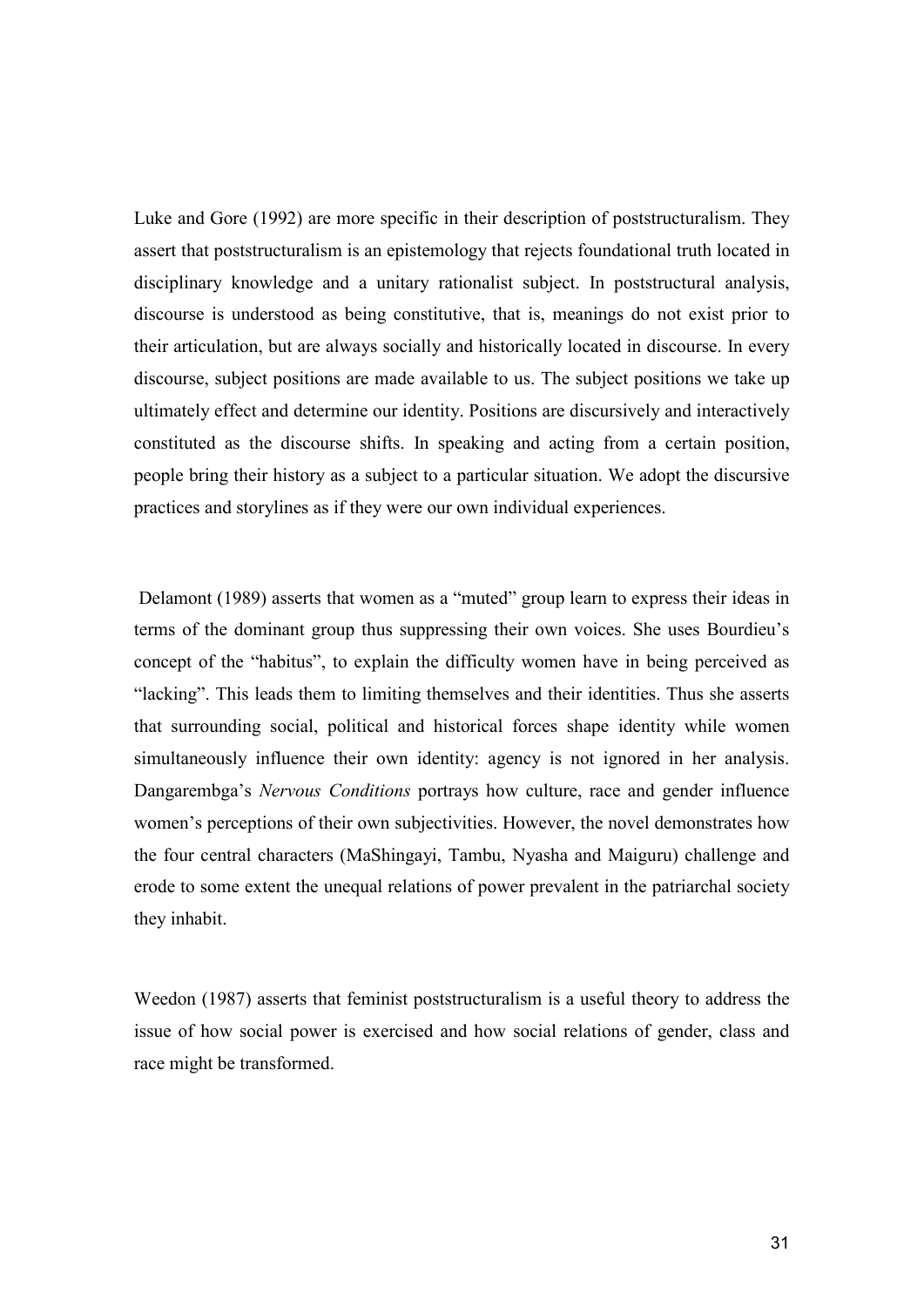Luke and Gore (1992) are more specific in their description of poststructuralism. They assert that poststructuralism is an epistemology that rejects foundational truth located in disciplinary knowledge and a unitary rationalist subject. In poststructural analysis, discourse is understood as being constitutive, that is, meanings do not exist prior to their articulation, but are always socially and historically located in discourse. In every discourse, subject positions are made available to us. The subject positions we take up ultimately effect and determine our identity. Positions are discursively and interactively constituted as the discourse shifts. In speaking and acting from a certain position, people bring their history as a subject to a particular situation. We adopt the discursive practices and storylines as if they were our own individual experiences.

Delamont (1989) asserts that women as a "muted" group learn to express their ideas in terms of the dominant group thus suppressing their own voices. She uses Bourdieu's concept of the "habitus", to explain the difficulty women have in being perceived as "lacking". This leads them to limiting themselves and their identities. Thus she asserts that surrounding social, political and historical forces shape identity while women simultaneously influence their own identity: agency is not ignored in her analysis. Dangarembga's *Nervous Conditions* portrays how culture, race and gender influence women's perceptions of their own subjectivities. However, the novel demonstrates how the four central characters (MaShingayi, Tambu, Nyasha and Maiguru) challenge and erode to some extent the unequal relations of power prevalent in the patriarchal society they inhabit.

Weedon (1987) asserts that feminist poststructuralism is a useful theory to address the issue of how social power is exercised and how social relations of gender, class and race might be transformed.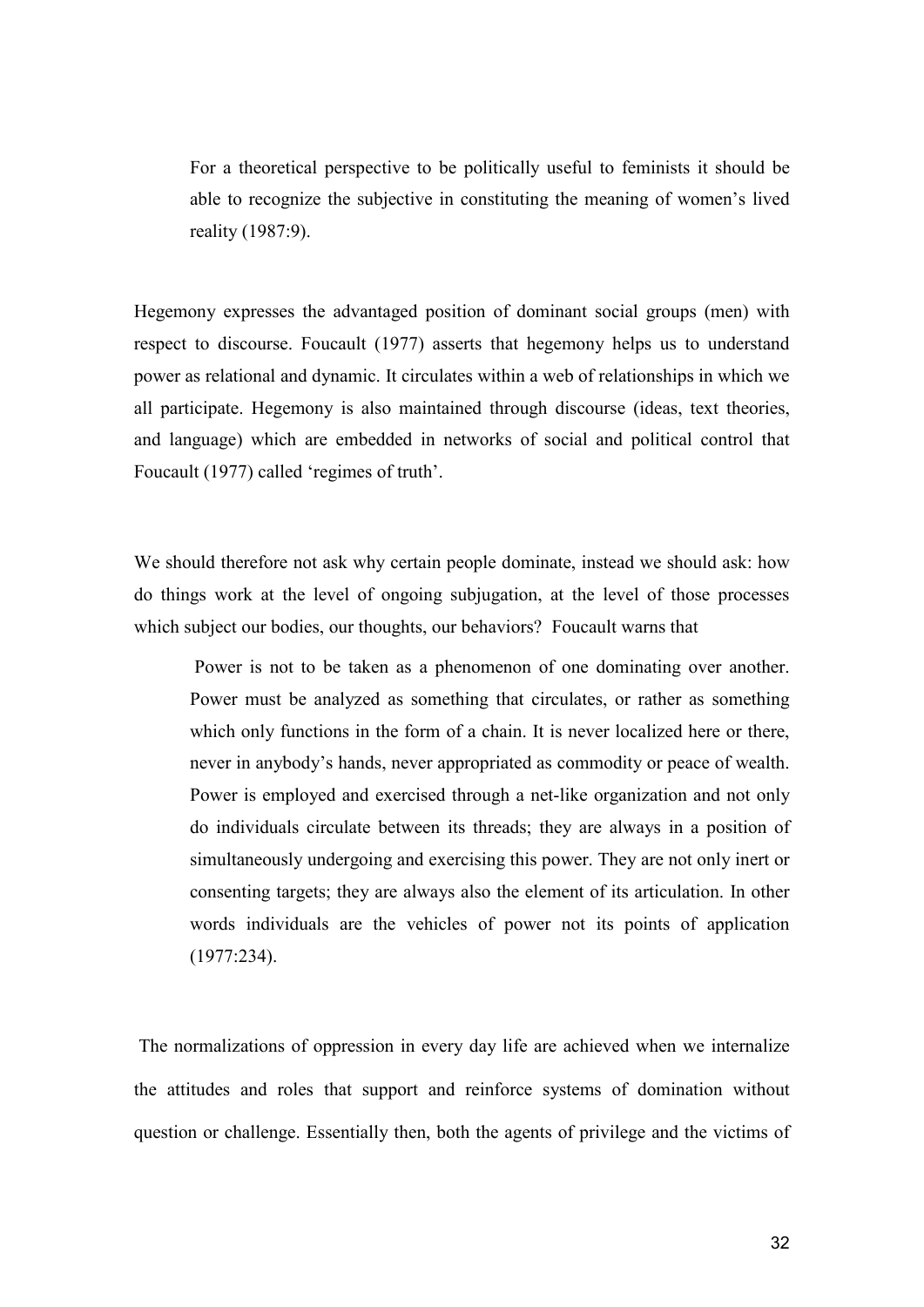> For a theoretical perspective to be politically useful to feminists it should be able to recognize the subjective in constituting the meaning of women's lived reality (1987:9).

Hegemony expresses the advantaged position of dominant social groups (men) with respect to discourse. Foucault (1977) asserts that hegemony helps us to understand power as relational and dynamic. It circulates within a web of relationships in which we all participate. Hegemony is also maintained through discourse (ideas, text theories, and language) which are embedded in networks of social and political control that Foucault (1977) called 'regimes of truth'.

We should therefore not ask why certain people dominate, instead we should ask: how do things work at the level of ongoing subjugation, at the level of those processes which subject our bodies, our thoughts, our behaviors? Foucault warns that

> Power is not to be taken as a phenomenon of one dominating over another. Power must be analyzed as something that circulates, or rather as something which only functions in the form of a chain. It is never localized here or there, never in anybody's hands, never appropriated as commodity or peace of wealth. Power is employed and exercised through a net-like organization and not only do individuals circulate between its threads; they are always in a position of simultaneously undergoing and exercising this power. They are not only inert or consenting targets; they are always also the element of its articulation. In other words individuals are the vehicles of power not its points of application (1977:234).

The normalizations of oppression in every day life are achieved when we internalize the attitudes and roles that support and reinforce systems of domination without question or challenge. Essentially then, both the agents of privilege and the victims of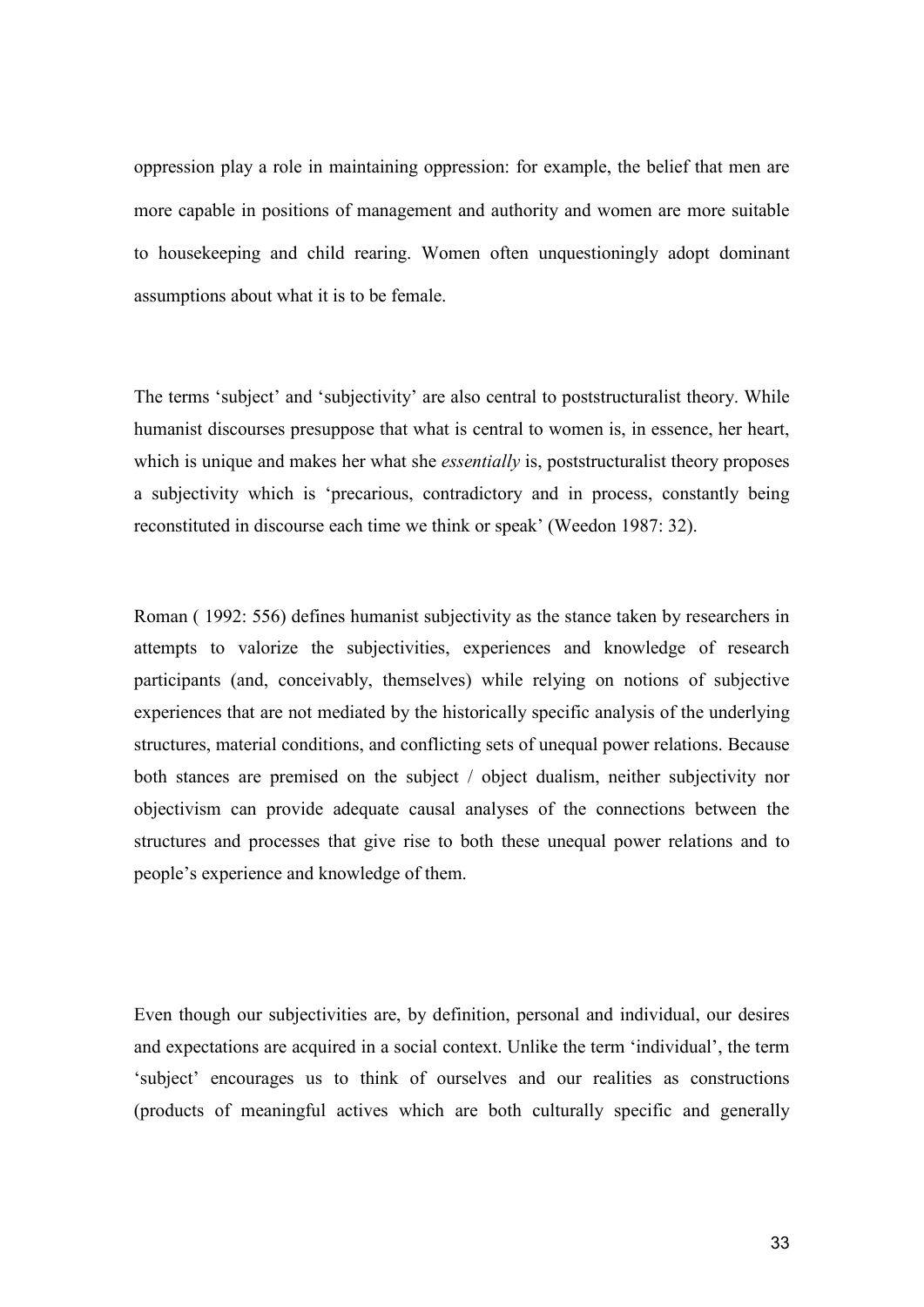oppression play a role in maintaining oppression: for example, the belief that men are more capable in positions of management and authority and women are more suitable to housekeeping and child rearing. Women often unquestioningly adopt dominant assumptions about what it is to be female.

The terms 'subject' and 'subjectivity' are also central to poststructuralist theory. While humanist discourses presuppose that what is central to women is, in essence, her heart, which is unique and makes her what she *essentially* is, poststructuralist theory proposes a subjectivity which is 'precarious, contradictory and in process, constantly being reconstituted in discourse each time we think or speak' (Weedon 1987: 32).

Roman ( 1992: 556) defines humanist subjectivity as the stance taken by researchers in attempts to valorize the subjectivities, experiences and knowledge of research participants (and, conceivably, themselves) while relying on notions of subjective experiences that are not mediated by the historically specific analysis of the underlying structures, material conditions, and conflicting sets of unequal power relations. Because both stances are premised on the subject / object dualism, neither subjectivity nor objectivism can provide adequate causal analyses of the connections between the structures and processes that give rise to both these unequal power relations and to people's experience and knowledge of them.

Even though our subjectivities are, by definition, personal and individual, our desires and expectations are acquired in a social context. Unlike the term 'individual', the term 'subject' encourages us to think of ourselves and our realities as constructions (products of meaningful actives which are both culturally specific and generally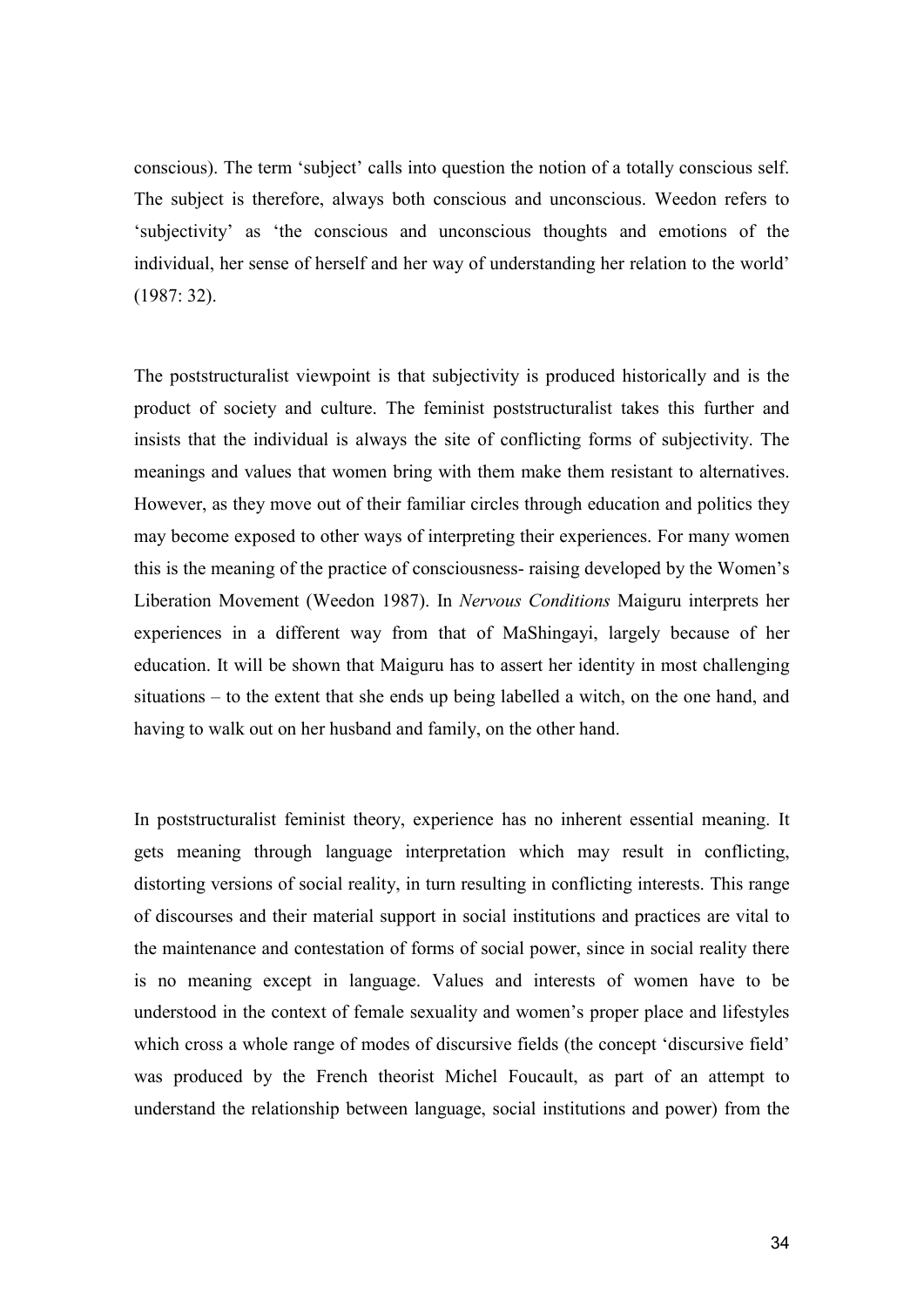conscious). The term 'subject' calls into question the notion of a totally conscious self. The subject is therefore, always both conscious and unconscious. Weedon refers to 'subjectivity' as 'the conscious and unconscious thoughts and emotions of the individual, her sense of herself and her way of understanding her relation to the world' (1987: 32).

The poststructuralist viewpoint is that subjectivity is produced historically and is the product of society and culture. The feminist poststructuralist takes this further and insists that the individual is always the site of conflicting forms of subjectivity. The meanings and values that women bring with them make them resistant to alternatives. However, as they move out of their familiar circles through education and politics they may become exposed to other ways of interpreting their experiences. For many women this is the meaning of the practice of consciousness- raising developed by the Women's Liberation Movement (Weedon 1987). In *Nervous Conditions* Maiguru interprets her experiences in a different way from that of MaShingayi, largely because of her education. It will be shown that Maiguru has to assert her identity in most challenging situations – to the extent that she ends up being labelled a witch, on the one hand, and having to walk out on her husband and family, on the other hand.

In poststructuralist feminist theory, experience has no inherent essential meaning. It gets meaning through language interpretation which may result in conflicting, distorting versions of social reality, in turn resulting in conflicting interests. This range of discourses and their material support in social institutions and practices are vital to the maintenance and contestation of forms of social power, since in social reality there is no meaning except in language. Values and interests of women have to be understood in the context of female sexuality and women's proper place and lifestyles which cross a whole range of modes of discursive fields (the concept 'discursive field' was produced by the French theorist Michel Foucault, as part of an attempt to understand the relationship between language, social institutions and power) from the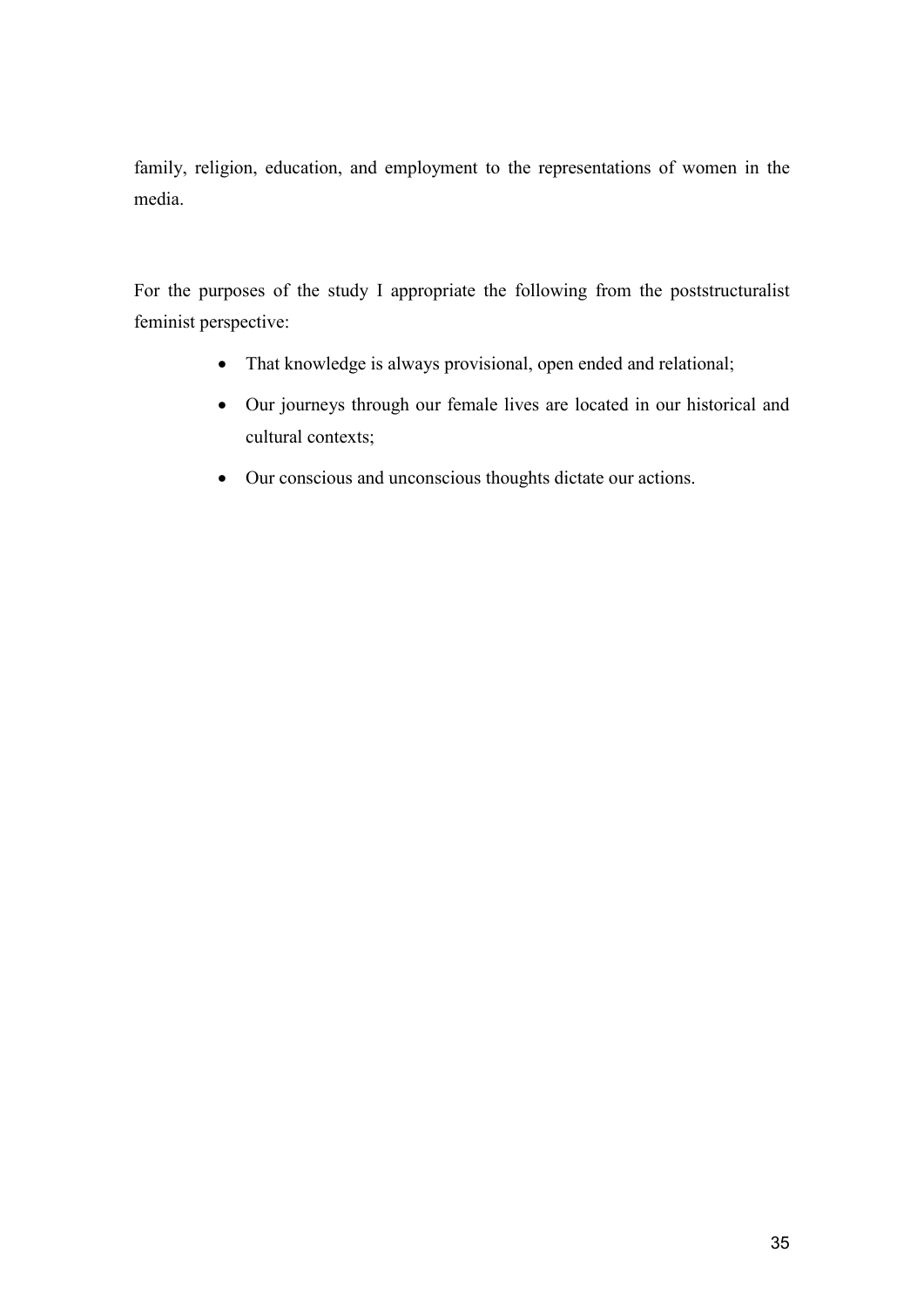family, religion, education, and employment to the representations of women in the media.

For the purposes of the study I appropriate the following from the poststructuralist feminist perspective:

- That knowledge is always provisional, open ended and relational;
- Our journeys through our female lives are located in our historical and cultural contexts;
- Our conscious and unconscious thoughts dictate our actions.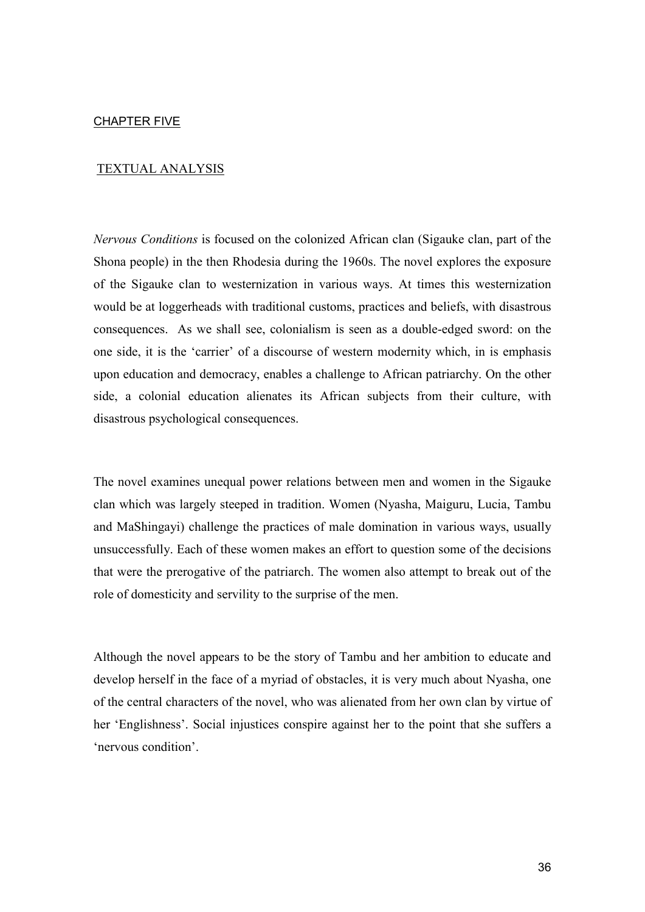# CHAPTER FIVE

## TEXTUAL ANALYSIS

*Nervous Conditions* is focused on the colonized African clan (Sigauke clan, part of the Shona people) in the then Rhodesia during the 1960s. The novel explores the exposure of the Sigauke clan to westernization in various ways. At times this westernization would be at loggerheads with traditional customs, practices and beliefs, with disastrous consequences. As we shall see, colonialism is seen as a double-edged sword: on the one side, it is the 'carrier' of a discourse of western modernity which, in is emphasis upon education and democracy, enables a challenge to African patriarchy. On the other side, a colonial education alienates its African subjects from their culture, with disastrous psychological consequences.

The novel examines unequal power relations between men and women in the Sigauke clan which was largely steeped in tradition. Women (Nyasha, Maiguru, Lucia, Tambu and MaShingayi) challenge the practices of male domination in various ways, usually unsuccessfully. Each of these women makes an effort to question some of the decisions that were the prerogative of the patriarch. The women also attempt to break out of the role of domesticity and servility to the surprise of the men.

Although the novel appears to be the story of Tambu and her ambition to educate and develop herself in the face of a myriad of obstacles, it is very much about Nyasha, one of the central characters of the novel, who was alienated from her own clan by virtue of her 'Englishness'. Social injustices conspire against her to the point that she suffers a 'nervous condition'.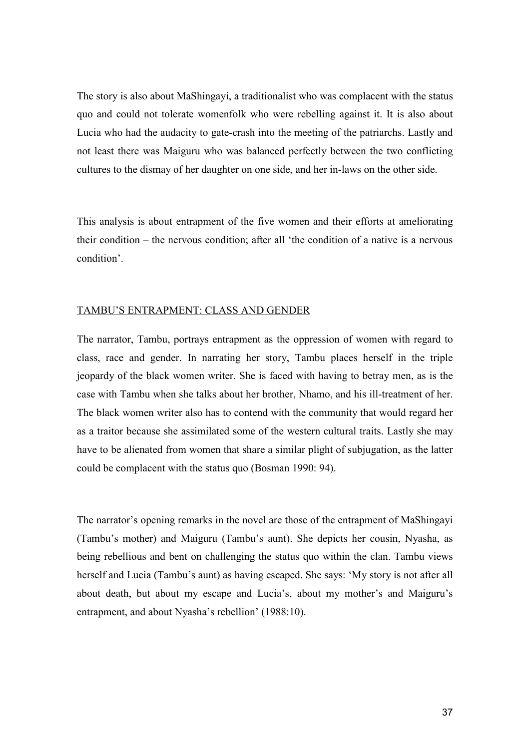The story is also about MaShingayi, a traditionalist who was complacent with the status quo and could not tolerate womenfolk who were rebelling against it. It is also about Lucia who had the audacity to gate-crash into the meeting of the patriarchs. Lastly and not least there was Maiguru who was balanced perfectly between the two conflicting cultures to the dismay of her daughter on one side, and her in-laws on the other side.

This analysis is about entrapment of the five women and their efforts at ameliorating their condition – the nervous condition; after all 'the condition of a native is a nervous condition'.

## TAMBU'S ENTRAPMENT: CLASS AND GENDER

The narrator, Tambu, portrays entrapment as the oppression of women with regard to class, race and gender. In narrating her story, Tambu places herself in the triple jeopardy of the black women writer. She is faced with having to betray men, as is the case with Tambu when she talks about her brother, Nhamo, and his ill-treatment of her. The black women writer also has to contend with the community that would regard her as a traitor because she assimilated some of the western cultural traits. Lastly she may have to be alienated from women that share a similar plight of subjugation, as the latter could be complacent with the status quo (Bosman 1990: 94).

The narrator's opening remarks in the novel are those of the entrapment of MaShingayi (Tambu's mother) and Maiguru (Tambu's aunt). She depicts her cousin, Nyasha, as being rebellious and bent on challenging the status quo within the clan. Tambu views herself and Lucia (Tambu's aunt) as having escaped. She says: 'My story is not after all about death, but about my escape and Lucia's, about my mother's and Maiguru's entrapment, and about Nyasha's rebellion' (1988:10).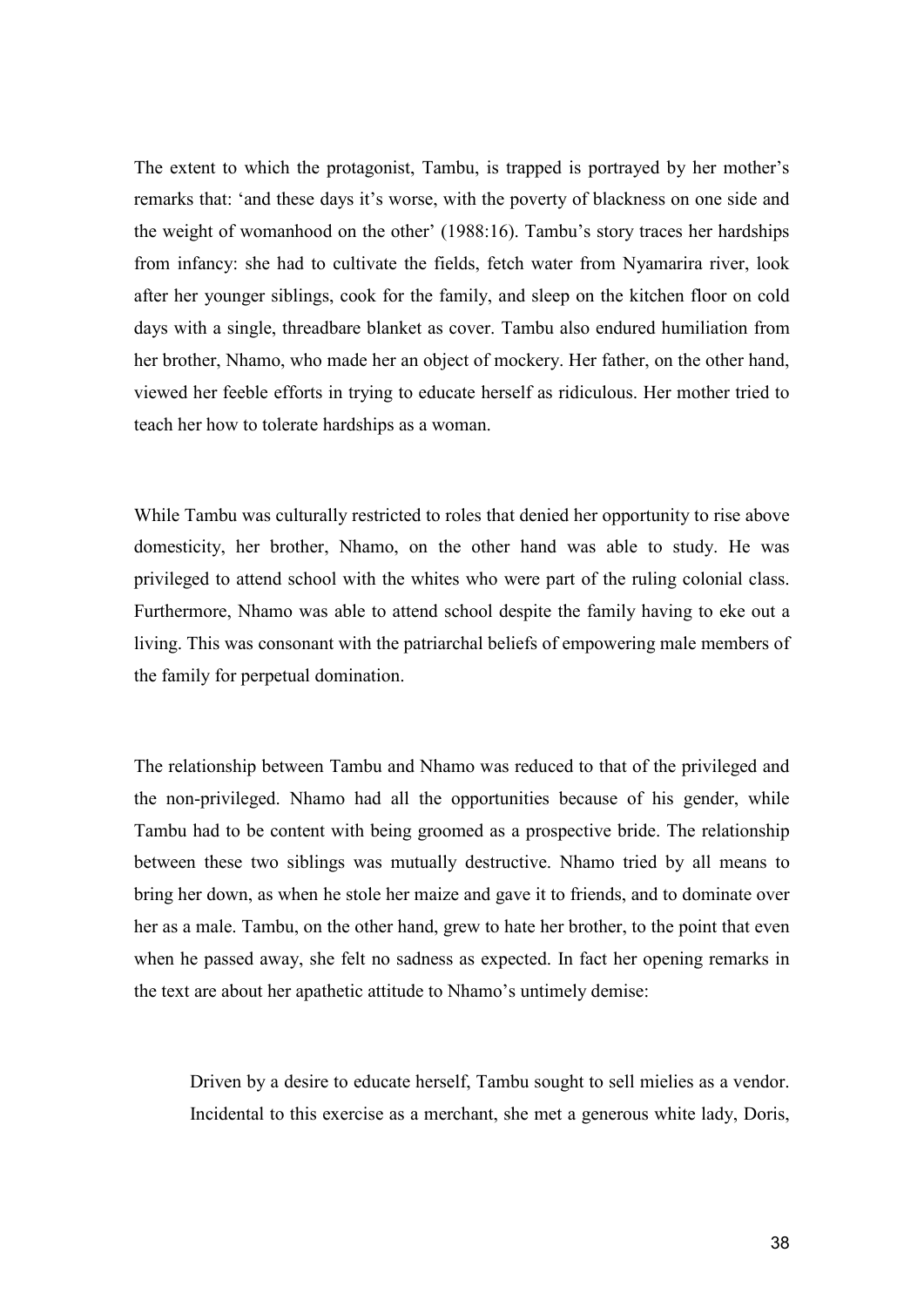The extent to which the protagonist, Tambu, is trapped is portrayed by her mother's remarks that: 'and these days it's worse, with the poverty of blackness on one side and the weight of womanhood on the other' (1988:16). Tambu's story traces her hardships from infancy: she had to cultivate the fields, fetch water from Nyamarira river, look after her younger siblings, cook for the family, and sleep on the kitchen floor on cold days with a single, threadbare blanket as cover. Tambu also endured humiliation from her brother, Nhamo, who made her an object of mockery. Her father, on the other hand, viewed her feeble efforts in trying to educate herself as ridiculous. Her mother tried to teach her how to tolerate hardships as a woman.

While Tambu was culturally restricted to roles that denied her opportunity to rise above domesticity, her brother, Nhamo, on the other hand was able to study. He was privileged to attend school with the whites who were part of the ruling colonial class. Furthermore, Nhamo was able to attend school despite the family having to eke out a living. This was consonant with the patriarchal beliefs of empowering male members of the family for perpetual domination.

The relationship between Tambu and Nhamo was reduced to that of the privileged and the non-privileged. Nhamo had all the opportunities because of his gender, while Tambu had to be content with being groomed as a prospective bride. The relationship between these two siblings was mutually destructive. Nhamo tried by all means to bring her down, as when he stole her maize and gave it to friends, and to dominate over her as a male. Tambu, on the other hand, grew to hate her brother, to the point that even when he passed away, she felt no sadness as expected. In fact her opening remarks in the text are about her apathetic attitude to Nhamo's untimely demise:

> Driven by a desire to educate herself, Tambu sought to sell mielies as a vendor. Incidental to this exercise as a merchant, she met a generous white lady, Doris,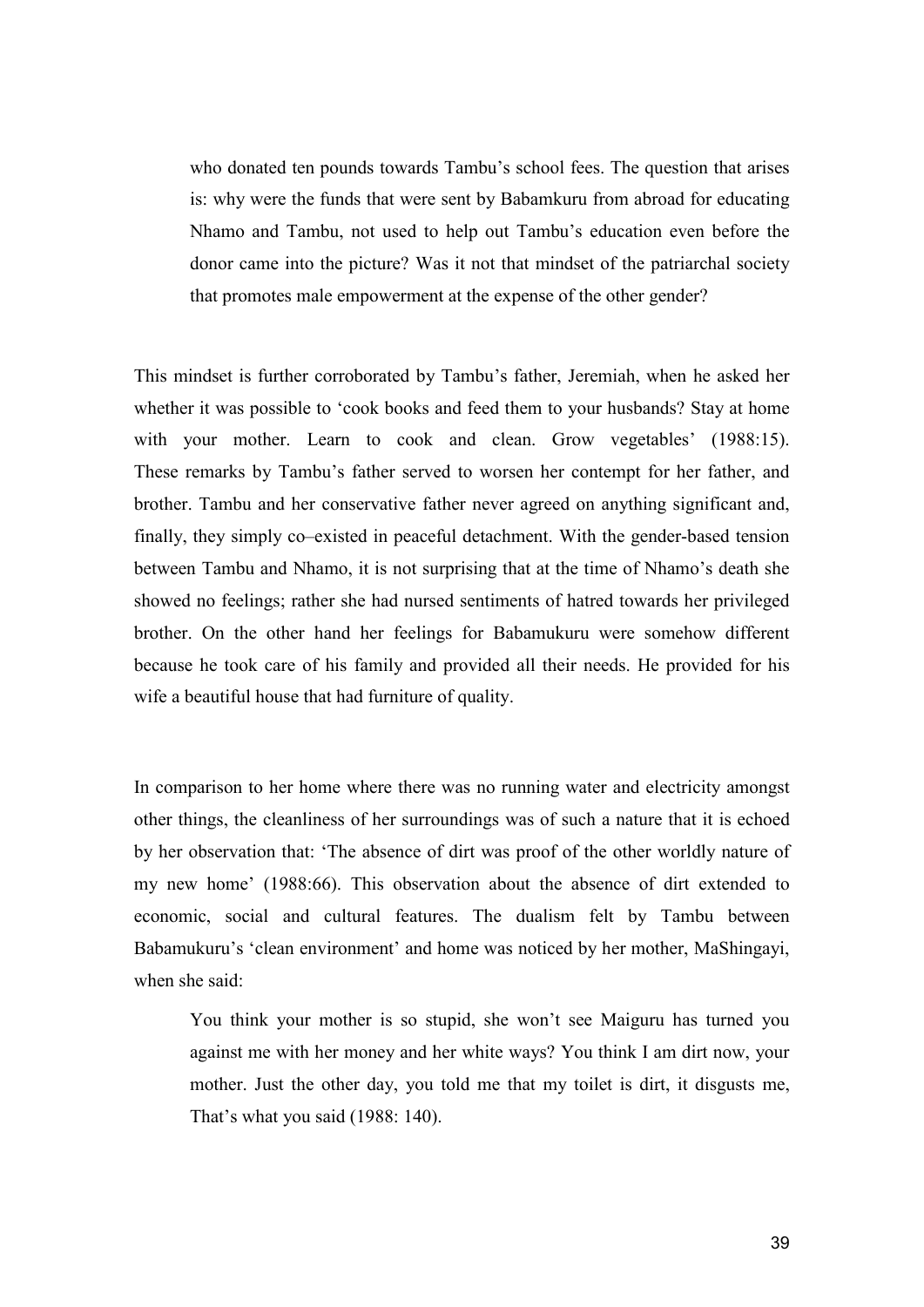> who donated ten pounds towards Tambu's school fees. The question that arises is: why were the funds that were sent by Babamkuru from abroad for educating Nhamo and Tambu, not used to help out Tambu's education even before the donor came into the picture? Was it not that mindset of the patriarchal society that promotes male empowerment at the expense of the other gender?

This mindset is further corroborated by Tambu's father, Jeremiah, when he asked her whether it was possible to 'cook books and feed them to your husbands? Stay at home with your mother. Learn to cook and clean. Grow vegetables' (1988:15). These remarks by Tambu's father served to worsen her contempt for her father, and brother. Tambu and her conservative father never agreed on anything significant and, finally, they simply co–existed in peaceful detachment. With the gender-based tension between Tambu and Nhamo, it is not surprising that at the time of Nhamo's death she showed no feelings; rather she had nursed sentiments of hatred towards her privileged brother. On the other hand her feelings for Babamukuru were somehow different because he took care of his family and provided all their needs. He provided for his wife a beautiful house that had furniture of quality.

In comparison to her home where there was no running water and electricity amongst other things, the cleanliness of her surroundings was of such a nature that it is echoed by her observation that: 'The absence of dirt was proof of the other worldly nature of my new home' (1988:66). This observation about the absence of dirt extended to economic, social and cultural features. The dualism felt by Tambu between Babamukuru's 'clean environment' and home was noticed by her mother, MaShingayi, when she said:

> You think your mother is so stupid, she won't see Maiguru has turned you against me with her money and her white ways? You think I am dirt now, your mother. Just the other day, you told me that my toilet is dirt, it disgusts me, That's what you said (1988: 140).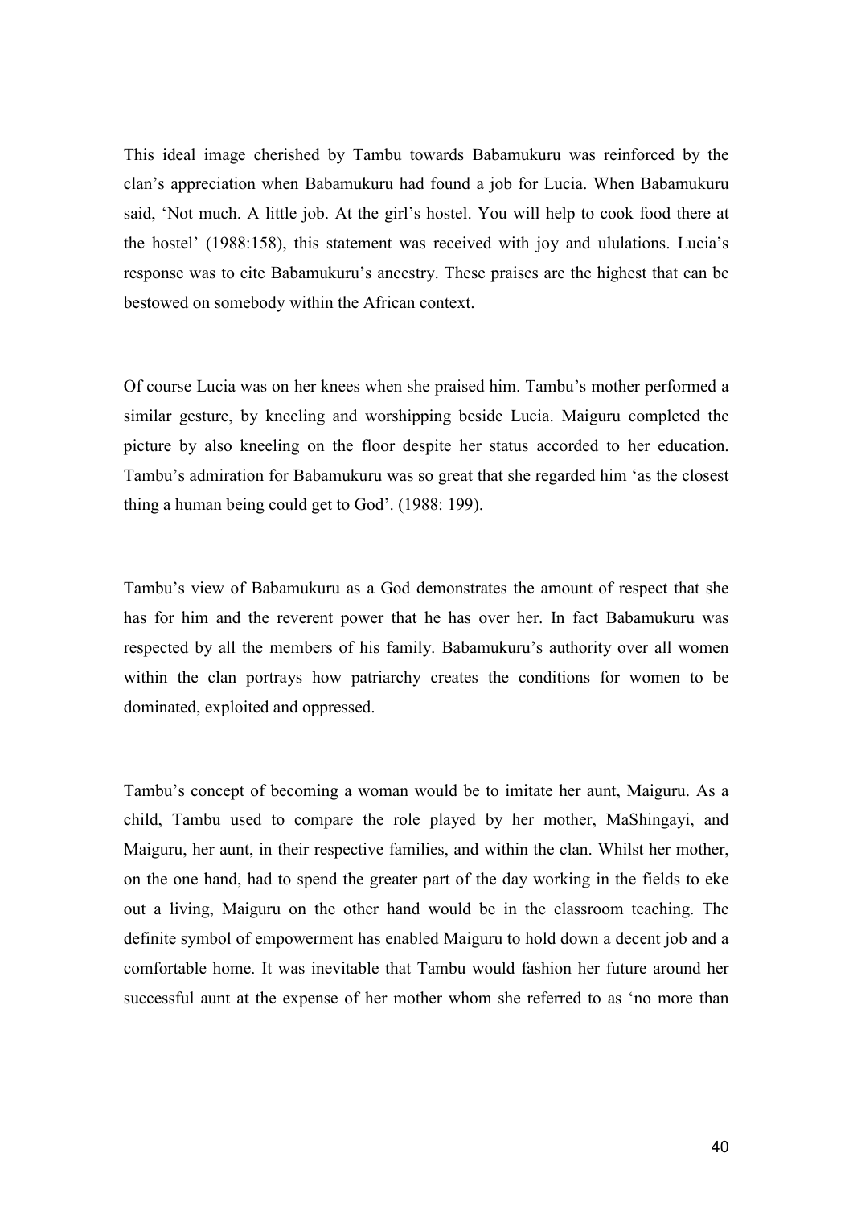This ideal image cherished by Tambu towards Babamukuru was reinforced by the clan's appreciation when Babamukuru had found a job for Lucia. When Babamukuru said, 'Not much. A little job. At the girl's hostel. You will help to cook food there at the hostel' (1988:158), this statement was received with joy and ululations. Lucia's response was to cite Babamukuru's ancestry. These praises are the highest that can be bestowed on somebody within the African context.

Of course Lucia was on her knees when she praised him. Tambu's mother performed a similar gesture, by kneeling and worshipping beside Lucia. Maiguru completed the picture by also kneeling on the floor despite her status accorded to her education. Tambu's admiration for Babamukuru was so great that she regarded him 'as the closest thing a human being could get to God'. (1988: 199).

Tambu's view of Babamukuru as a God demonstrates the amount of respect that she has for him and the reverent power that he has over her. In fact Babamukuru was respected by all the members of his family. Babamukuru's authority over all women within the clan portrays how patriarchy creates the conditions for women to be dominated, exploited and oppressed.

Tambu's concept of becoming a woman would be to imitate her aunt, Maiguru. As a child, Tambu used to compare the role played by her mother, MaShingayi, and Maiguru, her aunt, in their respective families, and within the clan. Whilst her mother, on the one hand, had to spend the greater part of the day working in the fields to eke out a living, Maiguru on the other hand would be in the classroom teaching. The definite symbol of empowerment has enabled Maiguru to hold down a decent job and a comfortable home. It was inevitable that Tambu would fashion her future around her successful aunt at the expense of her mother whom she referred to as 'no more than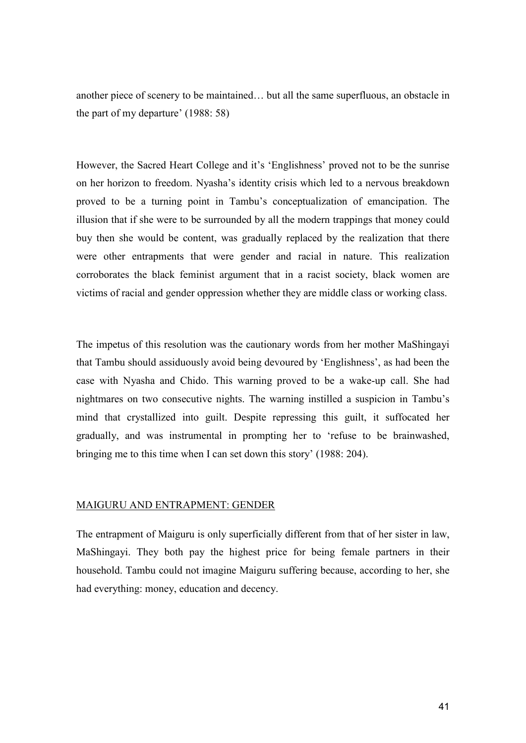another piece of scenery to be maintained… but all the same superfluous, an obstacle in the part of my departure' (1988: 58)

However, the Sacred Heart College and it's 'Englishness' proved not to be the sunrise on her horizon to freedom. Nyasha's identity crisis which led to a nervous breakdown proved to be a turning point in Tambu's conceptualization of emancipation. The illusion that if she were to be surrounded by all the modern trappings that money could buy then she would be content, was gradually replaced by the realization that there were other entrapments that were gender and racial in nature. This realization corroborates the black feminist argument that in a racist society, black women are victims of racial and gender oppression whether they are middle class or working class.

The impetus of this resolution was the cautionary words from her mother MaShingayi that Tambu should assiduously avoid being devoured by 'Englishness', as had been the case with Nyasha and Chido. This warning proved to be a wake-up call. She had nightmares on two consecutive nights. The warning instilled a suspicion in Tambu's mind that crystallized into guilt. Despite repressing this guilt, it suffocated her gradually, and was instrumental in prompting her to 'refuse to be brainwashed, bringing me to this time when I can set down this story' (1988: 204).

## <u>MAIGURU AND ENTRAPMENT: GENDER</u>

The entrapment of Maiguru is only superficially different from that of her sister in law, MaShingayi. They both pay the highest price for being female partners in their household. Tambu could not imagine Maiguru suffering because, according to her, she had everything: money, education and decency.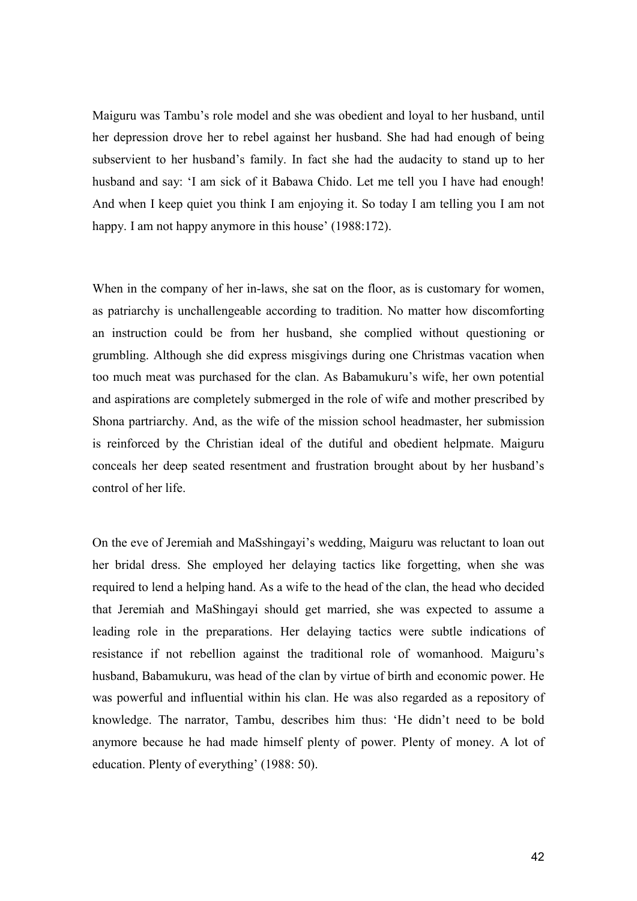Maiguru was Tambu's role model and she was obedient and loyal to her husband, until her depression drove her to rebel against her husband. She had had enough of being subservient to her husband's family. In fact she had the audacity to stand up to her husband and say: 'I am sick of it Babawa Chido. Let me tell you I have had enough! And when I keep quiet you think I am enjoying it. So today I am telling you I am not happy. I am not happy anymore in this house' (1988:172).

When in the company of her in-laws, she sat on the floor, as is customary for women, as patriarchy is unchallengeable according to tradition. No matter how discomforting an instruction could be from her husband, she complied without questioning or grumbling. Although she did express misgivings during one Christmas vacation when too much meat was purchased for the clan. As Babamukuru's wife, her own potential and aspirations are completely submerged in the role of wife and mother prescribed by Shona partriarchy. And, as the wife of the mission school headmaster, her submission is reinforced by the Christian ideal of the dutiful and obedient helpmate. Maiguru conceals her deep seated resentment and frustration brought about by her husband's control of her life.

On the eve of Jeremiah and MaSshingayi's wedding, Maiguru was reluctant to loan out her bridal dress. She employed her delaying tactics like forgetting, when she was required to lend a helping hand. As a wife to the head of the clan, the head who decided that Jeremiah and MaShingayi should get married, she was expected to assume a leading role in the preparations. Her delaying tactics were subtle indications of resistance if not rebellion against the traditional role of womanhood. Maiguru's husband, Babamukuru, was head of the clan by virtue of birth and economic power. He was powerful and influential within his clan. He was also regarded as a repository of knowledge. The narrator, Tambu, describes him thus: 'He didn't need to be bold anymore because he had made himself plenty of power. Plenty of money. A lot of education. Plenty of everything' (1988: 50).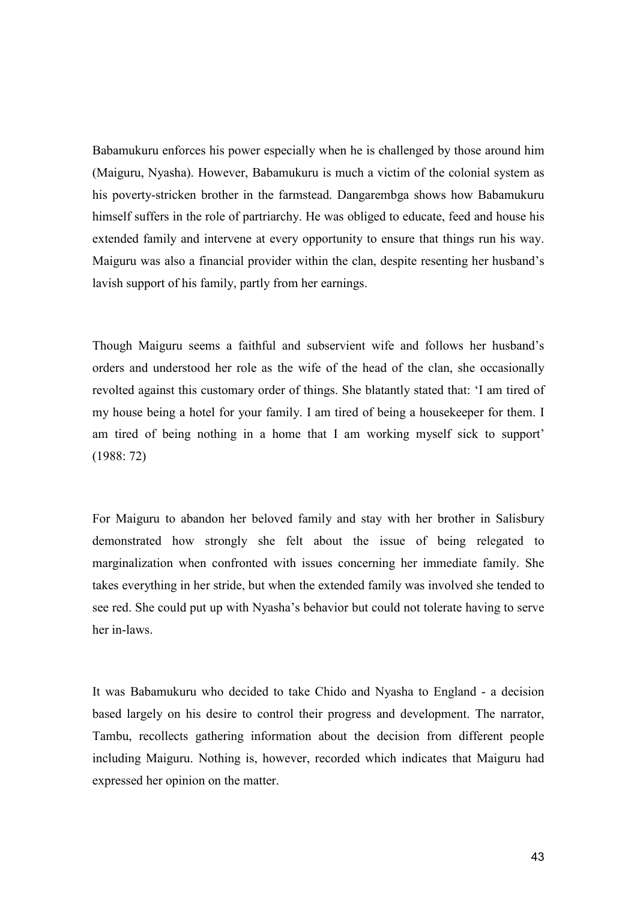Babamukuru enforces his power especially when he is challenged by those around him (Maiguru, Nyasha). However, Babamukuru is much a victim of the colonial system as his poverty-stricken brother in the farmstead. Dangarembga shows how Babamukuru himself suffers in the role of partriarchy. He was obliged to educate, feed and house his extended family and intervene at every opportunity to ensure that things run his way. Maiguru was also a financial provider within the clan, despite resenting her husband's lavish support of his family, partly from her earnings.

Though Maiguru seems a faithful and subservient wife and follows her husband's orders and understood her role as the wife of the head of the clan, she occasionally revolted against this customary order of things. She blatantly stated that: 'I am tired of my house being a hotel for your family. I am tired of being a housekeeper for them. I am tired of being nothing in a home that I am working myself sick to support' (1988: 72)

For Maiguru to abandon her beloved family and stay with her brother in Salisbury demonstrated how strongly she felt about the issue of being relegated to marginalization when confronted with issues concerning her immediate family. She takes everything in her stride, but when the extended family was involved she tended to see red. She could put up with Nyasha's behavior but could not tolerate having to serve her in-laws.

It was Babamukuru who decided to take Chido and Nyasha to England - a decision based largely on his desire to control their progress and development. The narrator, Tambu, recollects gathering information about the decision from different people including Maiguru. Nothing is, however, recorded which indicates that Maiguru had expressed her opinion on the matter.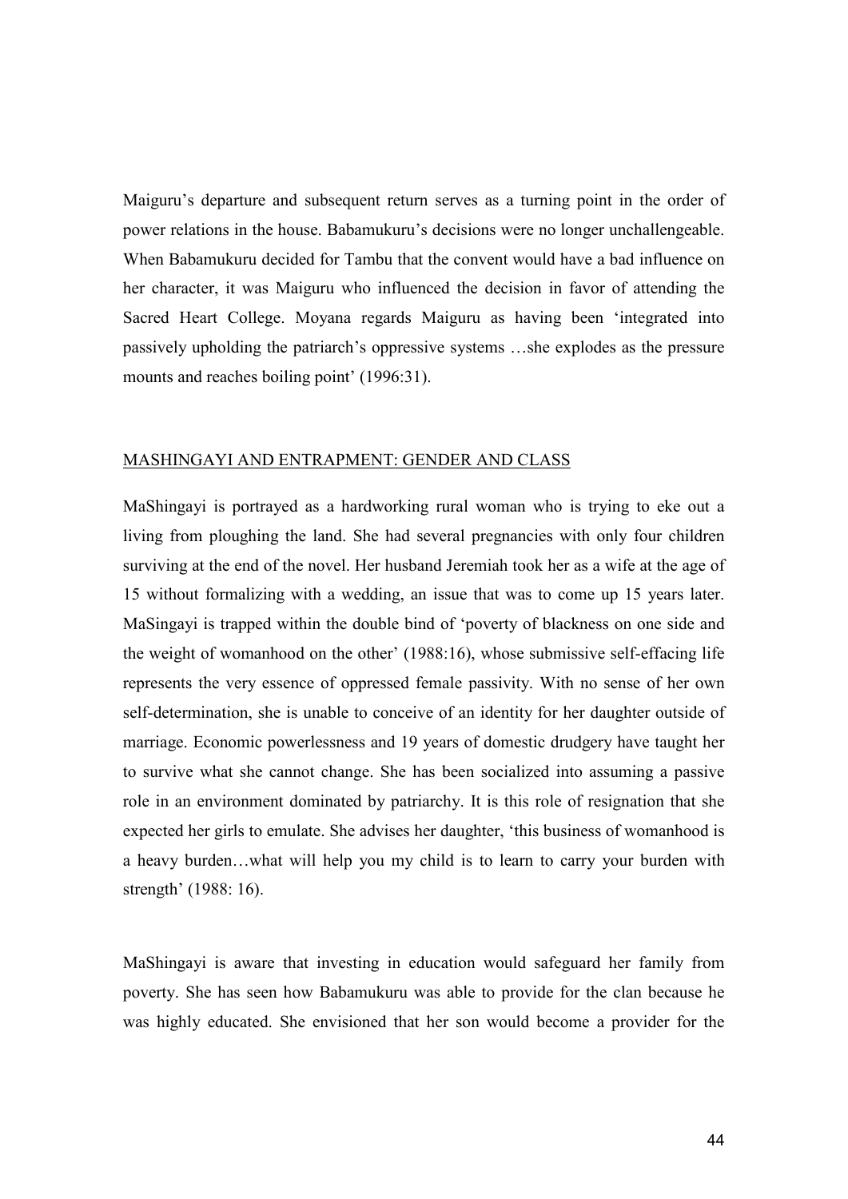Maiguru's departure and subsequent return serves as a turning point in the order of power relations in the house. Babamukuru's decisions were no longer unchallengeable. When Babamukuru decided for Tambu that the convent would have a bad influence on her character, it was Maiguru who influenced the decision in favor of attending the Sacred Heart College. Moyana regards Maiguru as having been 'integrated into passively upholding the patriarch's oppressive systems …she explodes as the pressure mounts and reaches boiling point' (1996:31).

## MASHINGAYI AND ENTRAPMENT: GENDER AND CLASS

MaShingayi is portrayed as a hardworking rural woman who is trying to eke out a living from ploughing the land. She had several pregnancies with only four children surviving at the end of the novel. Her husband Jeremiah took her as a wife at the age of 15 without formalizing with a wedding, an issue that was to come up 15 years later. MaSingayi is trapped within the double bind of 'poverty of blackness on one side and the weight of womanhood on the other' (1988:16), whose submissive self-effacing life represents the very essence of oppressed female passivity. With no sense of her own self-determination, she is unable to conceive of an identity for her daughter outside of marriage. Economic powerlessness and 19 years of domestic drudgery have taught her to survive what she cannot change. She has been socialized into assuming a passive role in an environment dominated by patriarchy. It is this role of resignation that she expected her girls to emulate. She advises her daughter, 'this business of womanhood is a heavy burden…what will help you my child is to learn to carry your burden with strength' (1988: 16).

MaShingayi is aware that investing in education would safeguard her family from poverty. She has seen how Babamukuru was able to provide for the clan because he was highly educated. She envisioned that her son would become a provider for the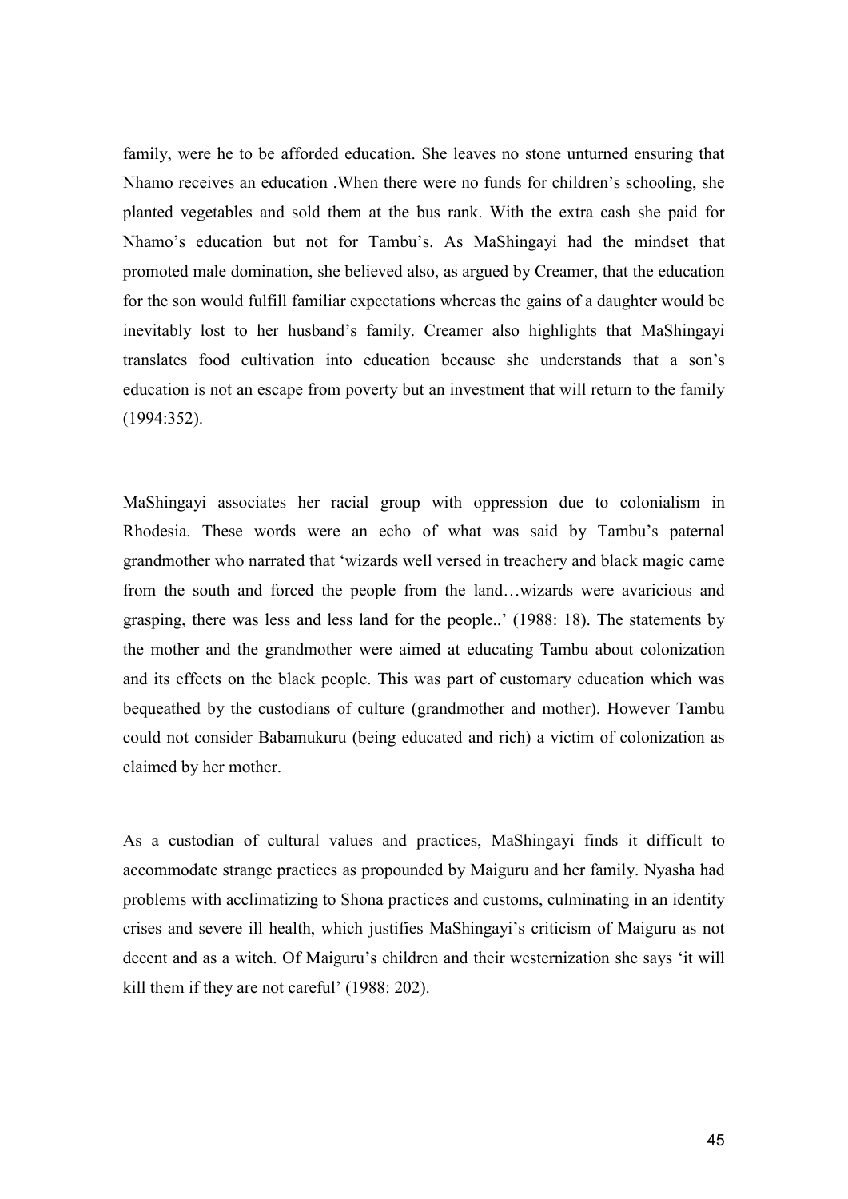family, were he to be afforded education. She leaves no stone unturned ensuring that Nhamo receives an education .When there were no funds for children's schooling, she planted vegetables and sold them at the bus rank. With the extra cash she paid for Nhamo's education but not for Tambu's. As MaShingayi had the mindset that promoted male domination, she believed also, as argued by Creamer, that the education for the son would fulfill familiar expectations whereas the gains of a daughter would be inevitably lost to her husband's family. Creamer also highlights that MaShingayi translates food cultivation into education because she understands that a son's education is not an escape from poverty but an investment that will return to the family (1994:352).

MaShingayi associates her racial group with oppression due to colonialism in Rhodesia. These words were an echo of what was said by Tambu's paternal grandmother who narrated that 'wizards well versed in treachery and black magic came from the south and forced the people from the land…wizards were avaricious and grasping, there was less and less land for the people..' (1988: 18). The statements by the mother and the grandmother were aimed at educating Tambu about colonization and its effects on the black people. This was part of customary education which was bequeathed by the custodians of culture (grandmother and mother). However Tambu could not consider Babamukuru (being educated and rich) a victim of colonization as claimed by her mother.

As a custodian of cultural values and practices, MaShingayi finds it difficult to accommodate strange practices as propounded by Maiguru and her family. Nyasha had problems with acclimatizing to Shona practices and customs, culminating in an identity crises and severe ill health, which justifies MaShingayi's criticism of Maiguru as not decent and as a witch. Of Maiguru's children and their westernization she says 'it will kill them if they are not careful' (1988: 202).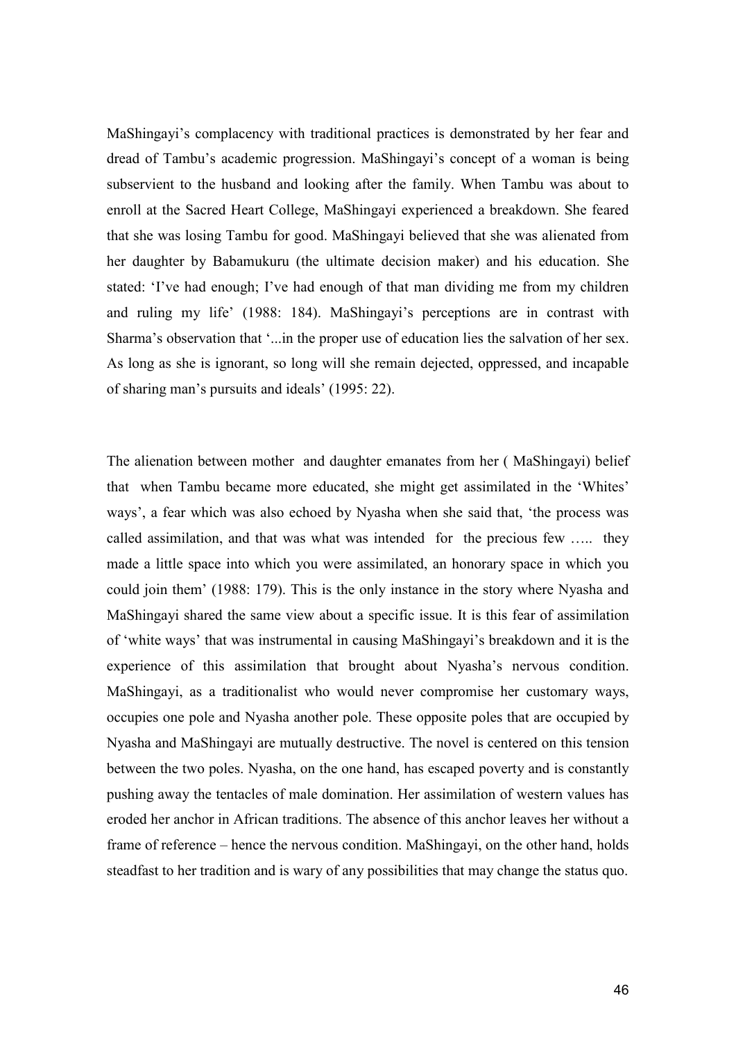MaShingayi's complacency with traditional practices is demonstrated by her fear and dread of Tambu's academic progression. MaShingayi's concept of a woman is being subservient to the husband and looking after the family. When Tambu was about to enroll at the Sacred Heart College, MaShingayi experienced a breakdown. She feared that she was losing Tambu for good. MaShingayi believed that she was alienated from her daughter by Babamukuru (the ultimate decision maker) and his education. She stated: 'I've had enough; I've had enough of that man dividing me from my children and ruling my life' (1988: 184). MaShingayi's perceptions are in contrast with Sharma's observation that '...in the proper use of education lies the salvation of her sex. As long as she is ignorant, so long will she remain dejected, oppressed, and incapable of sharing man's pursuits and ideals' (1995: 22).

The alienation between mother and daughter emanates from her ( MaShingayi) belief that when Tambu became more educated, she might get assimilated in the 'Whites' ways', a fear which was also echoed by Nyasha when she said that, 'the process was called assimilation, and that was what was intended for the precious few ….. they made a little space into which you were assimilated, an honorary space in which you could join them' (1988: 179). This is the only instance in the story where Nyasha and MaShingayi shared the same view about a specific issue. It is this fear of assimilation of 'white ways' that was instrumental in causing MaShingayi's breakdown and it is the experience of this assimilation that brought about Nyasha's nervous condition. MaShingayi, as a traditionalist who would never compromise her customary ways, occupies one pole and Nyasha another pole. These opposite poles that are occupied by Nyasha and MaShingayi are mutually destructive. The novel is centered on this tension between the two poles. Nyasha, on the one hand, has escaped poverty and is constantly pushing away the tentacles of male domination. Her assimilation of western values has eroded her anchor in African traditions. The absence of this anchor leaves her without a frame of reference – hence the nervous condition. MaShingayi, on the other hand, holds steadfast to her tradition and is wary of any possibilities that may change the status quo.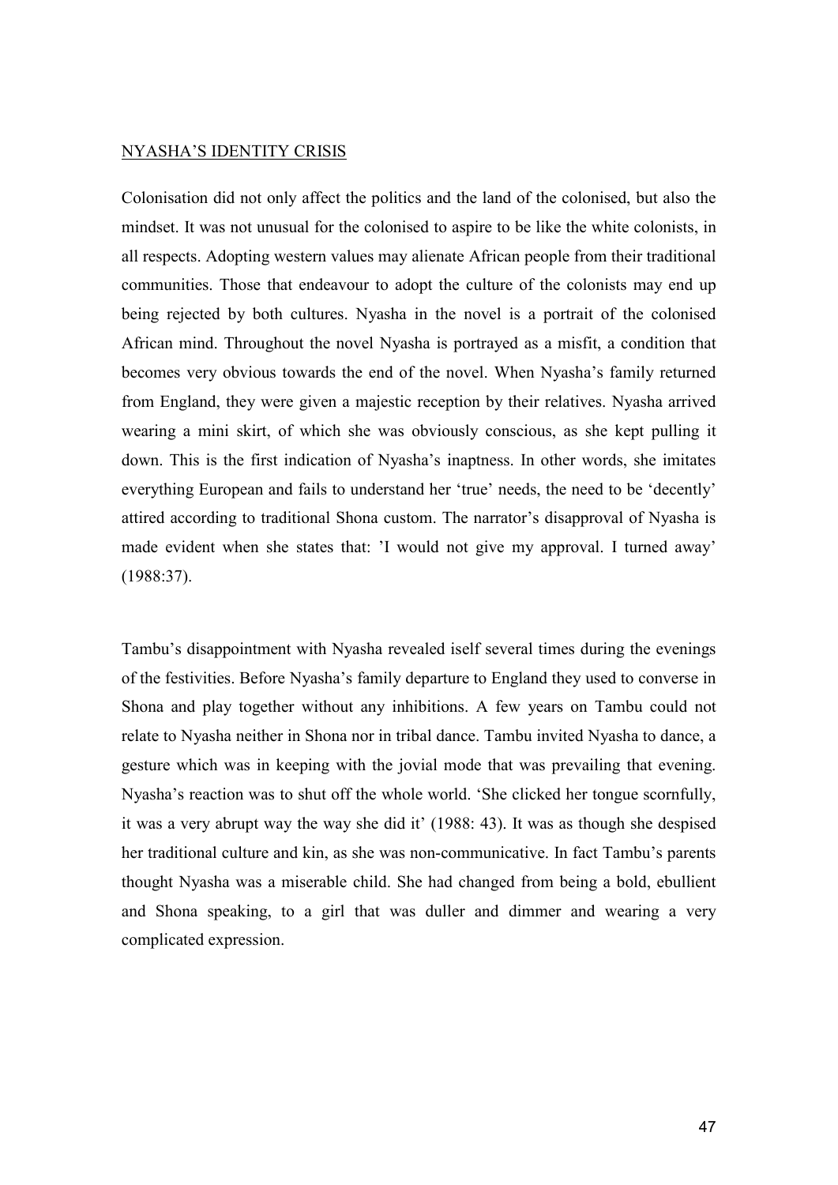<u>NYASHA'S IDENTITY CRISIS</u>

Colonisation did not only affect the politics and the land of the colonised, but also the mindset. It was not unusual for the colonised to aspire to be like the white colonists, in all respects. Adopting western values may alienate African people from their traditional communities. Those that endeavour to adopt the culture of the colonists may end up being rejected by both cultures. Nyasha in the novel is a portrait of the colonised African mind. Throughout the novel Nyasha is portrayed as a misfit, a condition that becomes very obvious towards the end of the novel. When Nyasha's family returned from England, they were given a majestic reception by their relatives. Nyasha arrived wearing a mini skirt, of which she was obviously conscious, as she kept pulling it down. This is the first indication of Nyasha's inaptness. In other words, she imitates everything European and fails to understand her 'true' needs, the need to be 'decently' attired according to traditional Shona custom. The narrator's disapproval of Nyasha is made evident when she states that: 'I would not give my approval. I turned away' (1988:37).

Tambu's disappointment with Nyasha revealed iself several times during the evenings of the festivities. Before Nyasha's family departure to England they used to converse in Shona and play together without any inhibitions. A few years on Tambu could not relate to Nyasha neither in Shona nor in tribal dance. Tambu invited Nyasha to dance, a gesture which was in keeping with the jovial mode that was prevailing that evening. Nyasha's reaction was to shut off the whole world. 'She clicked her tongue scornfully, it was a very abrupt way the way she did it' (1988: 43). It was as though she despised her traditional culture and kin, as she was non-communicative. In fact Tambu's parents thought Nyasha was a miserable child. She had changed from being a bold, ebullient and Shona speaking, to a girl that was duller and dimmer and wearing a very complicated expression.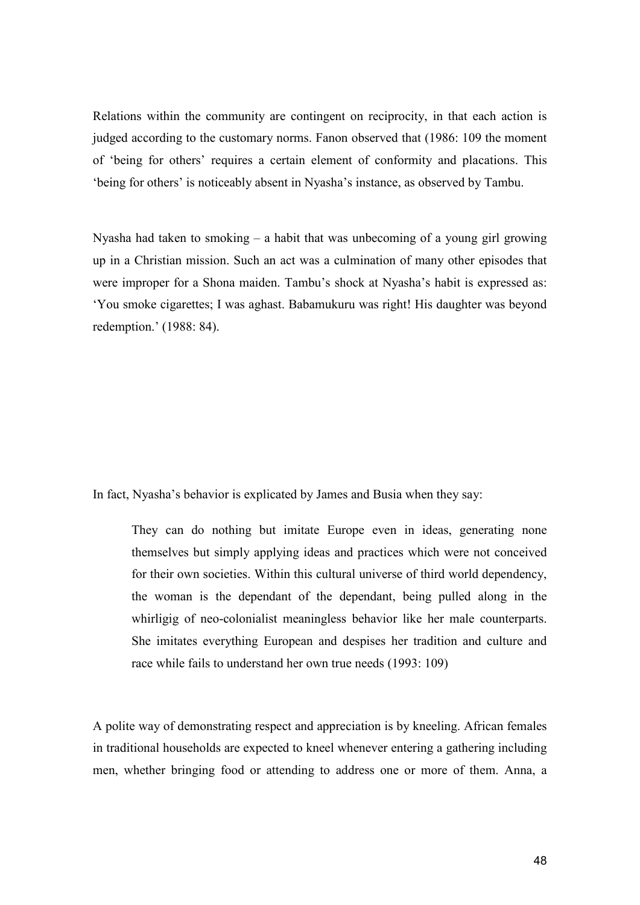Relations within the community are contingent on reciprocity, in that each action is judged according to the customary norms. Fanon observed that (1986: 109 the moment of 'being for others' requires a certain element of conformity and placations. This 'being for others' is noticeably absent in Nyasha's instance, as observed by Tambu.

Nyasha had taken to smoking – a habit that was unbecoming of a young girl growing up in a Christian mission. Such an act was a culmination of many other episodes that were improper for a Shona maiden. Tambu's shock at Nyasha's habit is expressed as: 'You smoke cigarettes; I was aghast. Babamukuru was right! His daughter was beyond redemption.' (1988: 84).

In fact, Nyasha's behavior is explicated by James and Busia when they say:

> They can do nothing but imitate Europe even in ideas, generating none themselves but simply applying ideas and practices which were not conceived for their own societies. Within this cultural universe of third world dependency, the woman is the dependant of the dependant, being pulled along in the whirligig of neo-colonialist meaningless behavior like her male counterparts. She imitates everything European and despises her tradition and culture and race while fails to understand her own true needs (1993: 109)

A polite way of demonstrating respect and appreciation is by kneeling. African females in traditional households are expected to kneel whenever entering a gathering including men, whether bringing food or attending to address one or more of them. Anna, a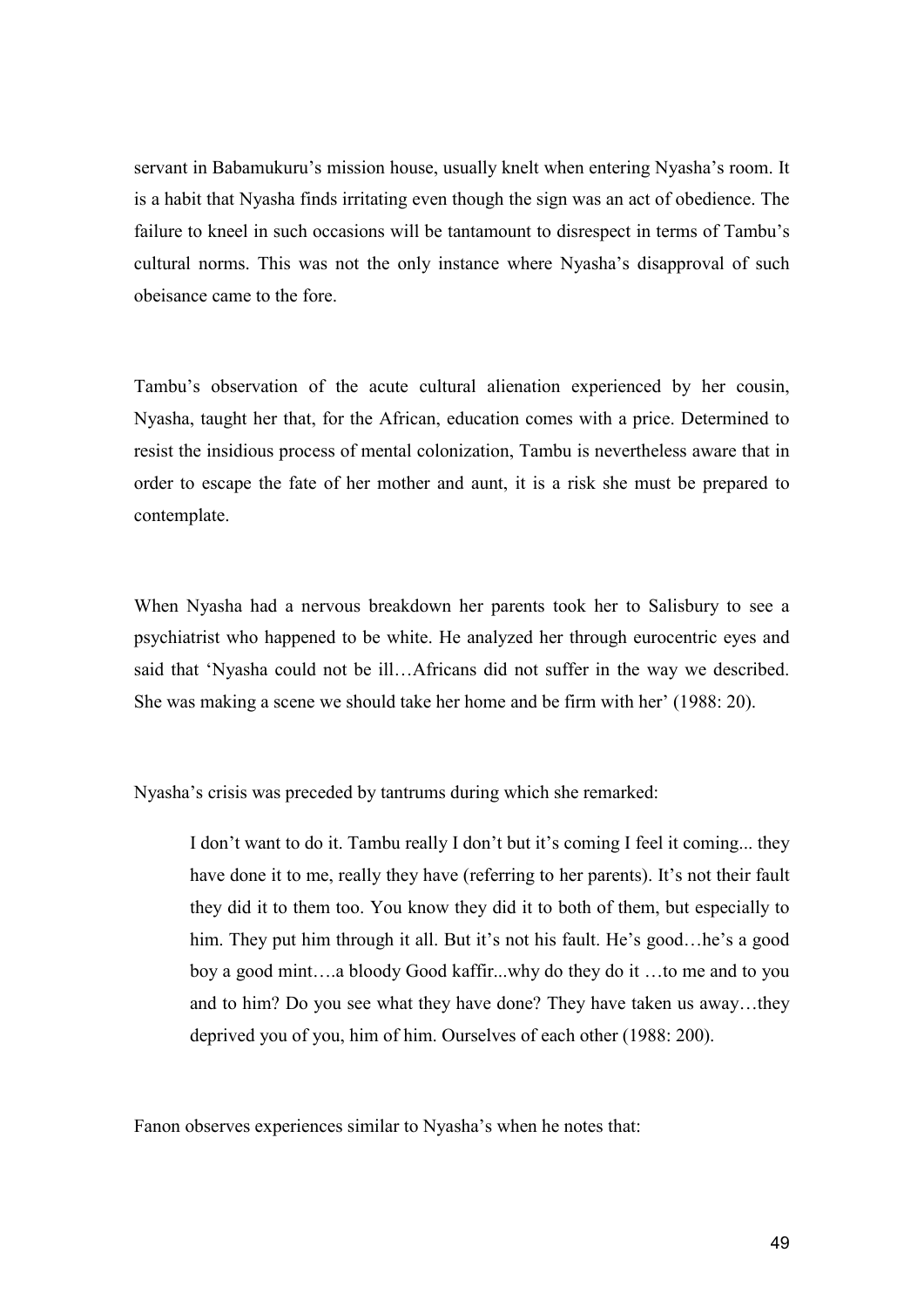servant in Babamukuru's mission house, usually knelt when entering Nyasha's room. It is a habit that Nyasha finds irritating even though the sign was an act of obedience. The failure to kneel in such occasions will be tantamount to disrespect in terms of Tambu's cultural norms. This was not the only instance where Nyasha's disapproval of such obeisance came to the fore.

Tambu's observation of the acute cultural alienation experienced by her cousin, Nyasha, taught her that, for the African, education comes with a price. Determined to resist the insidious process of mental colonization, Tambu is nevertheless aware that in order to escape the fate of her mother and aunt, it is a risk she must be prepared to contemplate.

When Nyasha had a nervous breakdown her parents took her to Salisbury to see a psychiatrist who happened to be white. He analyzed her through eurocentric eyes and said that 'Nyasha could not be ill…Africans did not suffer in the way we described. She was making a scene we should take her home and be firm with her' (1988: 20).

Nyasha's crisis was preceded by tantrums during which she remarked:

> I don't want to do it. Tambu really I don't but it's coming I feel it coming... they have done it to me, really they have (referring to her parents). It's not their fault they did it to them too. You know they did it to both of them, but especially to him. They put him through it all. But it's not his fault. He's good…he's a good boy a good mint….a bloody Good kaffir...why do they do it …to me and to you and to him? Do you see what they have done? They have taken us away…they deprived you of you, him of him. Ourselves of each other (1988: 200).

Fanon observes experiences similar to Nyasha's when he notes that: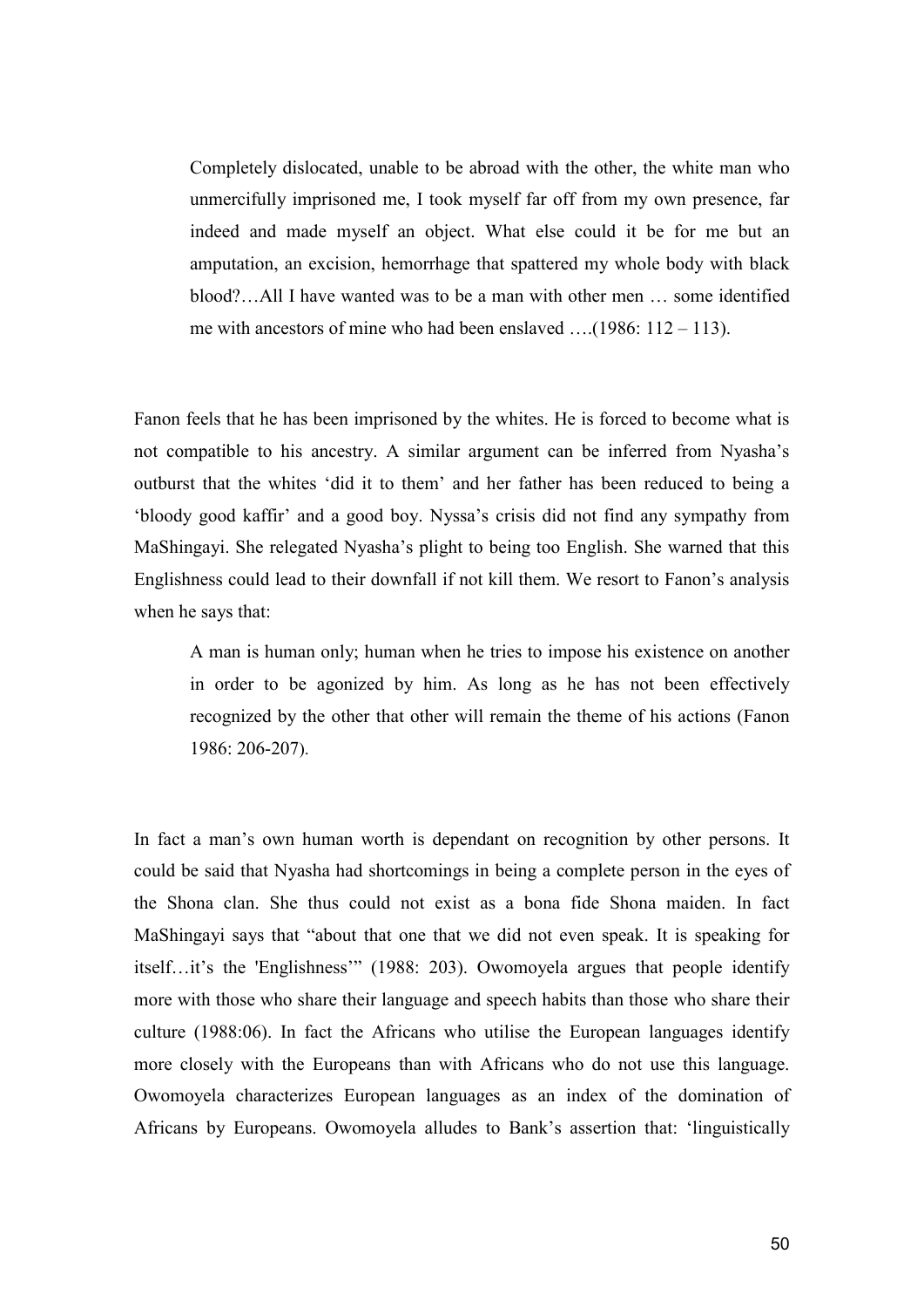> Completely dislocated, unable to be abroad with the other, the white man who unmercifully imprisoned me, I took myself far off from my own presence, far indeed and made myself an object. What else could it be for me but an amputation, an excision, hemorrhage that spattered my whole body with black blood?…All I have wanted was to be a man with other men … some identified me with ancestors of mine who had been enslaved ….(1986: 112 – 113).

Fanon feels that he has been imprisoned by the whites. He is forced to become what is not compatible to his ancestry. A similar argument can be inferred from Nyasha's outburst that the whites 'did it to them' and her father has been reduced to being a 'bloody good kaffir' and a good boy. Nyssa's crisis did not find any sympathy from MaShingayi. She relegated Nyasha's plight to being too English. She warned that this Englishness could lead to their downfall if not kill them. We resort to Fanon's analysis when he says that:

> A man is human only; human when he tries to impose his existence on another in order to be agonized by him. As long as he has not been effectively recognized by the other that other will remain the theme of his actions (Fanon 1986: 206-207).

In fact a man's own human worth is dependant on recognition by other persons. It could be said that Nyasha had shortcomings in being a complete person in the eyes of the Shona clan. She thus could not exist as a bona fide Shona maiden. In fact MaShingayi says that "about that one that we did not even speak. It is speaking for itself…it's the 'Englishness'" (1988: 203). Owomoyela argues that people identify more with those who share their language and speech habits than those who share their culture (1988:06). In fact the Africans who utilise the European languages identify more closely with the Europeans than with Africans who do not use this language. Owomoyela characterizes European languages as an index of the domination of Africans by Europeans. Owomoyela alludes to Bank's assertion that: 'linguistically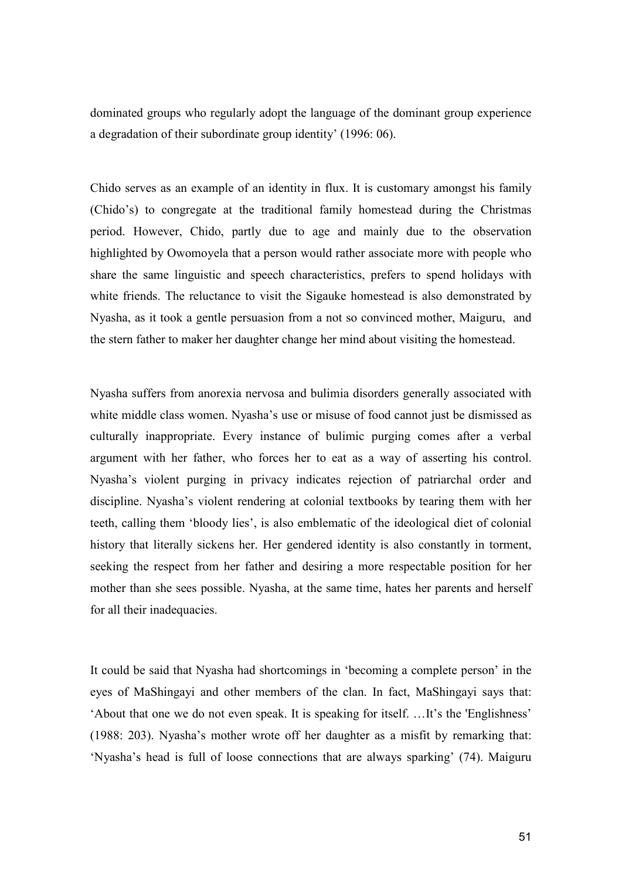dominated groups who regularly adopt the language of the dominant group experience a degradation of their subordinate group identity' (1996: 06).

Chido serves as an example of an identity in flux. It is customary amongst his family (Chido's) to congregate at the traditional family homestead during the Christmas period. However, Chido, partly due to age and mainly due to the observation highlighted by Owomoyela that a person would rather associate more with people who share the same linguistic and speech characteristics, prefers to spend holidays with white friends. The reluctance to visit the Sigauke homestead is also demonstrated by Nyasha, as it took a gentle persuasion from a not so convinced mother, Maiguru, and the stern father to maker her daughter change her mind about visiting the homestead.

Nyasha suffers from anorexia nervosa and bulimia disorders generally associated with white middle class women. Nyasha's use or misuse of food cannot just be dismissed as culturally inappropriate. Every instance of bulimic purging comes after a verbal argument with her father, who forces her to eat as a way of asserting his control. Nyasha's violent purging in privacy indicates rejection of patriarchal order and discipline. Nyasha's violent rendering at colonial textbooks by tearing them with her teeth, calling them 'bloody lies', is also emblematic of the ideological diet of colonial history that literally sickens her. Her gendered identity is also constantly in torment, seeking the respect from her father and desiring a more respectable position for her mother than she sees possible. Nyasha, at the same time, hates her parents and herself for all their inadequacies.

It could be said that Nyasha had shortcomings in 'becoming a complete person' in the eyes of MaShingayi and other members of the clan. In fact, MaShingayi says that: 'About that one we do not even speak. It is speaking for itself. …It's the 'Englishness' (1988: 203). Nyasha's mother wrote off her daughter as a misfit by remarking that: 'Nyasha's head is full of loose connections that are always sparking' (74). Maiguru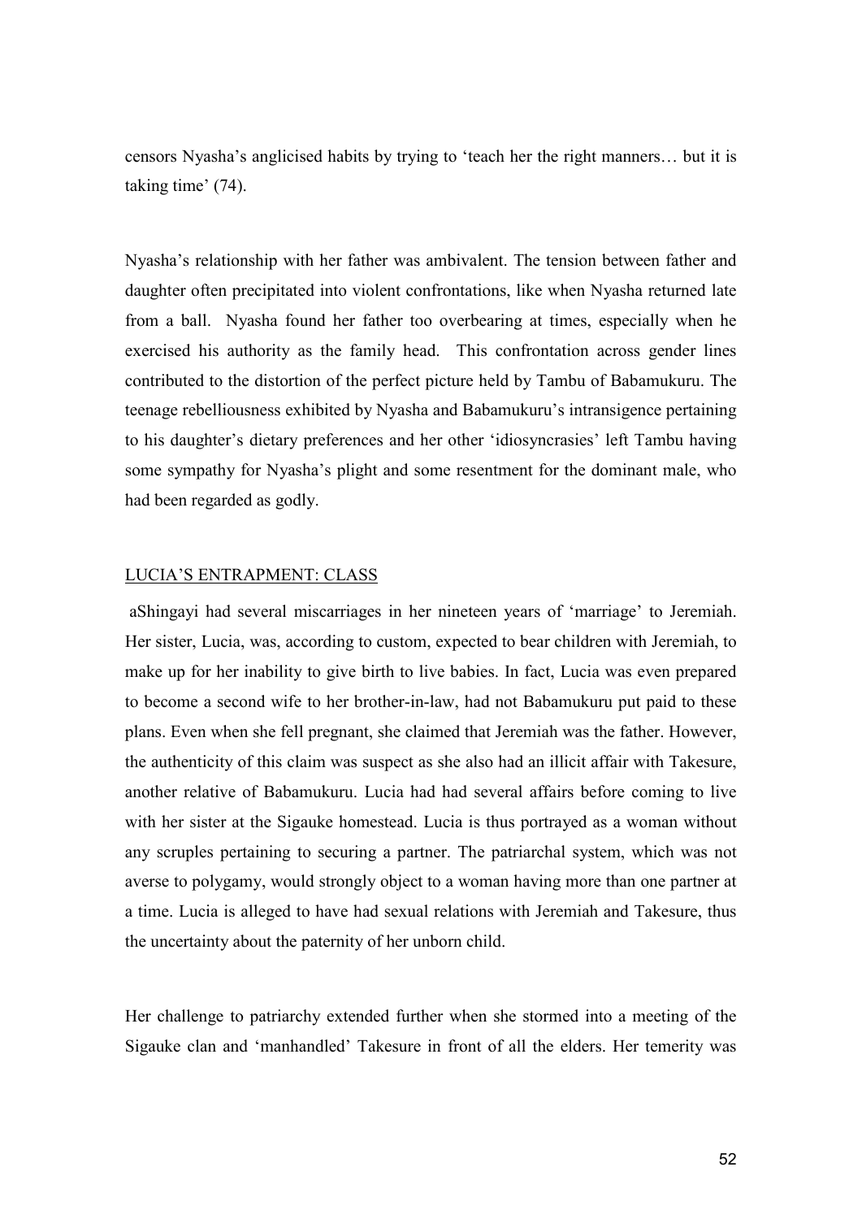censors Nyasha's anglicised habits by trying to 'teach her the right manners… but it is taking time' (74).

Nyasha's relationship with her father was ambivalent. The tension between father and daughter often precipitated into violent confrontations, like when Nyasha returned late from a ball. Nyasha found her father too overbearing at times, especially when he exercised his authority as the family head. This confrontation across gender lines contributed to the distortion of the perfect picture held by Tambu of Babamukuru. The teenage rebelliousness exhibited by Nyasha and Babamukuru's intransigence pertaining to his daughter's dietary preferences and her other 'idiosyncrasies' left Tambu having some sympathy for Nyasha's plight and some resentment for the dominant male, who had been regarded as godly.

<u>LUCIA'S ENTRAPMENT: CLASS</u>

aShingayi had several miscarriages in her nineteen years of 'marriage' to Jeremiah. Her sister, Lucia, was, according to custom, expected to bear children with Jeremiah, to make up for her inability to give birth to live babies. In fact, Lucia was even prepared to become a second wife to her brother-in-law, had not Babamukuru put paid to these plans. Even when she fell pregnant, she claimed that Jeremiah was the father. However, the authenticity of this claim was suspect as she also had an illicit affair with Takesure, another relative of Babamukuru. Lucia had had several affairs before coming to live with her sister at the Sigauke homestead. Lucia is thus portrayed as a woman without any scruples pertaining to securing a partner. The patriarchal system, which was not averse to polygamy, would strongly object to a woman having more than one partner at a time. Lucia is alleged to have had sexual relations with Jeremiah and Takesure, thus the uncertainty about the paternity of her unborn child.

Her challenge to patriarchy extended further when she stormed into a meeting of the Sigauke clan and 'manhandled' Takesure in front of all the elders. Her temerity was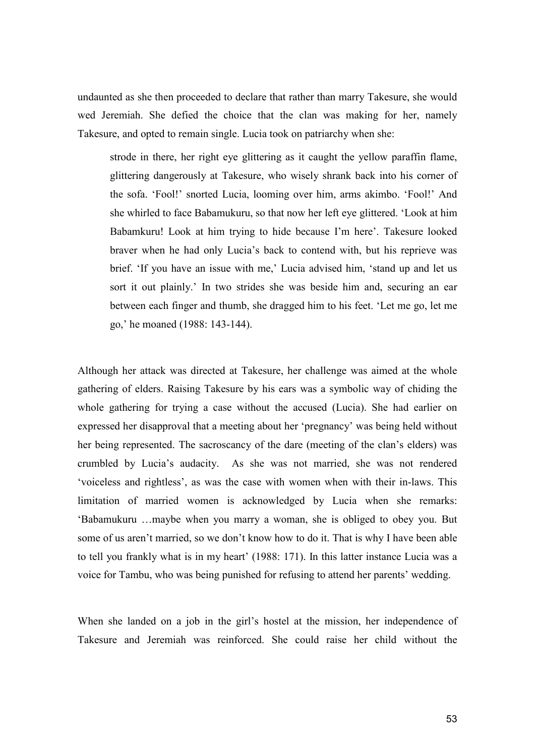undaunted as she then proceeded to declare that rather than marry Takesure, she would wed Jeremiah. She defied the choice that the clan was making for her, namely Takesure, and opted to remain single. Lucia took on patriarchy when she:

> strode in there, her right eye glittering as it caught the yellow paraffin flame, glittering dangerously at Takesure, who wisely shrank back into his corner of the sofa. 'Fool!' snorted Lucia, looming over him, arms akimbo. 'Fool!' And she whirled to face Babamukuru, so that now her left eye glittered. 'Look at him Babamkuru! Look at him trying to hide because I'm here'. Takesure looked braver when he had only Lucia's back to contend with, but his reprieve was brief. 'If you have an issue with me,' Lucia advised him, 'stand up and let us sort it out plainly.' In two strides she was beside him and, securing an ear between each finger and thumb, she dragged him to his feet. 'Let me go, let me go,' he moaned (1988: 143-144).

Although her attack was directed at Takesure, her challenge was aimed at the whole gathering of elders. Raising Takesure by his ears was a symbolic way of chiding the whole gathering for trying a case without the accused (Lucia). She had earlier on expressed her disapproval that a meeting about her 'pregnancy' was being held without her being represented. The sacroscancy of the dare (meeting of the clan's elders) was crumbled by Lucia's audacity. As she was not married, she was not rendered 'voiceless and rightless', as was the case with women when with their in-laws. This limitation of married women is acknowledged by Lucia when she remarks: 'Babamukuru …maybe when you marry a woman, she is obliged to obey you. But some of us aren't married, so we don't know how to do it. That is why I have been able to tell you frankly what is in my heart' (1988: 171). In this latter instance Lucia was a voice for Tambu, who was being punished for refusing to attend her parents' wedding.

When she landed on a job in the girl's hostel at the mission, her independence of Takesure and Jeremiah was reinforced. She could raise her child without the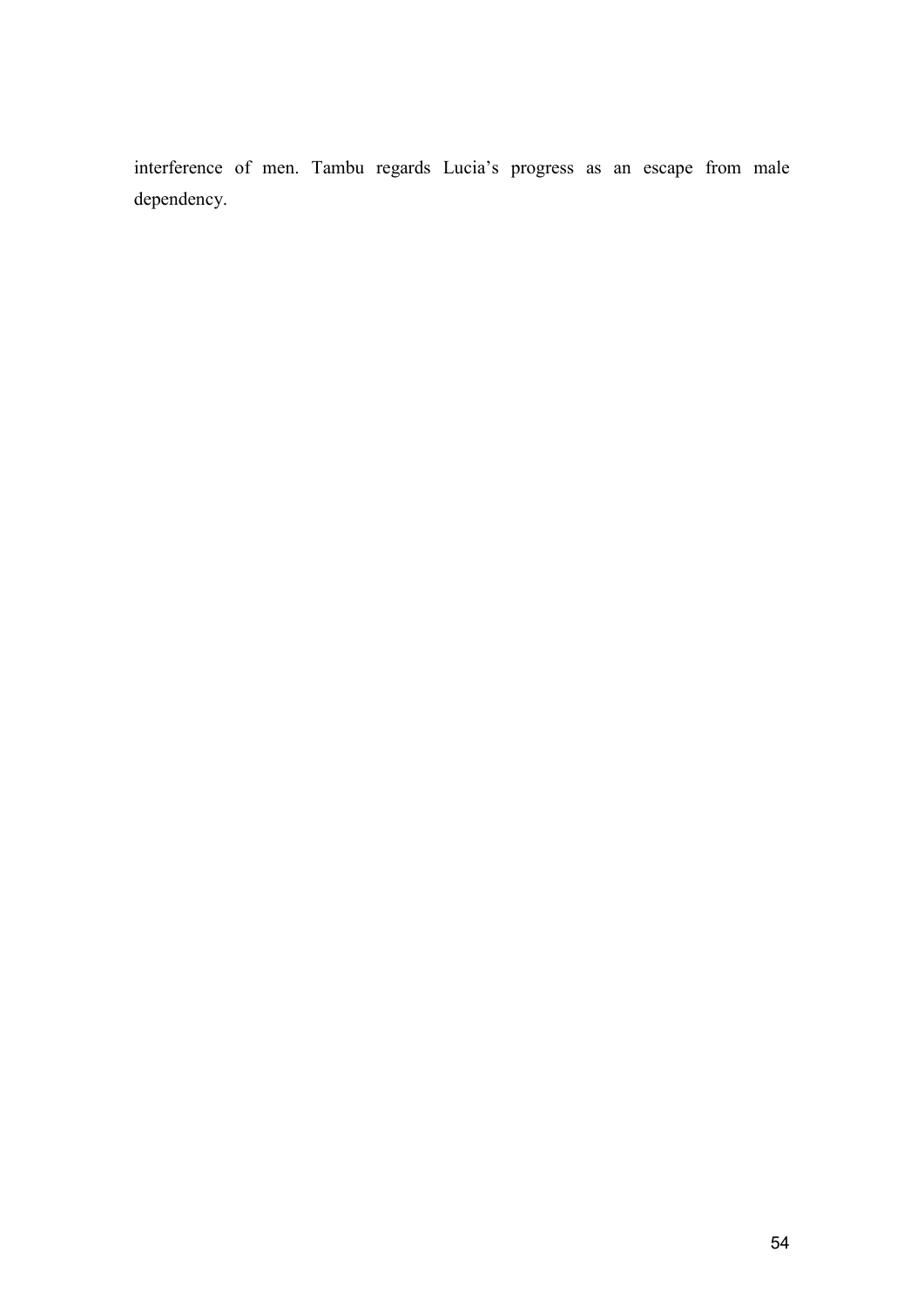interference of men. Tambu regards Lucia's progress as an escape from male dependency.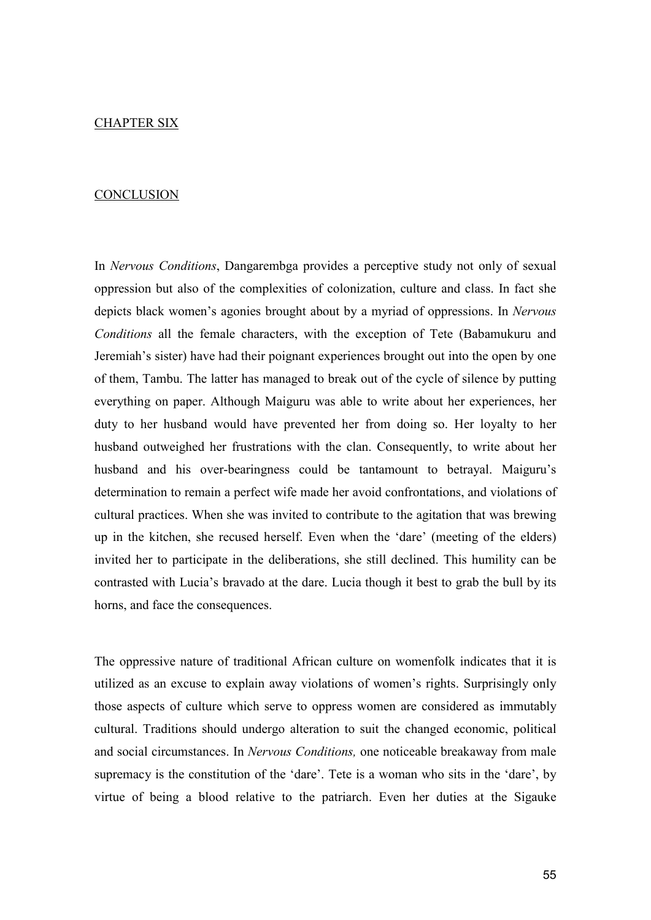## CHAPTER SIX

## CONCLUSION

In *Nervous Conditions*, Dangarembga provides a perceptive study not only of sexual oppression but also of the complexities of colonization, culture and class. In fact she depicts black women's agonies brought about by a myriad of oppressions. In *Nervous Conditions* all the female characters, with the exception of Tete (Babamukuru and Jeremiah's sister) have had their poignant experiences brought out into the open by one of them, Tambu. The latter has managed to break out of the cycle of silence by putting everything on paper. Although Maiguru was able to write about her experiences, her duty to her husband would have prevented her from doing so. Her loyalty to her husband outweighed her frustrations with the clan. Consequently, to write about her husband and his over-bearingness could be tantamount to betrayal. Maiguru's determination to remain a perfect wife made her avoid confrontations, and violations of cultural practices. When she was invited to contribute to the agitation that was brewing up in the kitchen, she recused herself. Even when the 'dare' (meeting of the elders) invited her to participate in the deliberations, she still declined. This humility can be contrasted with Lucia's bravado at the dare. Lucia though it best to grab the bull by its horns, and face the consequences.

The oppressive nature of traditional African culture on womenfolk indicates that it is utilized as an excuse to explain away violations of women's rights. Surprisingly only those aspects of culture which serve to oppress women are considered as immutably cultural. Traditions should undergo alteration to suit the changed economic, political and social circumstances. In *Nervous Conditions,* one noticeable breakaway from male supremacy is the constitution of the 'dare'. Tete is a woman who sits in the 'dare', by virtue of being a blood relative to the patriarch. Even her duties at the Sigauke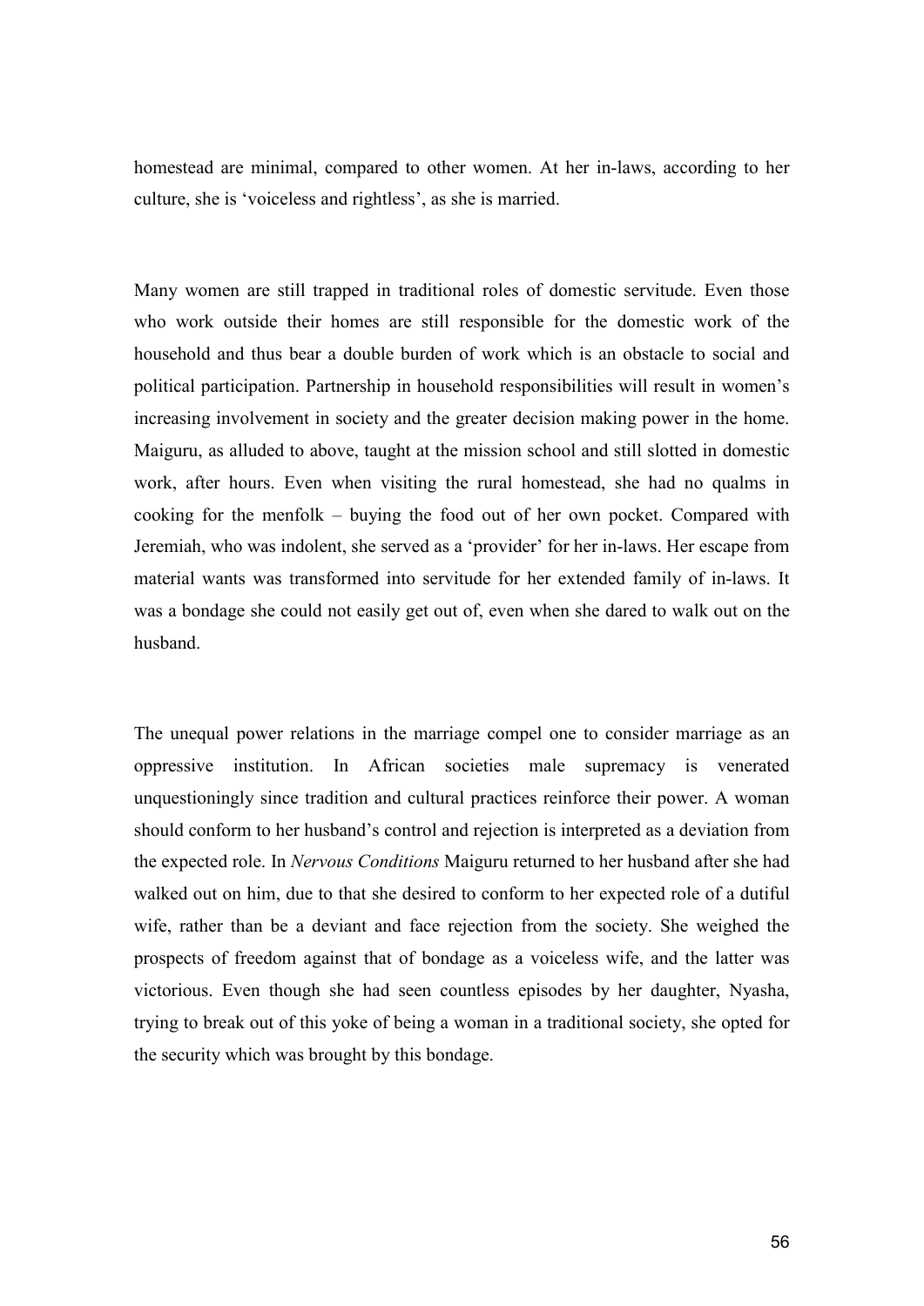homestead are minimal, compared to other women. At her in-laws, according to her culture, she is 'voiceless and rightless', as she is married.

Many women are still trapped in traditional roles of domestic servitude. Even those who work outside their homes are still responsible for the domestic work of the household and thus bear a double burden of work which is an obstacle to social and political participation. Partnership in household responsibilities will result in women's increasing involvement in society and the greater decision making power in the home. Maiguru, as alluded to above, taught at the mission school and still slotted in domestic work, after hours. Even when visiting the rural homestead, she had no qualms in cooking for the menfolk – buying the food out of her own pocket. Compared with Jeremiah, who was indolent, she served as a 'provider' for her in-laws. Her escape from material wants was transformed into servitude for her extended family of in-laws. It was a bondage she could not easily get out of, even when she dared to walk out on the husband.

The unequal power relations in the marriage compel one to consider marriage as an oppressive institution. In African societies male supremacy is venerated unquestioningly since tradition and cultural practices reinforce their power. A woman should conform to her husband's control and rejection is interpreted as a deviation from the expected role. In *Nervous Conditions* Maiguru returned to her husband after she had walked out on him, due to that she desired to conform to her expected role of a dutiful wife, rather than be a deviant and face rejection from the society. She weighed the prospects of freedom against that of bondage as a voiceless wife, and the latter was victorious. Even though she had seen countless episodes by her daughter, Nyasha, trying to break out of this yoke of being a woman in a traditional society, she opted for the security which was brought by this bondage.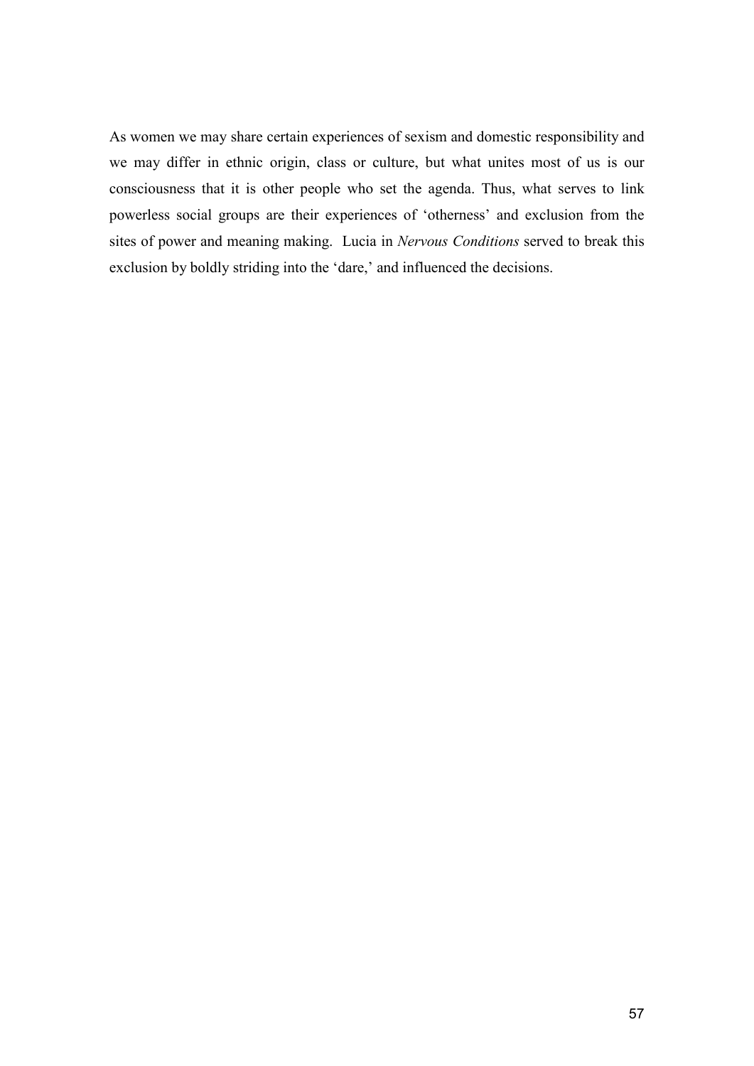As women we may share certain experiences of sexism and domestic responsibility and we may differ in ethnic origin, class or culture, but what unites most of us is our consciousness that it is other people who set the agenda. Thus, what serves to link powerless social groups are their experiences of 'otherness' and exclusion from the sites of power and meaning making. Lucia in *Nervous Conditions* served to break this exclusion by boldly striding into the 'dare,' and influenced the decisions.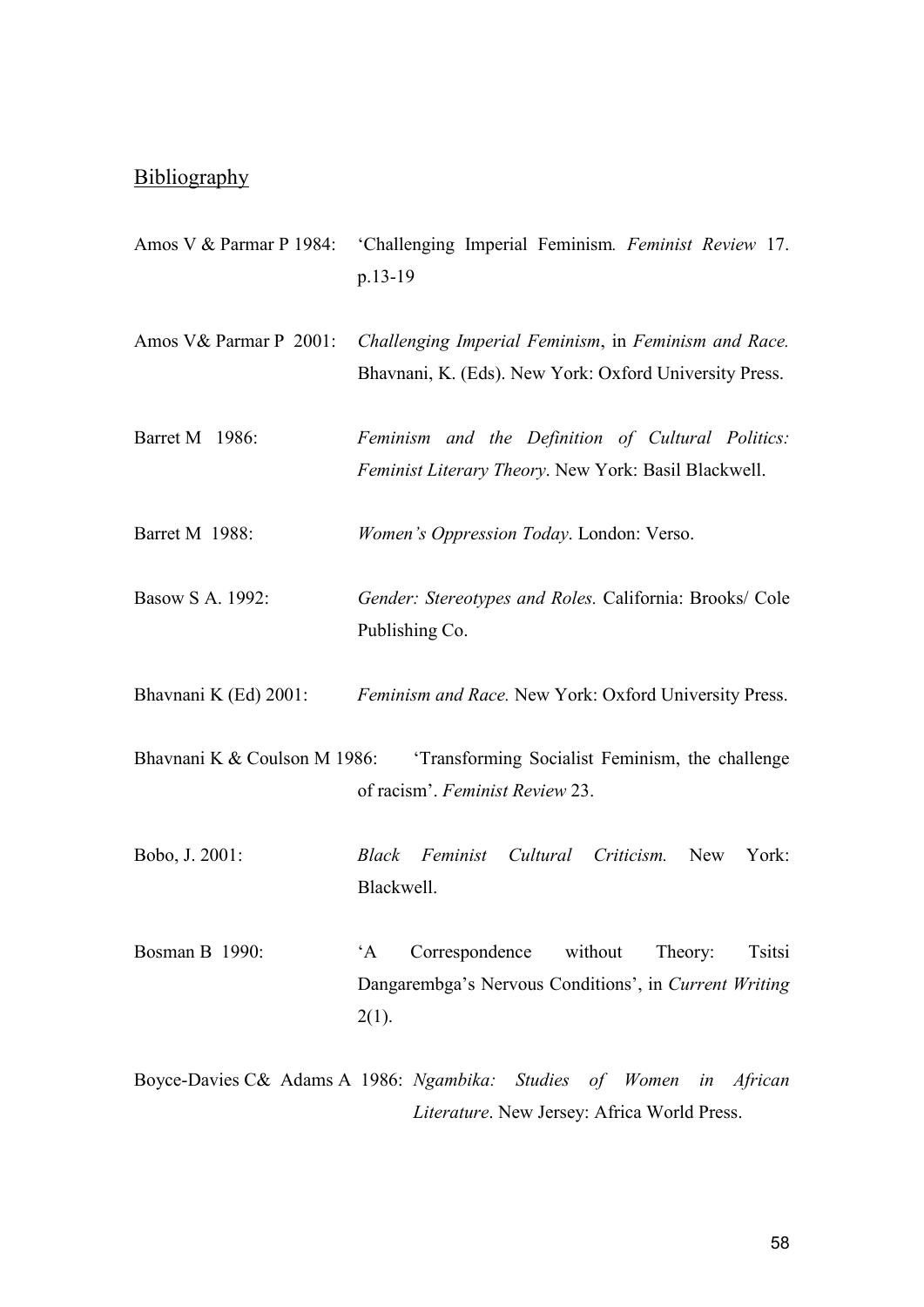## Bibliography

Amos V & Parmar P 1984: 'Challenging Imperial Feminism*.* *Feminist Review* 17. p.13-19

Amos V& Parmar P 2001: *Challenging Imperial Feminism*, in *Feminism and Race.* Bhavnani, K. (Eds). New York: Oxford University Press.

Barret M 1986: *Feminism and the Definition of Cultural Politics: Feminist Literary Theory*. New York: Basil Blackwell.

Barret M 1988: *Women's Oppression Today*. London: Verso.

Basow S A. 1992: *Gender: Stereotypes and Roles.* California: Brooks/ Cole Publishing Co.

Bhavnani K (Ed) 2001: *Feminism and Race.* New York: Oxford University Press.

Bhavnani K & Coulson M 1986: 'Transforming Socialist Feminism, the challenge of racism'. *Feminist Review* 23.

Bobo, J. 2001: *Black Feminist Cultural Criticism.* New York: Blackwell.

Bosman B 1990: 'A Correspondence without Theory: Tsitsi Dangarembga's Nervous Conditions', in *Current Writing* 2(1).

Boyce-Davies C& Adams A 1986: *Ngambika: Studies of Women in African Literature*. New Jersey: Africa World Press.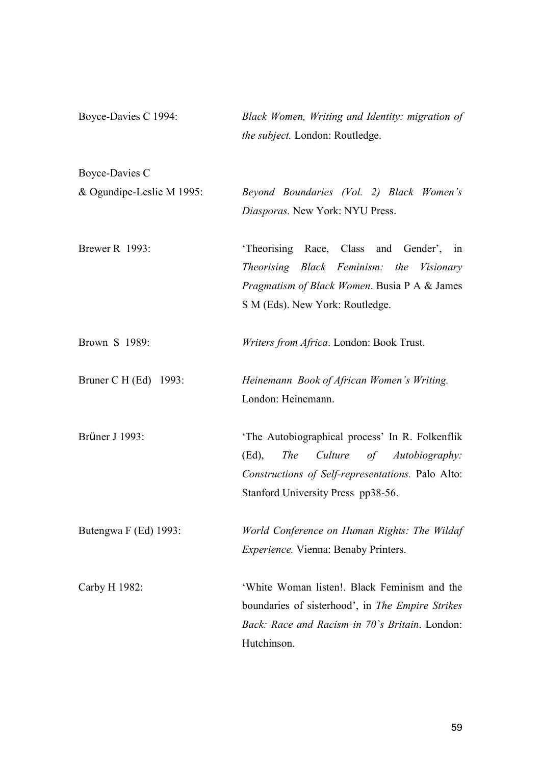Boyce-Davies C 1994: *Black Women, Writing and Identity: migration of the subject.* London: Routledge.

Boyce-Davies C & Ogundipe-Leslie M 1995: *Beyond Boundaries (Vol. 2) Black Women's Diasporas.* New York: NYU Press.

Brewer R 1993: 'Theorising Race, Class and Gender', in *Theorising Black Feminism: the Visionary Pragmatism of Black Women*. Busia P A & James S M (Eds). New York: Routledge.

Brown S 1989: *Writers from Africa*. London: Book Trust.

Bruner C H (Ed) 1993: *Heinemann Book of African Women's Writing.* London: Heinemann.

Brüner J 1993: 'The Autobiographical process' In R. Folkenflik (Ed), *The Culture of Autobiography: Constructions of Self-representations.* Palo Alto: Stanford University Press pp38-56.

Butengwa F (Ed) 1993: *World Conference on Human Rights: The Wildaf Experience.* Vienna: Benaby Printers.

Carby H 1982: 'White Woman listen!. Black Feminism and the boundaries of sisterhood', in *The Empire Strikes Back: Race and Racism in 70`s Britain*. London: Hutchinson.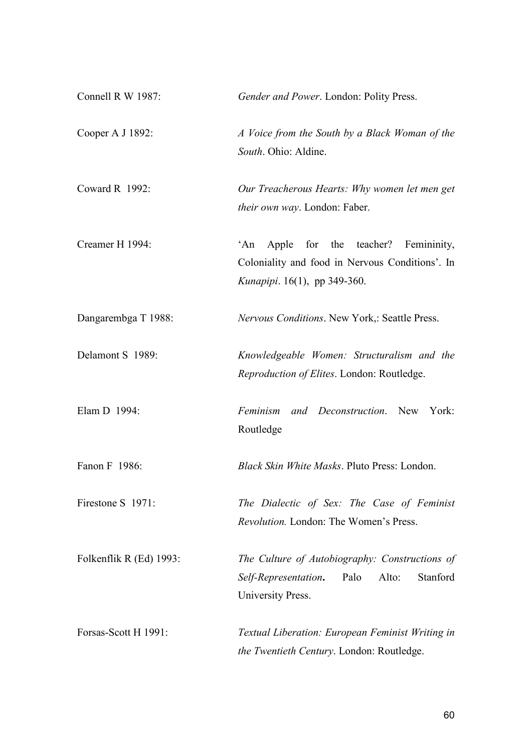Connell R W 1987: *Gender and Power*. London: Polity Press.

Cooper A J 1892: *A Voice from the South by a Black Woman of the South*. Ohio: Aldine.

Coward R 1992: *Our Treacherous Hearts: Why women let men get their own way*. London: Faber.

Creamer H 1994: 'An Apple for the teacher? Femininity, Coloniality and food in Nervous Conditions'. In *Kunapipi*. 16(1), pp 349-360.

Dangarembga T 1988: *Nervous Conditions*. New York,: Seattle Press.

Delamont S 1989: *Knowledgeable Women: Structuralism and the Reproduction of Elites*. London: Routledge.

Elam D 1994: *Feminism and Deconstruction*. New York: Routledge

Fanon F 1986: *Black Skin White Masks*. Pluto Press: London.

Firestone S 1971: *The Dialectic of Sex: The Case of Feminist Revolution.* London: The Women's Press.

Folkenflik R (Ed) 1993: *The Culture of Autobiography: Constructions of Self-Representation***.** Palo Alto: Stanford University Press.

Forsas-Scott H 1991: *Textual Liberation: European Feminist Writing in the Twentieth Century*. London: Routledge.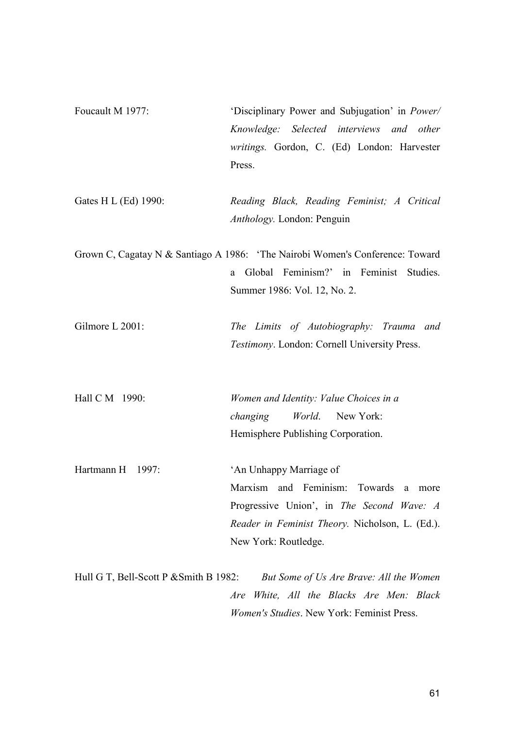Foucault M 1977: 'Disciplinary Power and Subjugation' in *Power/ Knowledge: Selected interviews and other writings.* Gordon, C. (Ed) London: Harvester Press.

Gates H L (Ed) 1990: *Reading Black, Reading Feminist; A Critical Anthology.* London: Penguin

Grown C, Cagatay N & Santiago A 1986: 'The Nairobi Women's Conference: Toward a Global Feminism?' in Feminist Studies. Summer 1986: Vol. 12, No. 2.

Gilmore L 2001: *The Limits of Autobiography: Trauma and Testimony*. London: Cornell University Press.

Hall C M 1990: *Women and Identity: Value Choices in a changing World*. New York: Hemisphere Publishing Corporation.

Hartmann H 1997: 'An Unhappy Marriage of Marxism and Feminism: Towards a more Progressive Union', in *The Second Wave: A Reader in Feminist Theory.* Nicholson, L. (Ed.). New York: Routledge.

Hull G T, Bell-Scott P &Smith B 1982: *But Some of Us Are Brave: All the Women Are White, All the Blacks Are Men: Black Women's Studies*. New York: Feminist Press.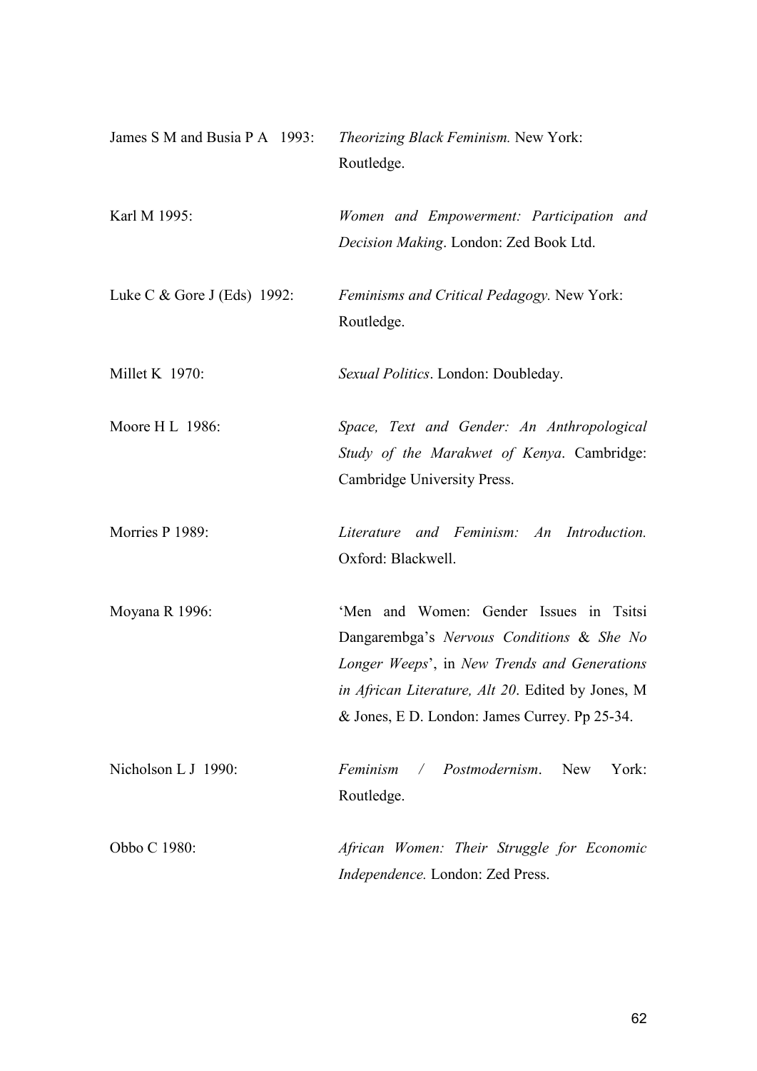James S M and Busia P A 1993: *Theorizing Black Feminism.* New York: Routledge.

Karl M 1995: *Women and Empowerment: Participation and Decision Making*. London: Zed Book Ltd.

Luke C & Gore J (Eds) 1992: *Feminisms and Critical Pedagogy.* New York: Routledge.

Millet K 1970: *Sexual Politics*. London: Doubleday.

Moore H L 1986: *Space, Text and Gender: An Anthropological Study of the Marakwet of Kenya*. Cambridge: Cambridge University Press.

Morries P 1989: *Literature and Feminism: An Introduction.* Oxford: Blackwell.

Moyana R 1996: 'Men and Women: Gender Issues in Tsitsi Dangarembga's *Nervous Conditions* & *She No Longer Weeps*', in *New Trends and Generations in African Literature, Alt 20*. Edited by Jones, M & Jones, E D. London: James Currey. Pp 25-34.

Nicholson L J 1990: *Feminism / Postmodernism*. New York: Routledge.

Obbo C 1980: *African Women: Their Struggle for Economic Independence.* London: Zed Press.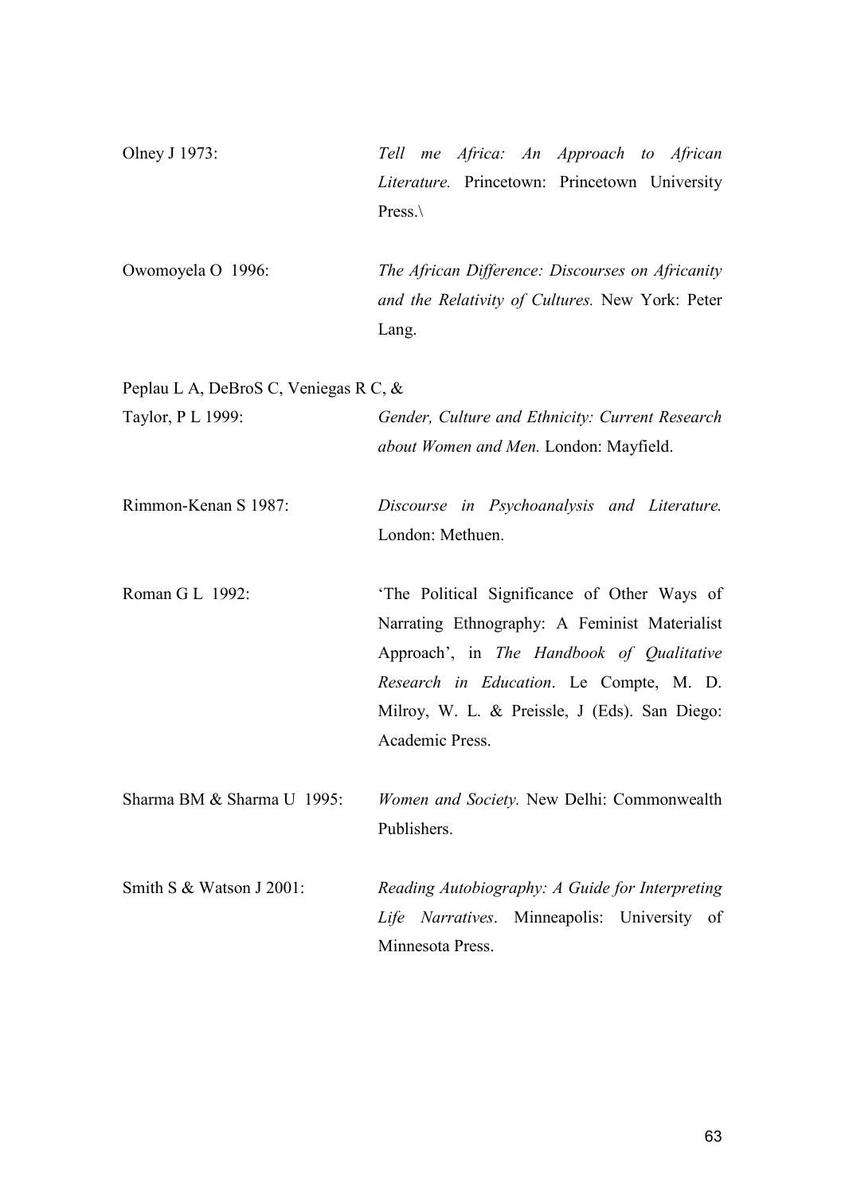Olney J 1973: *Tell me Africa: An Approach to African Literature.* Princetown: Princetown University Press.\

Owomoyela O 1996: *The African Difference: Discourses on Africanity and the Relativity of Cultures.* New York: Peter Lang.

Peplau L A, DeBroS C, Veniegas R C, & Taylor, P L 1999: *Gender, Culture and Ethnicity: Current Research about Women and Men.* London: Mayfield.

Rimmon-Kenan S 1987: *Discourse in Psychoanalysis and Literature.* London: Methuen.

Roman G L 1992: 'The Political Significance of Other Ways of Narrating Ethnography: A Feminist Materialist Approach', in *The Handbook of Qualitative Research in Education*. Le Compte, M. D. Milroy, W. L. & Preissle, J (Eds). San Diego: Academic Press.

Sharma BM & Sharma U 1995: *Women and Society.* New Delhi: Commonwealth Publishers.

Smith S & Watson J 2001: *Reading Autobiography: A Guide for Interpreting Life Narratives*. Minneapolis: University of Minnesota Press.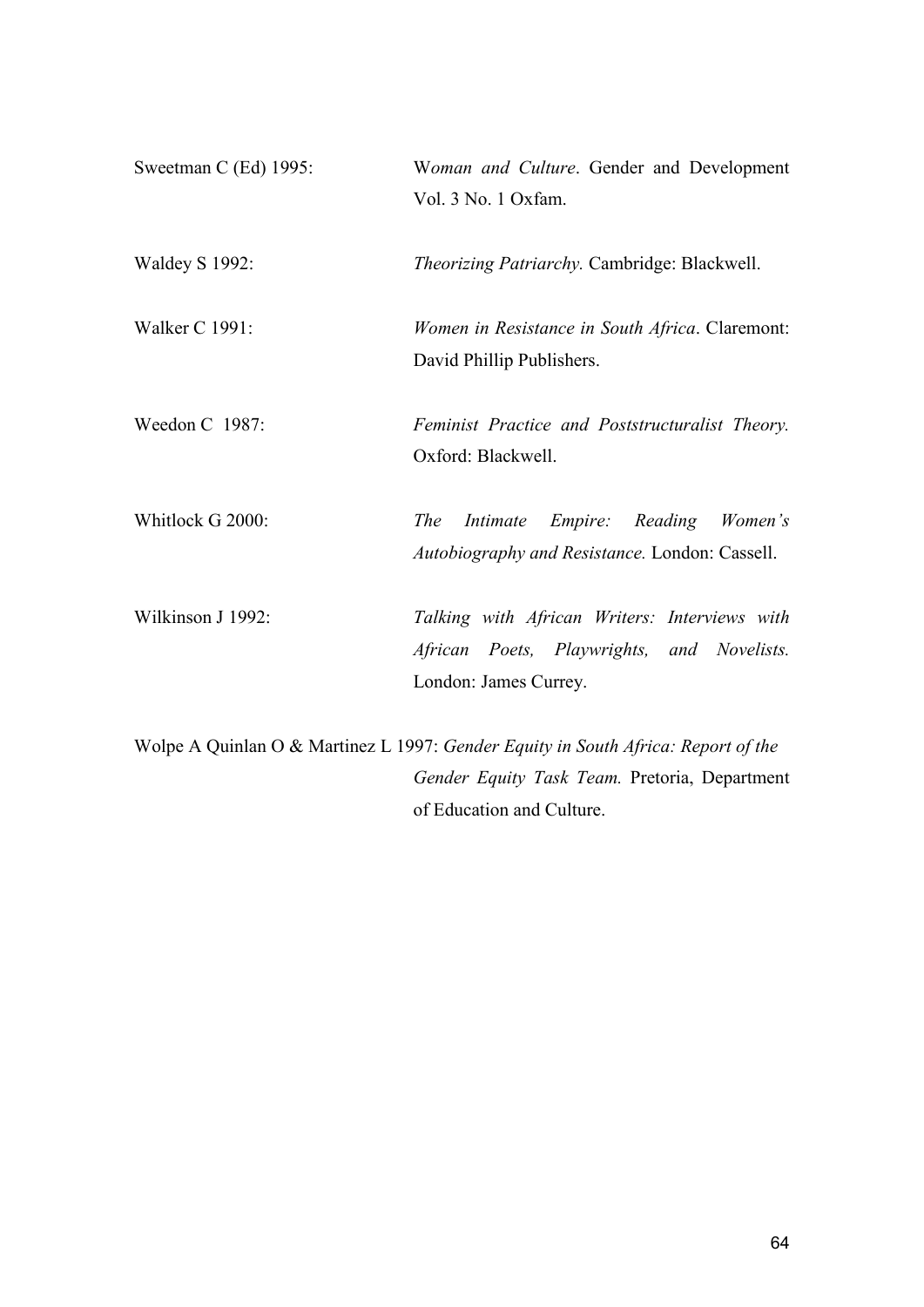Sweetman C (Ed) 1995: W*oman and Culture*. Gender and Development Vol. 3 No. 1 Oxfam.

Waldey S 1992: *Theorizing Patriarchy.* Cambridge: Blackwell.

Walker C 1991: *Women in Resistance in South Africa*. Claremont: David Phillip Publishers.

Weedon C 1987: *Feminist Practice and Poststructuralist Theory.* Oxford: Blackwell.

Whitlock G 2000: *The Intimate Empire: Reading Women's Autobiography and Resistance.* London: Cassell.

Wilkinson J 1992: *Talking with African Writers: Interviews with African Poets, Playwrights, and Novelists.* London: James Currey.

Wolpe A Quinlan O & Martinez L 1997: *Gender Equity in South Africa: Report of the Gender Equity Task Team.* Pretoria, Department of Education and Culture.